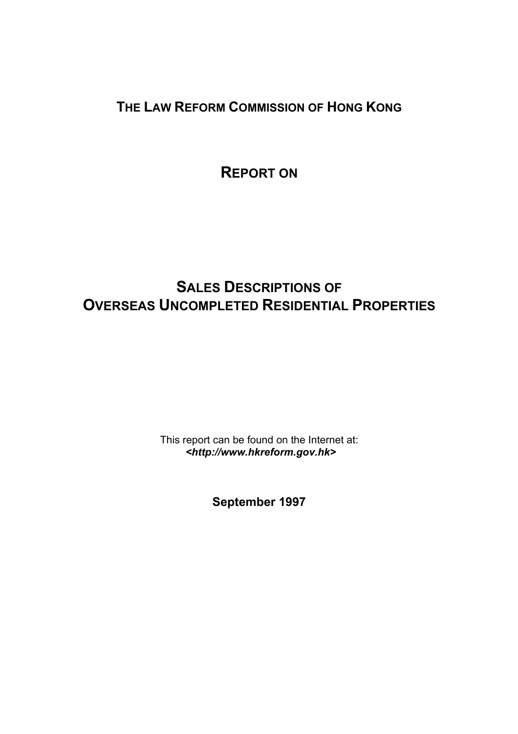# THE LAW REFORM COMMISSION OF HONG KONG

# REPORT ON

# SALES DESCRIPTIONS OF OVERSEAS UNCOMPLETED RESIDENTIAL PROPERTIES

This report can be found on the Internet at:
***<http://www.hkreform.gov.hk>***

**September 1997**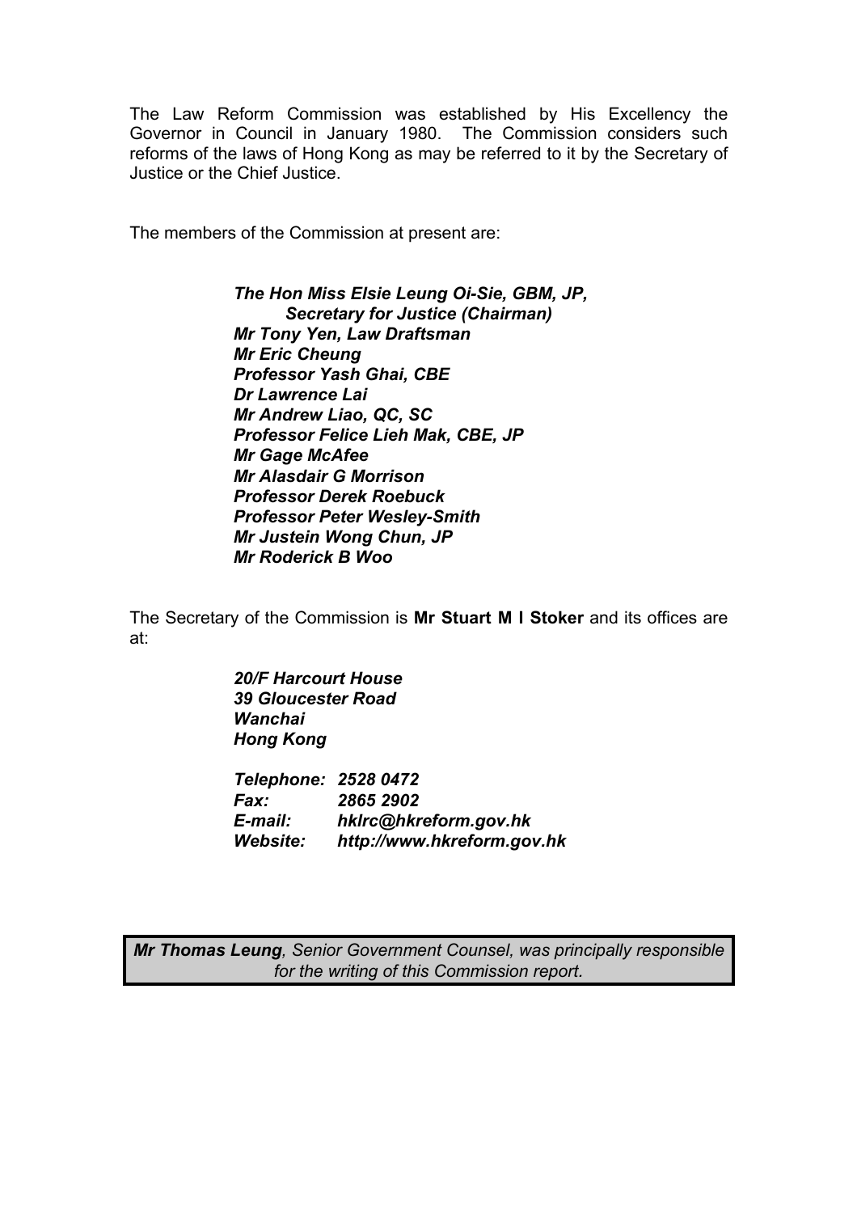The Law Reform Commission was established by His Excellency the Governor in Council in January 1980. The Commission considers such reforms of the laws of Hong Kong as may be referred to it by the Secretary of Justice or the Chief Justice.

The members of the Commission at present are:

***The Hon Miss Elsie Leung Oi-Sie, GBM, JP,***
***Secretary for Justice (Chairman)***
***Mr Tony Yen, Law Draftsman***
***Mr Eric Cheung***
***Professor Yash Ghai, CBE***
***Dr Lawrence Lai***
***Mr Andrew Liao, QC, SC***
***Professor Felice Lieh Mak, CBE, JP***
***Mr Gage McAfee***
***Mr Alasdair G Morrison***
***Professor Derek Roebuck***
***Professor Peter Wesley-Smith***
***Mr Justein Wong Chun, JP***
***Mr Roderick B Woo***

The Secretary of the Commission is **Mr Stuart M I Stoker** and its offices are at:

***20/F Harcourt House***
***39 Gloucester Road***
***Wanchai***
***Hong Kong***

***Telephone: 2528 0472***
***Fax: 2865 2902***
***E-mail: hklrc@hkreform.gov.hk***
***Website: http://www.hkreform.gov.hk***

***Mr Thomas Leung****, Senior Government Counsel, was principally responsible for the writing of this Commission report.*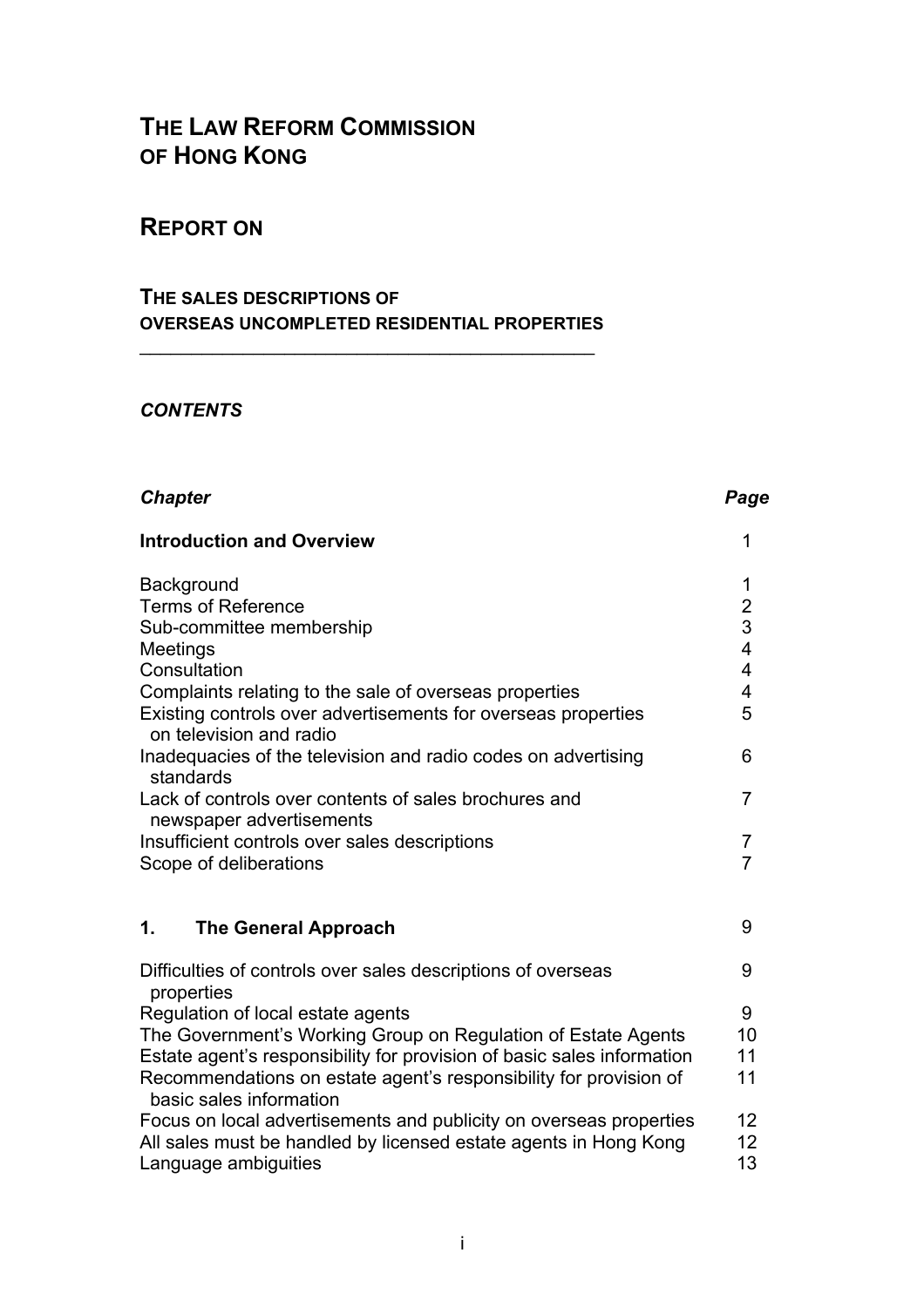# THE LAW REFORM COMMISSION OF HONG KONG

## REPORT ON

### THE SALES DESCRIPTIONS OF OVERSEAS UNCOMPLETED RESIDENTIAL PROPERTIES

---

***CONTENTS***

| *Chapter* | *Page* |
|---|---|
| **Introduction and Overview** | 1 |
| Background | 1 |
| Terms of Reference | 2 |
| Sub-committee membership | 3 |
| Meetings | 4 |
| Consultation | 4 |
| Complaints relating to the sale of overseas properties | 4 |
| Existing controls over advertisements for overseas properties on television and radio | 5 |
| Inadequacies of the television and radio codes on advertising standards | 6 |
| Lack of controls over contents of sales brochures and newspaper advertisements | 7 |
| Insufficient controls over sales descriptions | 7 |
| Scope of deliberations | 7 |
| **1. The General Approach** | 9 |
| Difficulties of controls over sales descriptions of overseas properties | 9 |
| Regulation of local estate agents | 9 |
| The Government's Working Group on Regulation of Estate Agents | 10 |
| Estate agent's responsibility for provision of basic sales information | 11 |
| Recommendations on estate agent's responsibility for provision of basic sales information | 11 |
| Focus on local advertisements and publicity on overseas properties | 12 |
| All sales must be handled by licensed estate agents in Hong Kong | 12 |
| Language ambiguities | 13 |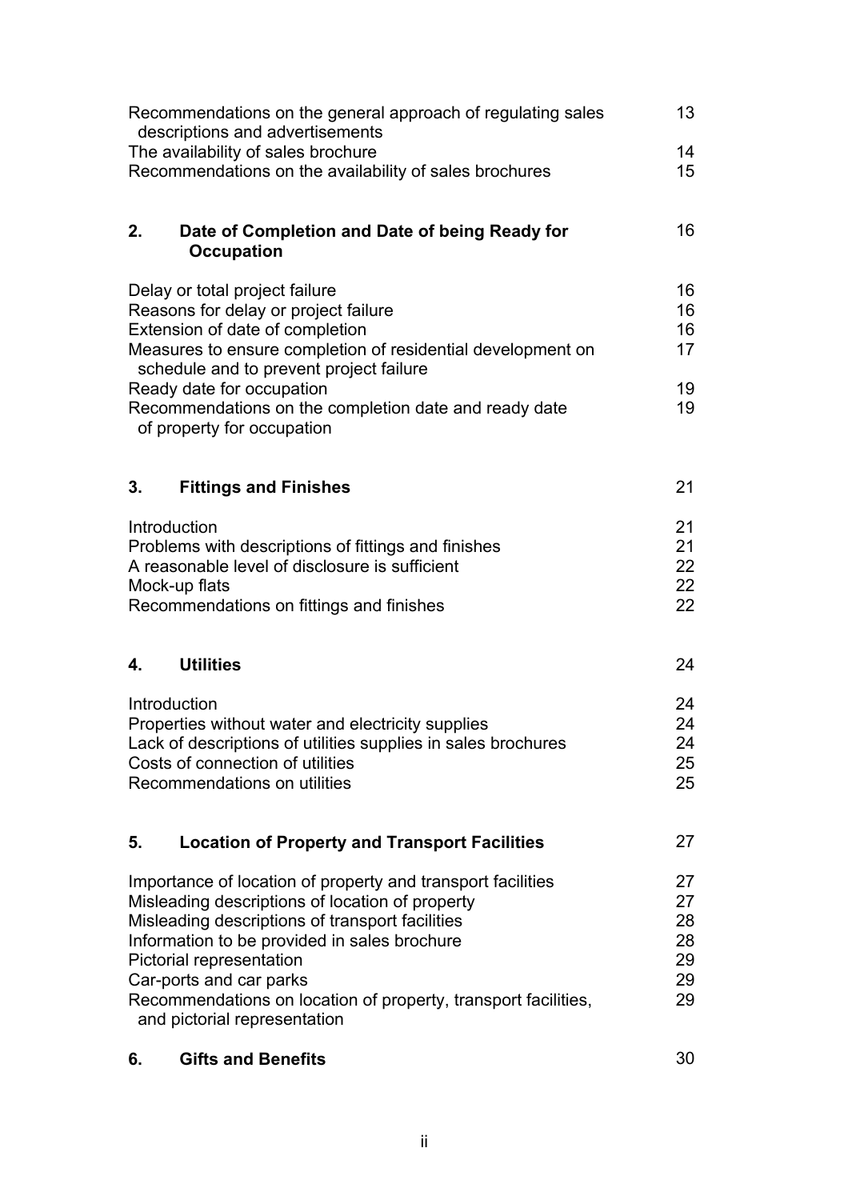| | |
|---|---|
| Recommendations on the general approach of regulating sales descriptions and advertisements | 13 |
| The availability of sales brochure | 14 |
| Recommendations on the availability of sales brochures | 15 |
| | |
| **2. Date of Completion and Date of being Ready for Occupation** | 16 |
| | |
| Delay or total project failure | 16 |
| Reasons for delay or project failure | 16 |
| Extension of date of completion | 16 |
| Measures to ensure completion of residential development on schedule and to prevent project failure | 17 |
| Ready date for occupation | 19 |
| Recommendations on the completion date and ready date of property for occupation | 19 |
| | |
| **3. Fittings and Finishes** | 21 |
| | |
| Introduction | 21 |
| Problems with descriptions of fittings and finishes | 21 |
| A reasonable level of disclosure is sufficient | 22 |
| Mock-up flats | 22 |
| Recommendations on fittings and finishes | 22 |
| | |
| **4. Utilities** | 24 |
| | |
| Introduction | 24 |
| Properties without water and electricity supplies | 24 |
| Lack of descriptions of utilities supplies in sales brochures | 24 |
| Costs of connection of utilities | 25 |
| Recommendations on utilities | 25 |
| | |
| **5. Location of Property and Transport Facilities** | 27 |
| | |
| Importance of location of property and transport facilities | 27 |
| Misleading descriptions of location of property | 27 |
| Misleading descriptions of transport facilities | 28 |
| Information to be provided in sales brochure | 28 |
| Pictorial representation | 29 |
| Car-ports and car parks | 29 |
| Recommendations on location of property, transport facilities, and pictorial representation | 29 |
| | |
| **6. Gifts and Benefits** | 30 |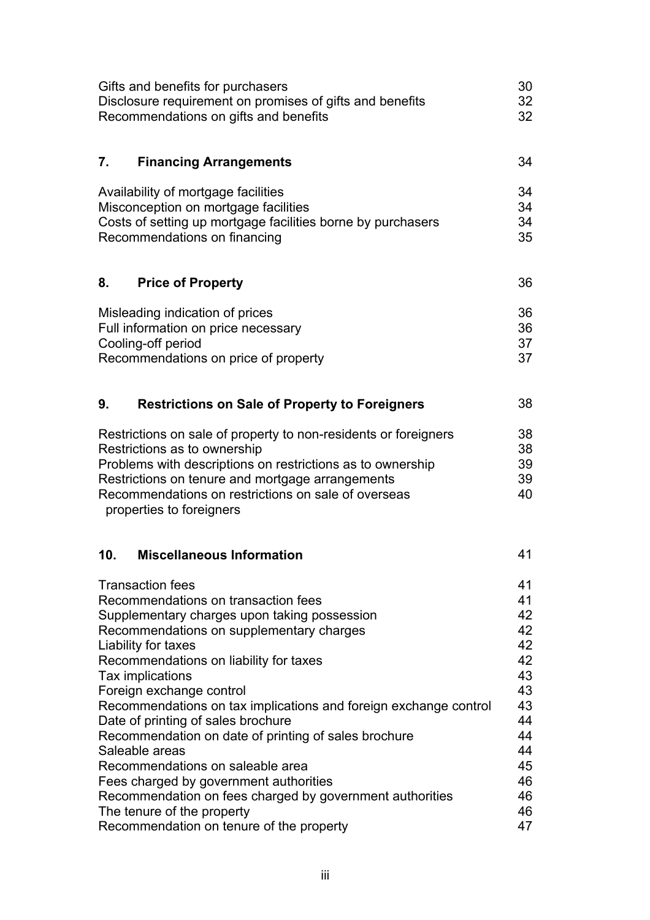| | |
|---|---|
| Gifts and benefits for purchasers | 30 |
| Disclosure requirement on promises of gifts and benefits | 32 |
| Recommendations on gifts and benefits | 32 |
| | |
| **7. Financing Arrangements** | 34 |
| | |
| Availability of mortgage facilities | 34 |
| Misconception on mortgage facilities | 34 |
| Costs of setting up mortgage facilities borne by purchasers | 34 |
| Recommendations on financing | 35 |
| | |
| **8. Price of Property** | 36 |
| | |
| Misleading indication of prices | 36 |
| Full information on price necessary | 36 |
| Cooling-off period | 37 |
| Recommendations on price of property | 37 |
| | |
| **9. Restrictions on Sale of Property to Foreigners** | 38 |
| | |
| Restrictions on sale of property to non-residents or foreigners | 38 |
| Restrictions as to ownership | 38 |
| Problems with descriptions on restrictions as to ownership | 39 |
| Restrictions on tenure and mortgage arrangements | 39 |
| Recommendations on restrictions on sale of overseas properties to foreigners | 40 |
| | |
| **10. Miscellaneous Information** | 41 |
| | |
| Transaction fees | 41 |
| Recommendations on transaction fees | 41 |
| Supplementary charges upon taking possession | 42 |
| Recommendations on supplementary charges | 42 |
| Liability for taxes | 42 |
| Recommendations on liability for taxes | 42 |
| Tax implications | 43 |
| Foreign exchange control | 43 |
| Recommendations on tax implications and foreign exchange control | 43 |
| Date of printing of sales brochure | 44 |
| Recommendation on date of printing of sales brochure | 44 |
| Saleable areas | 44 |
| Recommendations on saleable area | 45 |
| Fees charged by government authorities | 46 |
| Recommendation on fees charged by government authorities | 46 |
| The tenure of the property | 46 |
| Recommendation on tenure of the property | 47 |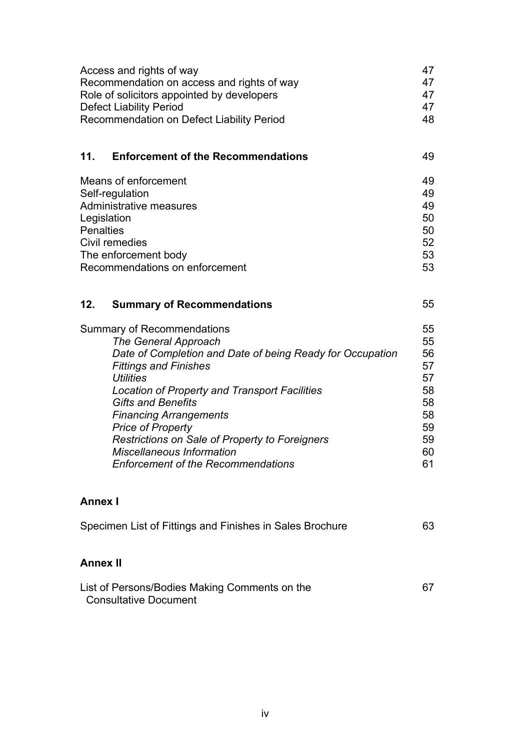| | |
|---|---|
| Access and rights of way | 47 |
| Recommendation on access and rights of way | 47 |
| Role of solicitors appointed by developers | 47 |
| Defect Liability Period | 47 |
| Recommendation on Defect Liability Period | 48 |

| | |
|---|---|
| **11. Enforcement of the Recommendations** | 49 |
| Means of enforcement | 49 |
| Self-regulation | 49 |
| Administrative measures | 49 |
| Legislation | 50 |
| Penalties | 50 |
| Civil remedies | 52 |
| The enforcement body | 53 |
| Recommendations on enforcement | 53 |

| | |
|---|---|
| **12. Summary of Recommendations** | 55 |
| Summary of Recommendations | 55 |
| *The General Approach* | 55 |
| *Date of Completion and Date of being Ready for Occupation* | 56 |
| *Fittings and Finishes* | 57 |
| *Utilities* | 57 |
| *Location of Property and Transport Facilities* | 58 |
| *Gifts and Benefits* | 58 |
| *Financing Arrangements* | 58 |
| *Price of Property* | 59 |
| *Restrictions on Sale of Property to Foreigners* | 59 |
| *Miscellaneous Information* | 60 |
| *Enforcement of the Recommendations* | 61 |

**Annex I**

| | |
|---|---|
| Specimen List of Fittings and Finishes in Sales Brochure | 63 |

**Annex II**

| | |
|---|---|
| List of Persons/Bodies Making Comments on the Consultative Document | 67 |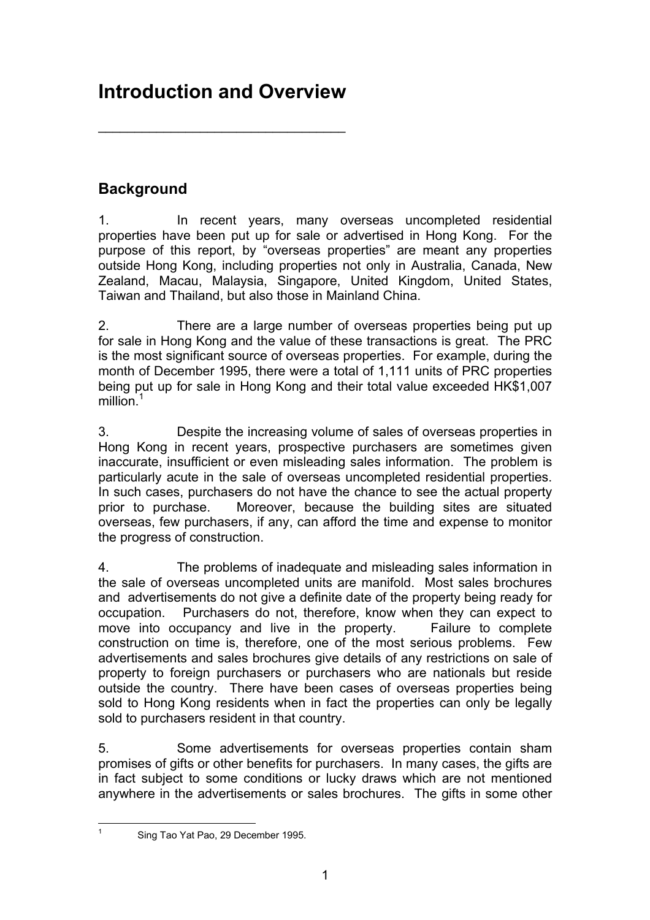# Introduction and Overview

## Background

1. In recent years, many overseas uncompleted residential properties have been put up for sale or advertised in Hong Kong. For the purpose of this report, by "overseas properties" are meant any properties outside Hong Kong, including properties not only in Australia, Canada, New Zealand, Macau, Malaysia, Singapore, United Kingdom, United States, Taiwan and Thailand, but also those in Mainland China.

2. There are a large number of overseas properties being put up for sale in Hong Kong and the value of these transactions is great. The PRC is the most significant source of overseas properties. For example, during the month of December 1995, there were a total of 1,111 units of PRC properties being put up for sale in Hong Kong and their total value exceeded HK$1,007 million.[1]

3. Despite the increasing volume of sales of overseas properties in Hong Kong in recent years, prospective purchasers are sometimes given inaccurate, insufficient or even misleading sales information. The problem is particularly acute in the sale of overseas uncompleted residential properties. In such cases, purchasers do not have the chance to see the actual property prior to purchase. Moreover, because the building sites are situated overseas, few purchasers, if any, can afford the time and expense to monitor the progress of construction.

4. The problems of inadequate and misleading sales information in the sale of overseas uncompleted units are manifold. Most sales brochures and advertisements do not give a definite date of the property being ready for occupation. Purchasers do not, therefore, know when they can expect to move into occupancy and live in the property. Failure to complete construction on time is, therefore, one of the most serious problems. Few advertisements and sales brochures give details of any restrictions on sale of property to foreign purchasers or purchasers who are nationals but reside outside the country. There have been cases of overseas properties being sold to Hong Kong residents when in fact the properties can only be legally sold to purchasers resident in that country.

5. Some advertisements for overseas properties contain sham promises of gifts or other benefits for purchasers. In many cases, the gifts are in fact subject to some conditions or lucky draws which are not mentioned anywhere in the advertisements or sales brochures. The gifts in some other

[1] Sing Tao Yat Pao, 29 December 1995.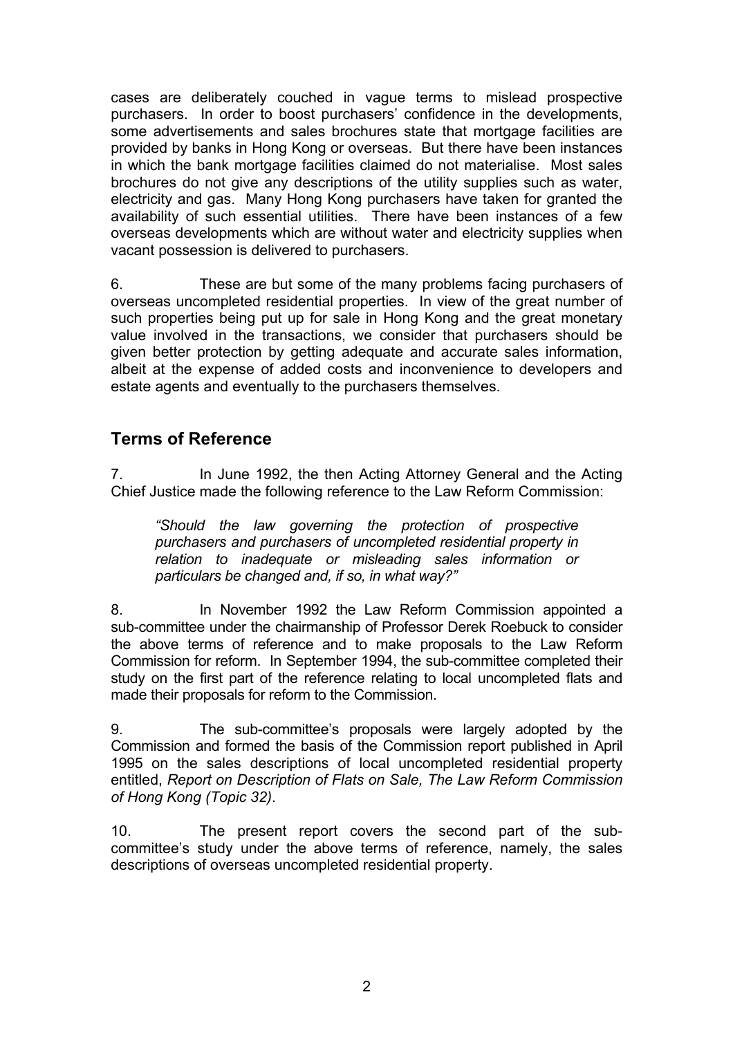cases are deliberately couched in vague terms to mislead prospective purchasers. In order to boost purchasers' confidence in the developments, some advertisements and sales brochures state that mortgage facilities are provided by banks in Hong Kong or overseas. But there have been instances in which the bank mortgage facilities claimed do not materialise. Most sales brochures do not give any descriptions of the utility supplies such as water, electricity and gas. Many Hong Kong purchasers have taken for granted the availability of such essential utilities. There have been instances of a few overseas developments which are without water and electricity supplies when vacant possession is delivered to purchasers.

6. These are but some of the many problems facing purchasers of overseas uncompleted residential properties. In view of the great number of such properties being put up for sale in Hong Kong and the great monetary value involved in the transactions, we consider that purchasers should be given better protection by getting adequate and accurate sales information, albeit at the expense of added costs and inconvenience to developers and estate agents and eventually to the purchasers themselves.

## Terms of Reference

7. In June 1992, the then Acting Attorney General and the Acting Chief Justice made the following reference to the Law Reform Commission:

> *"Should the law governing the protection of prospective purchasers and purchasers of uncompleted residential property in relation to inadequate or misleading sales information or particulars be changed and, if so, in what way?"*

8. In November 1992 the Law Reform Commission appointed a sub-committee under the chairmanship of Professor Derek Roebuck to consider the above terms of reference and to make proposals to the Law Reform Commission for reform. In September 1994, the sub-committee completed their study on the first part of the reference relating to local uncompleted flats and made their proposals for reform to the Commission.

9. The sub-committee's proposals were largely adopted by the Commission and formed the basis of the Commission report published in April 1995 on the sales descriptions of local uncompleted residential property entitled, *Report on Description of Flats on Sale, The Law Reform Commission of Hong Kong (Topic 32)*.

10. The present report covers the second part of the sub-committee's study under the above terms of reference, namely, the sales descriptions of overseas uncompleted residential property.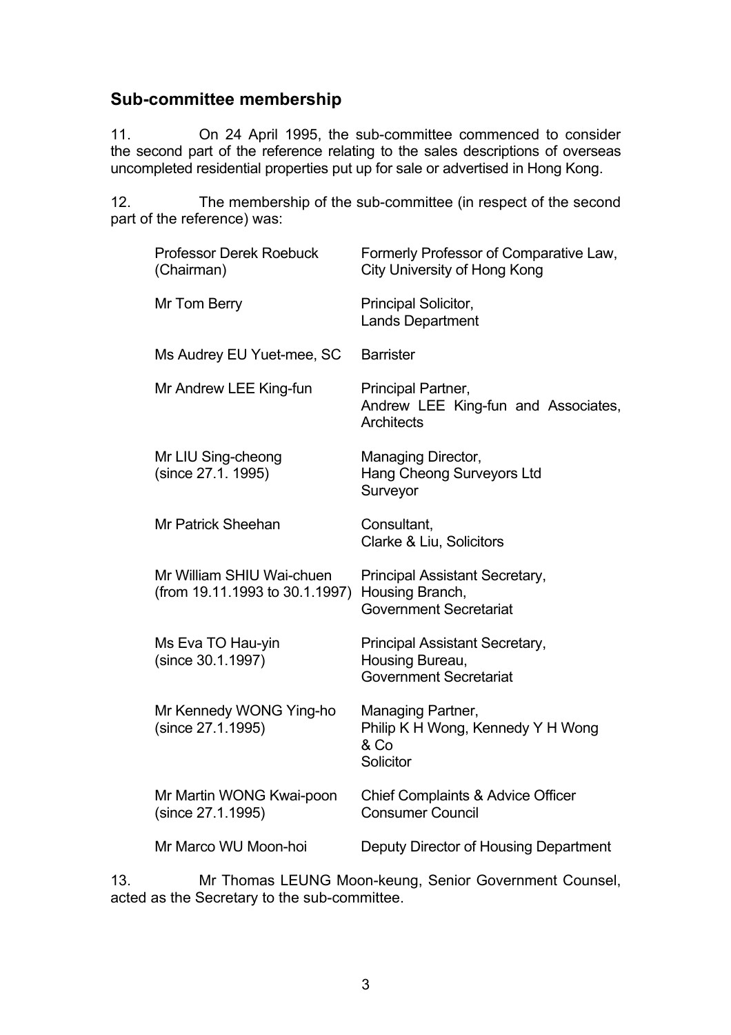## Sub-committee membership

11. On 24 April 1995, the sub-committee commenced to consider the second part of the reference relating to the sales descriptions of overseas uncompleted residential properties put up for sale or advertised in Hong Kong.

12. The membership of the sub-committee (in respect of the second part of the reference) was:

| | |
|---|---|
| Professor Derek Roebuck (Chairman) | Formerly Professor of Comparative Law, City University of Hong Kong |
| Mr Tom Berry | Principal Solicitor, Lands Department |
| Ms Audrey EU Yuet-mee, SC | Barrister |
| Mr Andrew LEE King-fun | Principal Partner, Andrew LEE King-fun and Associates, Architects |
| Mr LIU Sing-cheong (since 27.1. 1995) | Managing Director, Hang Cheong Surveyors Ltd Surveyor |
| Mr Patrick Sheehan | Consultant, Clarke & Liu, Solicitors |
| Mr William SHIU Wai-chuen (from 19.11.1993 to 30.1.1997) | Principal Assistant Secretary, Housing Branch, Government Secretariat |
| Ms Eva TO Hau-yin (since 30.1.1997) | Principal Assistant Secretary, Housing Bureau, Government Secretariat |
| Mr Kennedy WONG Ying-ho (since 27.1.1995) | Managing Partner, Philip K H Wong, Kennedy Y H Wong & Co Solicitor |
| Mr Martin WONG Kwai-poon (since 27.1.1995) | Chief Complaints & Advice Officer Consumer Council |
| Mr Marco WU Moon-hoi | Deputy Director of Housing Department |

13. Mr Thomas LEUNG Moon-keung, Senior Government Counsel, acted as the Secretary to the sub-committee.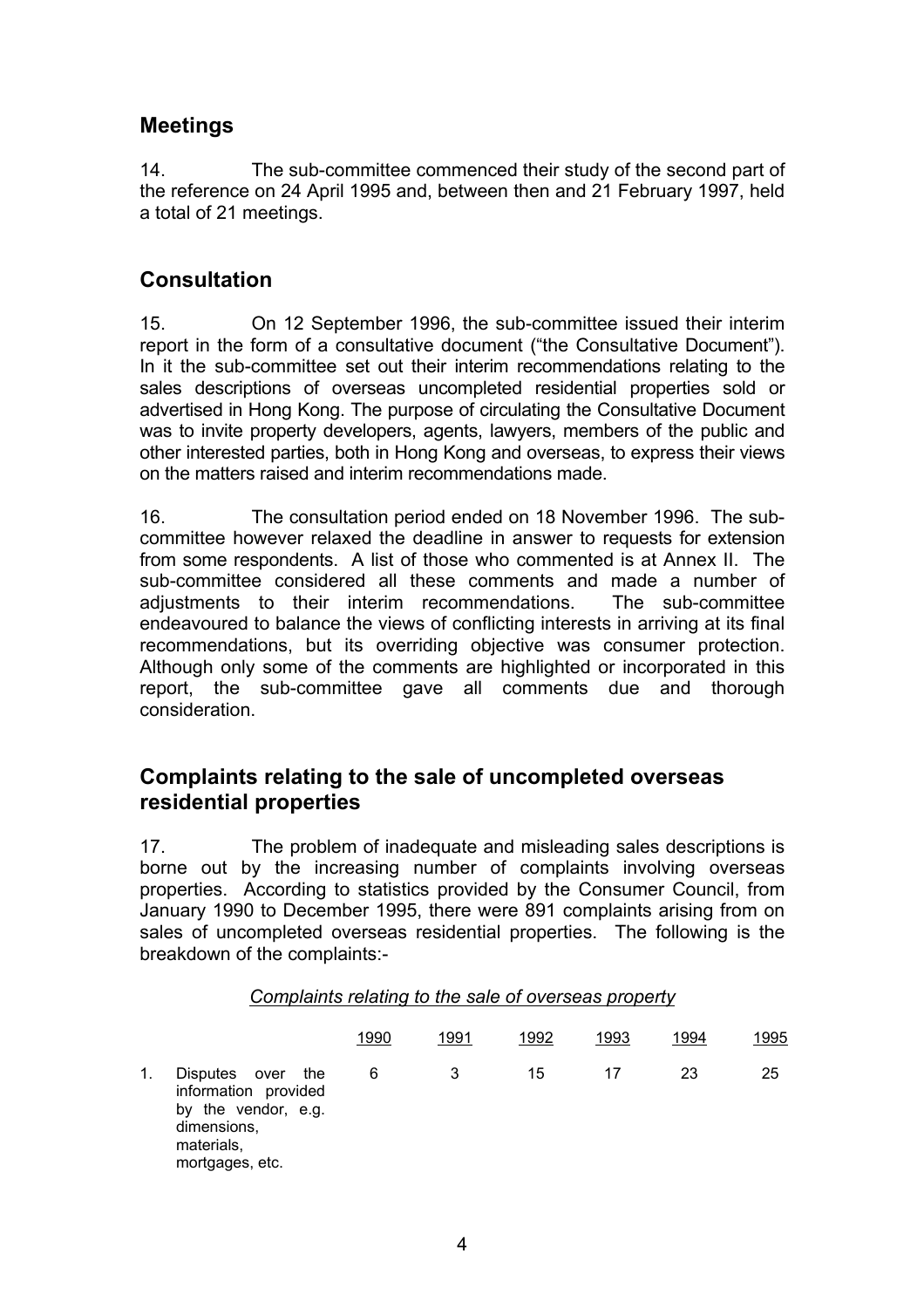## Meetings

14. The sub-committee commenced their study of the second part of the reference on 24 April 1995 and, between then and 21 February 1997, held a total of 21 meetings.

## Consultation

15. On 12 September 1996, the sub-committee issued their interim report in the form of a consultative document ("the Consultative Document"). In it the sub-committee set out their interim recommendations relating to the sales descriptions of overseas uncompleted residential properties sold or advertised in Hong Kong. The purpose of circulating the Consultative Document was to invite property developers, agents, lawyers, members of the public and other interested parties, both in Hong Kong and overseas, to express their views on the matters raised and interim recommendations made.

16. The consultation period ended on 18 November 1996. The sub-committee however relaxed the deadline in answer to requests for extension from some respondents. A list of those who commented is at Annex II. The sub-committee considered all these comments and made a number of adjustments to their interim recommendations. The sub-committee endeavoured to balance the views of conflicting interests in arriving at its final recommendations, but its overriding objective was consumer protection. Although only some of the comments are highlighted or incorporated in this report, the sub-committee gave all comments due and thorough consideration.

## Complaints relating to the sale of uncompleted overseas residential properties

17. The problem of inadequate and misleading sales descriptions is borne out by the increasing number of complaints involving overseas properties. According to statistics provided by the Consumer Council, from January 1990 to December 1995, there were 891 complaints arising from on sales of uncompleted overseas residential properties. The following is the breakdown of the complaints:-

*Complaints relating to the sale of overseas property*

| | 1990 | 1991 | 1992 | 1993 | 1994 | 1995 |
|---|---|---|---|---|---|---|
| 1. Disputes over the information provided by the vendor, e.g. dimensions, materials, mortgages, etc. | 6 | 3 | 15 | 17 | 23 | 25 |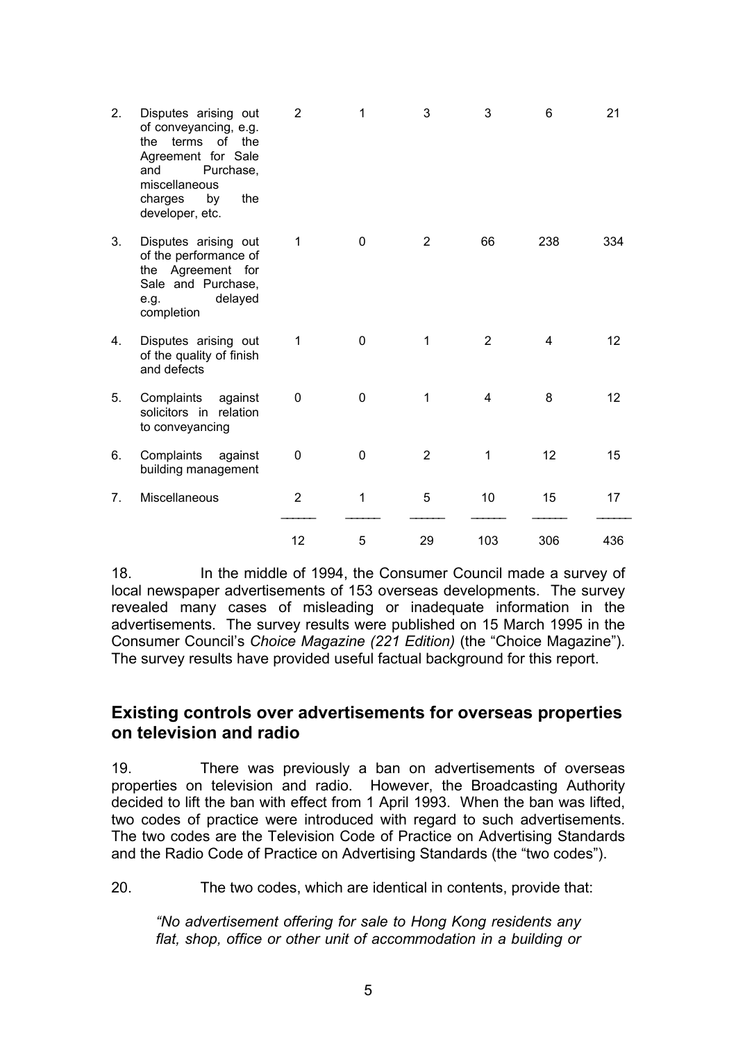| | | | | | | | |
|---|---|---|---|---|---|---|---|
| 2. | Disputes arising out of conveyancing, e.g. the terms of the Agreement for Sale and Purchase, miscellaneous charges by the developer, etc. | 2 | 1 | 3 | 3 | 6 | 21 |
| 3. | Disputes arising out of the performance of the Agreement for Sale and Purchase, e.g. delayed completion | 1 | 0 | 2 | 66 | 238 | 334 |
| 4. | Disputes arising out of the quality of finish and defects | 1 | 0 | 1 | 2 | 4 | 12 |
| 5. | Complaints against solicitors in relation to conveyancing | 0 | 0 | 1 | 4 | 8 | 12 |
| 6. | Complaints against building management | 0 | 0 | 2 | 1 | 12 | 15 |
| 7. | Miscellaneous | 2 | 1 | 5 | 10 | 15 | 17 |
| | | 12 | 5 | 29 | 103 | 306 | 436 |

18. In the middle of 1994, the Consumer Council made a survey of local newspaper advertisements of 153 overseas developments. The survey revealed many cases of misleading or inadequate information in the advertisements. The survey results were published on 15 March 1995 in the Consumer Council's *Choice Magazine (221 Edition)* (the "Choice Magazine"). The survey results have provided useful factual background for this report.

## Existing controls over advertisements for overseas properties on television and radio

19. There was previously a ban on advertisements of overseas properties on television and radio. However, the Broadcasting Authority decided to lift the ban with effect from 1 April 1993. When the ban was lifted, two codes of practice were introduced with regard to such advertisements. The two codes are the Television Code of Practice on Advertising Standards and the Radio Code of Practice on Advertising Standards (the "two codes").

20. The two codes, which are identical in contents, provide that:

> *"No advertisement offering for sale to Hong Kong residents any flat, shop, office or other unit of accommodation in a building or*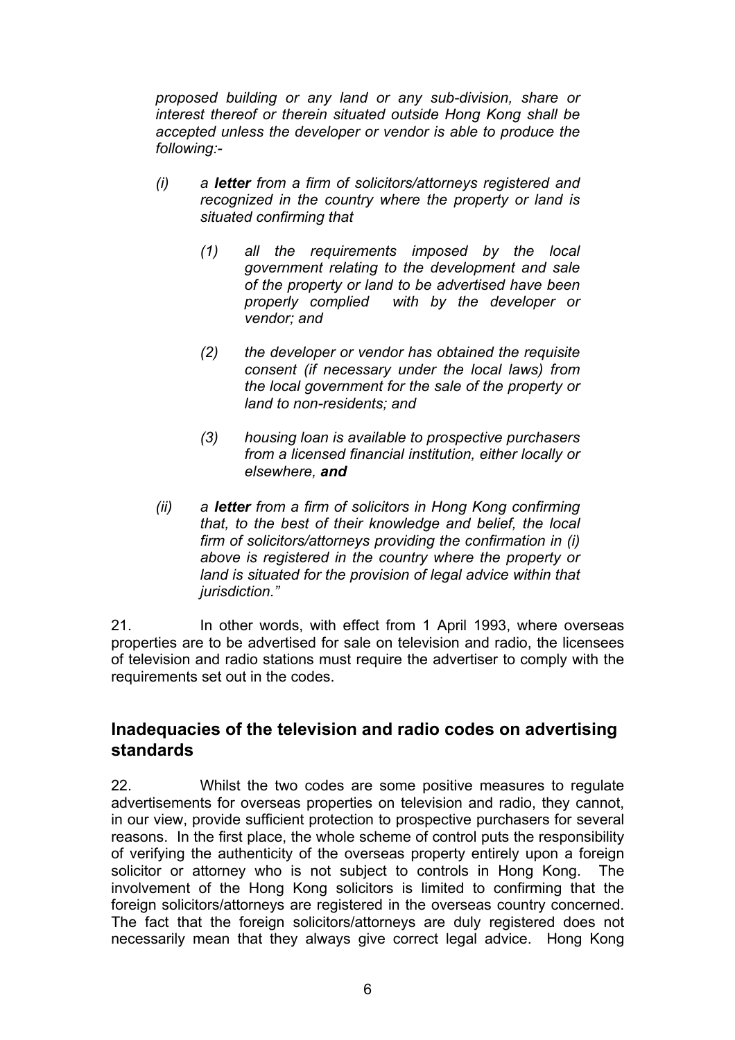*proposed building or any land or any sub-division, share or interest thereof or therein situated outside Hong Kong shall be accepted unless the developer or vendor is able to produce the following:-*

*(i) a* ***letter*** *from a firm of solicitors/attorneys registered and recognized in the country where the property or land is situated confirming that*

*(1) all the requirements imposed by the local government relating to the development and sale of the property or land to be advertised have been properly complied with by the developer or vendor; and*

*(2) the developer or vendor has obtained the requisite consent (if necessary under the local laws) from the local government for the sale of the property or land to non-residents; and*

*(3) housing loan is available to prospective purchasers from a licensed financial institution, either locally or elsewhere,* ***and***

*(ii) a* ***letter*** *from a firm of solicitors in Hong Kong confirming that, to the best of their knowledge and belief, the local firm of solicitors/attorneys providing the confirmation in (i) above is registered in the country where the property or land is situated for the provision of legal advice within that jurisdiction."*

21. In other words, with effect from 1 April 1993, where overseas properties are to be advertised for sale on television and radio, the licensees of television and radio stations must require the advertiser to comply with the requirements set out in the codes.

## Inadequacies of the television and radio codes on advertising standards

22. Whilst the two codes are some positive measures to regulate advertisements for overseas properties on television and radio, they cannot, in our view, provide sufficient protection to prospective purchasers for several reasons. In the first place, the whole scheme of control puts the responsibility of verifying the authenticity of the overseas property entirely upon a foreign solicitor or attorney who is not subject to controls in Hong Kong. The involvement of the Hong Kong solicitors is limited to confirming that the foreign solicitors/attorneys are registered in the overseas country concerned. The fact that the foreign solicitors/attorneys are duly registered does not necessarily mean that they always give correct legal advice. Hong Kong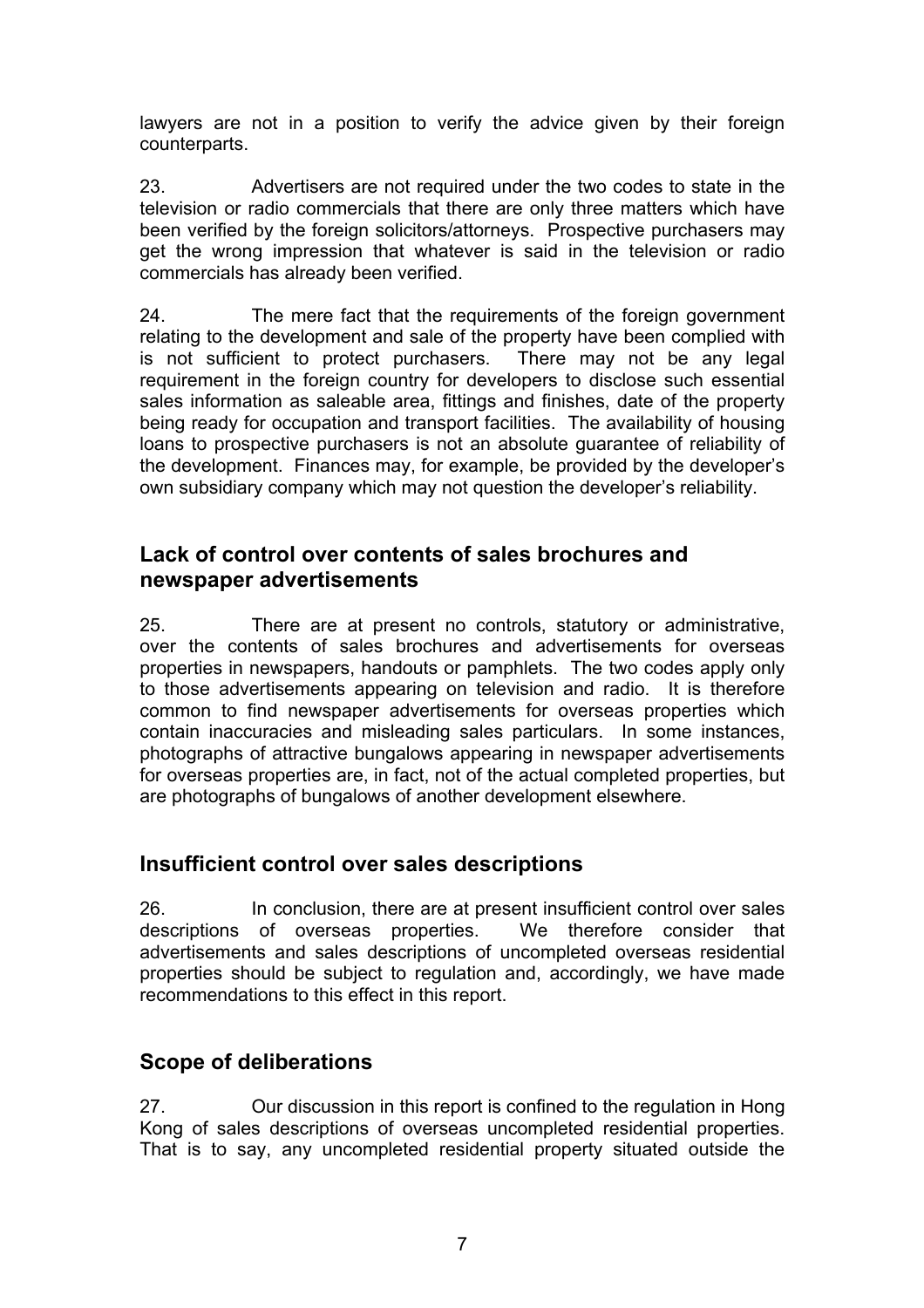lawyers are not in a position to verify the advice given by their foreign counterparts.

23. Advertisers are not required under the two codes to state in the television or radio commercials that there are only three matters which have been verified by the foreign solicitors/attorneys. Prospective purchasers may get the wrong impression that whatever is said in the television or radio commercials has already been verified.

24. The mere fact that the requirements of the foreign government relating to the development and sale of the property have been complied with is not sufficient to protect purchasers. There may not be any legal requirement in the foreign country for developers to disclose such essential sales information as saleable area, fittings and finishes, date of the property being ready for occupation and transport facilities. The availability of housing loans to prospective purchasers is not an absolute guarantee of reliability of the development. Finances may, for example, be provided by the developer's own subsidiary company which may not question the developer's reliability.

## Lack of control over contents of sales brochures and newspaper advertisements

25. There are at present no controls, statutory or administrative, over the contents of sales brochures and advertisements for overseas properties in newspapers, handouts or pamphlets. The two codes apply only to those advertisements appearing on television and radio. It is therefore common to find newspaper advertisements for overseas properties which contain inaccuracies and misleading sales particulars. In some instances, photographs of attractive bungalows appearing in newspaper advertisements for overseas properties are, in fact, not of the actual completed properties, but are photographs of bungalows of another development elsewhere.

## Insufficient control over sales descriptions

26. In conclusion, there are at present insufficient control over sales descriptions of overseas properties. We therefore consider that advertisements and sales descriptions of uncompleted overseas residential properties should be subject to regulation and, accordingly, we have made recommendations to this effect in this report.

## Scope of deliberations

27. Our discussion in this report is confined to the regulation in Hong Kong of sales descriptions of overseas uncompleted residential properties. That is to say, any uncompleted residential property situated outside the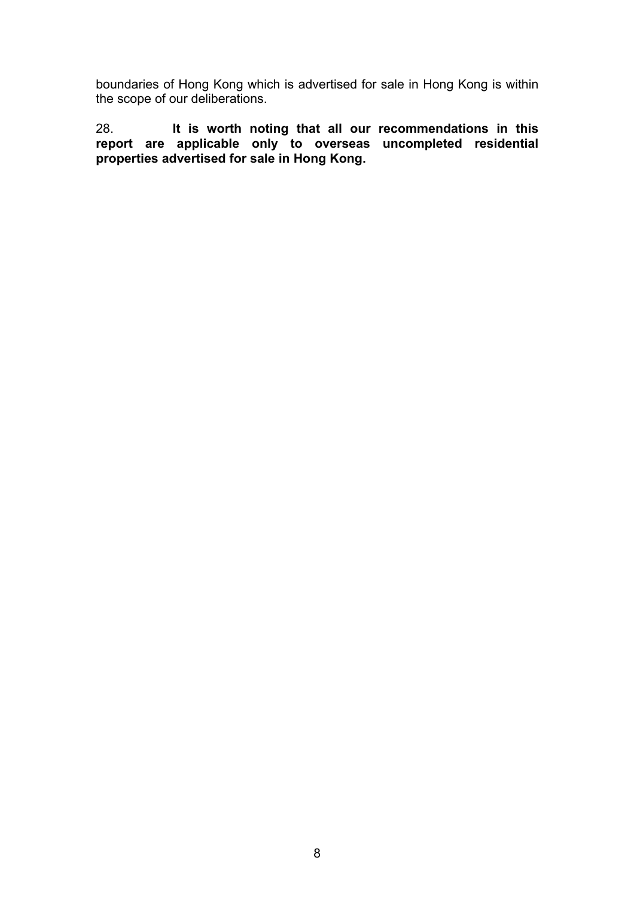boundaries of Hong Kong which is advertised for sale in Hong Kong is within the scope of our deliberations.

28. **It is worth noting that all our recommendations in this report are applicable only to overseas uncompleted residential properties advertised for sale in Hong Kong.**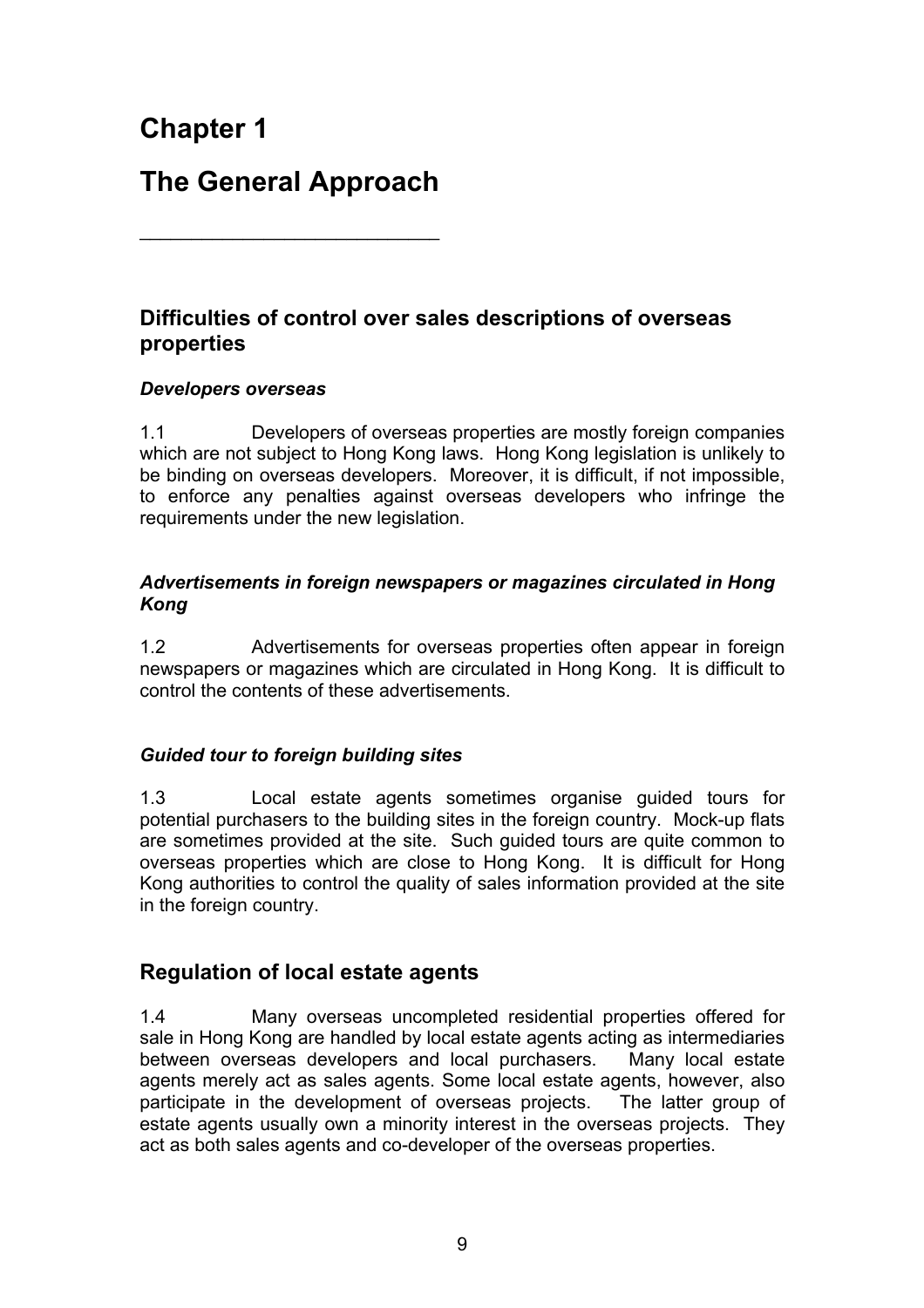# Chapter 1

# The General Approach

## Difficulties of control over sales descriptions of overseas properties

### *Developers overseas*

1.1 Developers of overseas properties are mostly foreign companies which are not subject to Hong Kong laws. Hong Kong legislation is unlikely to be binding on overseas developers. Moreover, it is difficult, if not impossible, to enforce any penalties against overseas developers who infringe the requirements under the new legislation.

### *Advertisements in foreign newspapers or magazines circulated in Hong Kong*

1.2 Advertisements for overseas properties often appear in foreign newspapers or magazines which are circulated in Hong Kong. It is difficult to control the contents of these advertisements.

### *Guided tour to foreign building sites*

1.3 Local estate agents sometimes organise guided tours for potential purchasers to the building sites in the foreign country. Mock-up flats are sometimes provided at the site. Such guided tours are quite common to overseas properties which are close to Hong Kong. It is difficult for Hong Kong authorities to control the quality of sales information provided at the site in the foreign country.

## Regulation of local estate agents

1.4 Many overseas uncompleted residential properties offered for sale in Hong Kong are handled by local estate agents acting as intermediaries between overseas developers and local purchasers. Many local estate agents merely act as sales agents. Some local estate agents, however, also participate in the development of overseas projects. The latter group of estate agents usually own a minority interest in the overseas projects. They act as both sales agents and co-developer of the overseas properties.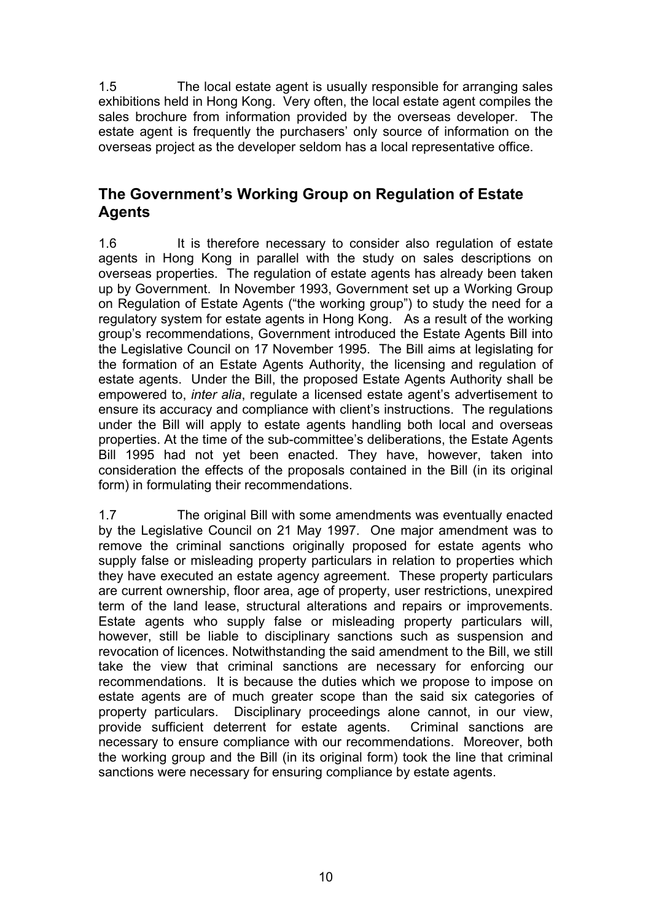1.5 The local estate agent is usually responsible for arranging sales exhibitions held in Hong Kong. Very often, the local estate agent compiles the sales brochure from information provided by the overseas developer. The estate agent is frequently the purchasers' only source of information on the overseas project as the developer seldom has a local representative office.

## The Government's Working Group on Regulation of Estate Agents

1.6 It is therefore necessary to consider also regulation of estate agents in Hong Kong in parallel with the study on sales descriptions on overseas properties. The regulation of estate agents has already been taken up by Government. In November 1993, Government set up a Working Group on Regulation of Estate Agents ("the working group") to study the need for a regulatory system for estate agents in Hong Kong. As a result of the working group's recommendations, Government introduced the Estate Agents Bill into the Legislative Council on 17 November 1995. The Bill aims at legislating for the formation of an Estate Agents Authority, the licensing and regulation of estate agents. Under the Bill, the proposed Estate Agents Authority shall be empowered to, *inter alia*, regulate a licensed estate agent's advertisement to ensure its accuracy and compliance with client's instructions. The regulations under the Bill will apply to estate agents handling both local and overseas properties. At the time of the sub-committee's deliberations, the Estate Agents Bill 1995 had not yet been enacted. They have, however, taken into consideration the effects of the proposals contained in the Bill (in its original form) in formulating their recommendations.

1.7 The original Bill with some amendments was eventually enacted by the Legislative Council on 21 May 1997. One major amendment was to remove the criminal sanctions originally proposed for estate agents who supply false or misleading property particulars in relation to properties which they have executed an estate agency agreement. These property particulars are current ownership, floor area, age of property, user restrictions, unexpired term of the land lease, structural alterations and repairs or improvements. Estate agents who supply false or misleading property particulars will, however, still be liable to disciplinary sanctions such as suspension and revocation of licences. Notwithstanding the said amendment to the Bill, we still take the view that criminal sanctions are necessary for enforcing our recommendations. It is because the duties which we propose to impose on estate agents are of much greater scope than the said six categories of property particulars. Disciplinary proceedings alone cannot, in our view, provide sufficient deterrent for estate agents. Criminal sanctions are necessary to ensure compliance with our recommendations. Moreover, both the working group and the Bill (in its original form) took the line that criminal sanctions were necessary for ensuring compliance by estate agents.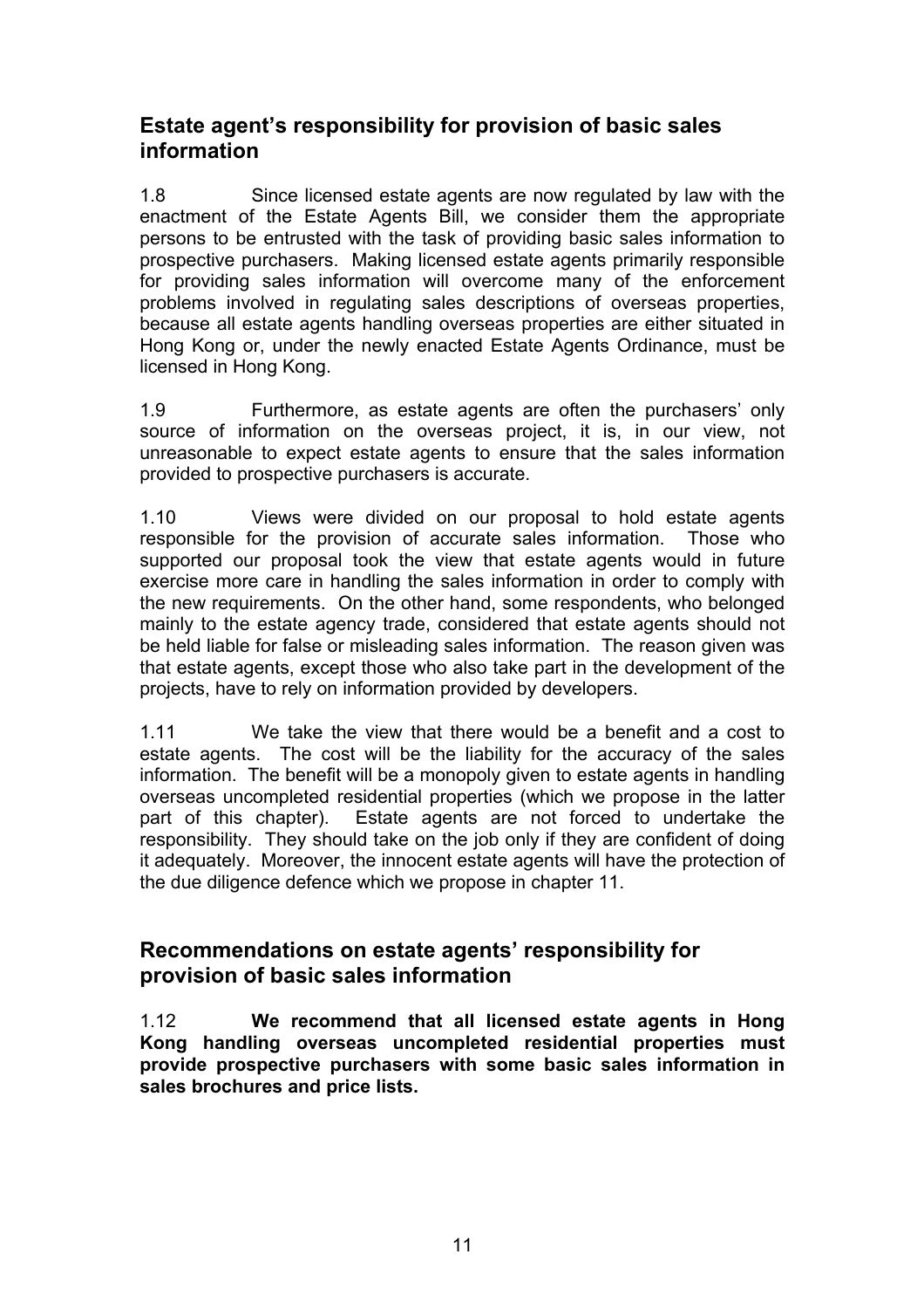## Estate agent's responsibility for provision of basic sales information

1.8 Since licensed estate agents are now regulated by law with the enactment of the Estate Agents Bill, we consider them the appropriate persons to be entrusted with the task of providing basic sales information to prospective purchasers. Making licensed estate agents primarily responsible for providing sales information will overcome many of the enforcement problems involved in regulating sales descriptions of overseas properties, because all estate agents handling overseas properties are either situated in Hong Kong or, under the newly enacted Estate Agents Ordinance, must be licensed in Hong Kong.

1.9 Furthermore, as estate agents are often the purchasers' only source of information on the overseas project, it is, in our view, not unreasonable to expect estate agents to ensure that the sales information provided to prospective purchasers is accurate.

1.10 Views were divided on our proposal to hold estate agents responsible for the provision of accurate sales information. Those who supported our proposal took the view that estate agents would in future exercise more care in handling the sales information in order to comply with the new requirements. On the other hand, some respondents, who belonged mainly to the estate agency trade, considered that estate agents should not be held liable for false or misleading sales information. The reason given was that estate agents, except those who also take part in the development of the projects, have to rely on information provided by developers.

1.11 We take the view that there would be a benefit and a cost to estate agents. The cost will be the liability for the accuracy of the sales information. The benefit will be a monopoly given to estate agents in handling overseas uncompleted residential properties (which we propose in the latter part of this chapter). Estate agents are not forced to undertake the responsibility. They should take on the job only if they are confident of doing it adequately. Moreover, the innocent estate agents will have the protection of the due diligence defence which we propose in chapter 11.

## Recommendations on estate agents' responsibility for provision of basic sales information

1.12 **We recommend that all licensed estate agents in Hong Kong handling overseas uncompleted residential properties must provide prospective purchasers with some basic sales information in sales brochures and price lists.**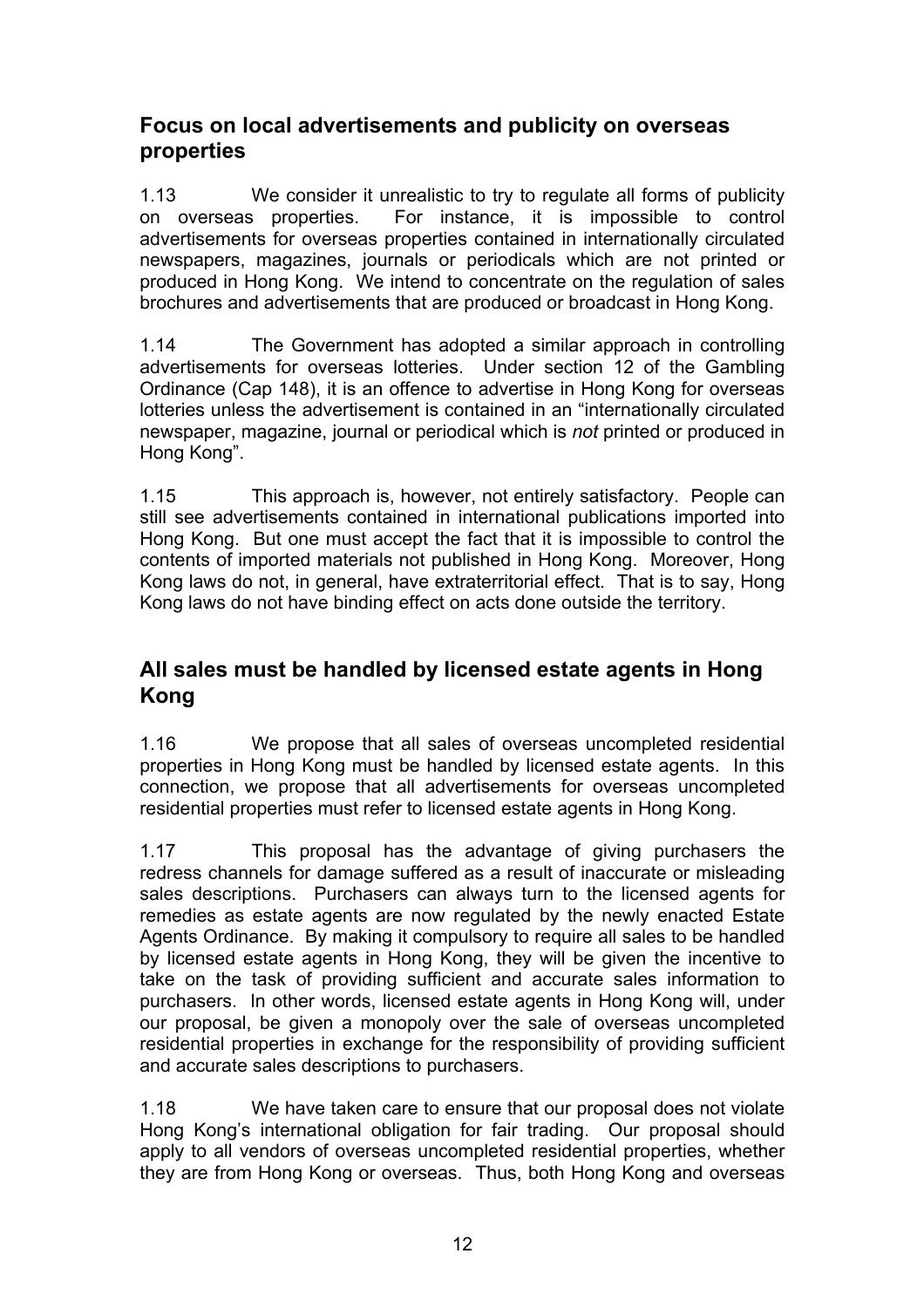## Focus on local advertisements and publicity on overseas properties

1.13 We consider it unrealistic to try to regulate all forms of publicity on overseas properties. For instance, it is impossible to control advertisements for overseas properties contained in internationally circulated newspapers, magazines, journals or periodicals which are not printed or produced in Hong Kong. We intend to concentrate on the regulation of sales brochures and advertisements that are produced or broadcast in Hong Kong.

1.14 The Government has adopted a similar approach in controlling advertisements for overseas lotteries. Under section 12 of the Gambling Ordinance (Cap 148), it is an offence to advertise in Hong Kong for overseas lotteries unless the advertisement is contained in an "internationally circulated newspaper, magazine, journal or periodical which is *not* printed or produced in Hong Kong".

1.15 This approach is, however, not entirely satisfactory. People can still see advertisements contained in international publications imported into Hong Kong. But one must accept the fact that it is impossible to control the contents of imported materials not published in Hong Kong. Moreover, Hong Kong laws do not, in general, have extraterritorial effect. That is to say, Hong Kong laws do not have binding effect on acts done outside the territory.

## All sales must be handled by licensed estate agents in Hong Kong

1.16 We propose that all sales of overseas uncompleted residential properties in Hong Kong must be handled by licensed estate agents. In this connection, we propose that all advertisements for overseas uncompleted residential properties must refer to licensed estate agents in Hong Kong.

1.17 This proposal has the advantage of giving purchasers the redress channels for damage suffered as a result of inaccurate or misleading sales descriptions. Purchasers can always turn to the licensed agents for remedies as estate agents are now regulated by the newly enacted Estate Agents Ordinance. By making it compulsory to require all sales to be handled by licensed estate agents in Hong Kong, they will be given the incentive to take on the task of providing sufficient and accurate sales information to purchasers. In other words, licensed estate agents in Hong Kong will, under our proposal, be given a monopoly over the sale of overseas uncompleted residential properties in exchange for the responsibility of providing sufficient and accurate sales descriptions to purchasers.

1.18 We have taken care to ensure that our proposal does not violate Hong Kong's international obligation for fair trading. Our proposal should apply to all vendors of overseas uncompleted residential properties, whether they are from Hong Kong or overseas. Thus, both Hong Kong and overseas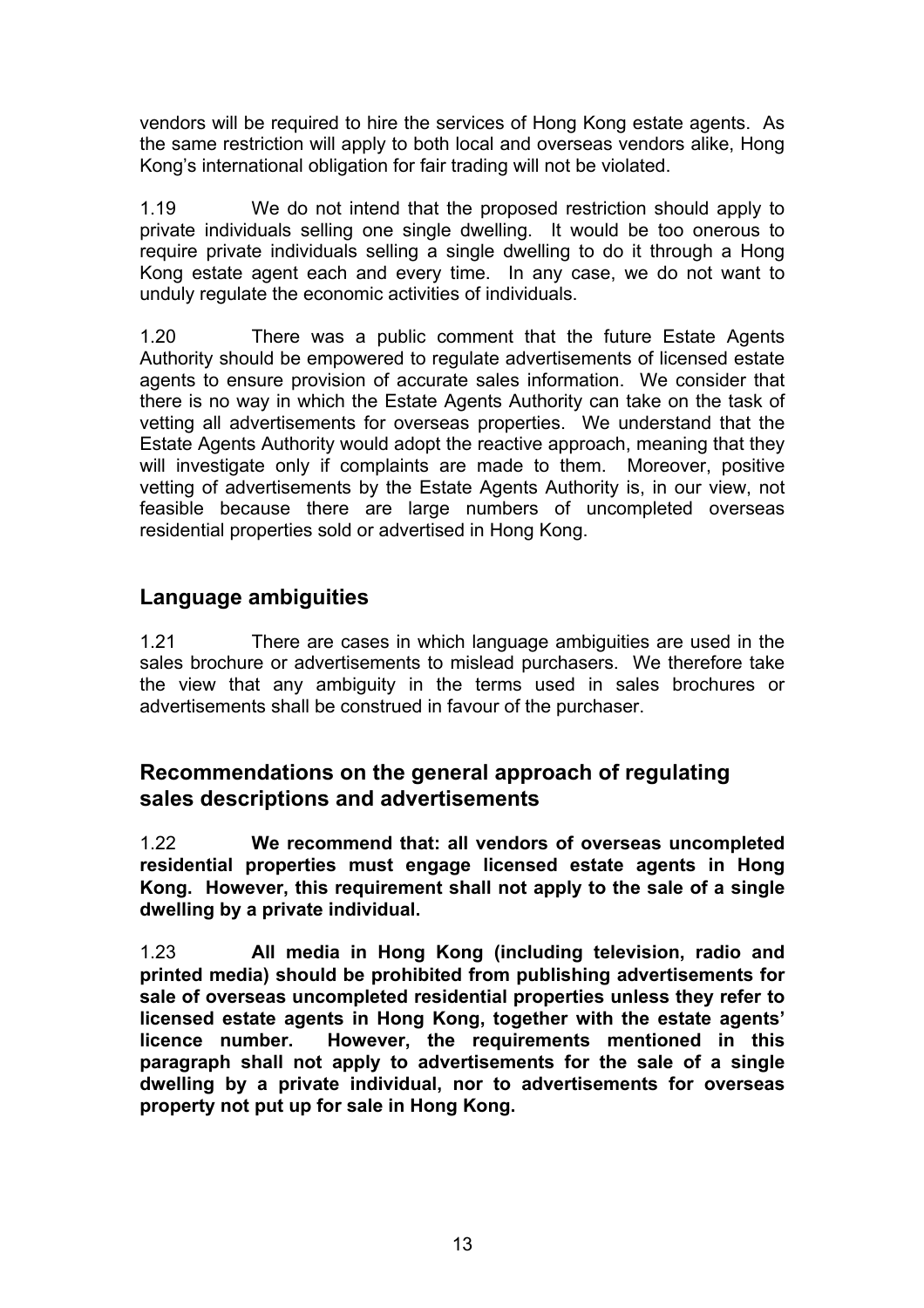vendors will be required to hire the services of Hong Kong estate agents. As the same restriction will apply to both local and overseas vendors alike, Hong Kong's international obligation for fair trading will not be violated.

1.19 We do not intend that the proposed restriction should apply to private individuals selling one single dwelling. It would be too onerous to require private individuals selling a single dwelling to do it through a Hong Kong estate agent each and every time. In any case, we do not want to unduly regulate the economic activities of individuals.

1.20 There was a public comment that the future Estate Agents Authority should be empowered to regulate advertisements of licensed estate agents to ensure provision of accurate sales information. We consider that there is no way in which the Estate Agents Authority can take on the task of vetting all advertisements for overseas properties. We understand that the Estate Agents Authority would adopt the reactive approach, meaning that they will investigate only if complaints are made to them. Moreover, positive vetting of advertisements by the Estate Agents Authority is, in our view, not feasible because there are large numbers of uncompleted overseas residential properties sold or advertised in Hong Kong.

## Language ambiguities

1.21 There are cases in which language ambiguities are used in the sales brochure or advertisements to mislead purchasers. We therefore take the view that any ambiguity in the terms used in sales brochures or advertisements shall be construed in favour of the purchaser.

## Recommendations on the general approach of regulating sales descriptions and advertisements

1.22 **We recommend that: all vendors of overseas uncompleted residential properties must engage licensed estate agents in Hong Kong. However, this requirement shall not apply to the sale of a single dwelling by a private individual.**

1.23 **All media in Hong Kong (including television, radio and printed media) should be prohibited from publishing advertisements for sale of overseas uncompleted residential properties unless they refer to licensed estate agents in Hong Kong, together with the estate agents' licence number. However, the requirements mentioned in this paragraph shall not apply to advertisements for the sale of a single dwelling by a private individual, nor to advertisements for overseas property not put up for sale in Hong Kong.**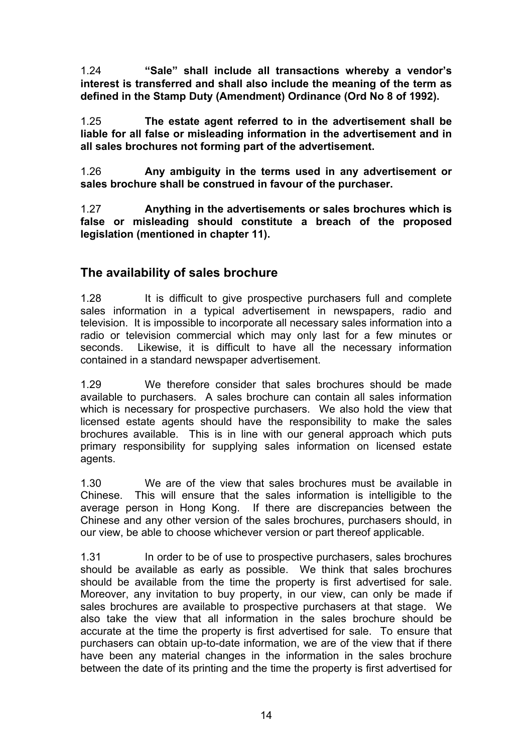1.24 **"Sale" shall include all transactions whereby a vendor's interest is transferred and shall also include the meaning of the term as defined in the Stamp Duty (Amendment) Ordinance (Ord No 8 of 1992).**

1.25 **The estate agent referred to in the advertisement shall be liable for all false or misleading information in the advertisement and in all sales brochures not forming part of the advertisement.**

1.26 **Any ambiguity in the terms used in any advertisement or sales brochure shall be construed in favour of the purchaser.**

1.27 **Anything in the advertisements or sales brochures which is false or misleading should constitute a breach of the proposed legislation (mentioned in chapter 11).**

## The availability of sales brochure

1.28 It is difficult to give prospective purchasers full and complete sales information in a typical advertisement in newspapers, radio and television. It is impossible to incorporate all necessary sales information into a radio or television commercial which may only last for a few minutes or seconds. Likewise, it is difficult to have all the necessary information contained in a standard newspaper advertisement.

1.29 We therefore consider that sales brochures should be made available to purchasers. A sales brochure can contain all sales information which is necessary for prospective purchasers. We also hold the view that licensed estate agents should have the responsibility to make the sales brochures available. This is in line with our general approach which puts primary responsibility for supplying sales information on licensed estate agents.

1.30 We are of the view that sales brochures must be available in Chinese. This will ensure that the sales information is intelligible to the average person in Hong Kong. If there are discrepancies between the Chinese and any other version of the sales brochures, purchasers should, in our view, be able to choose whichever version or part thereof applicable.

1.31 In order to be of use to prospective purchasers, sales brochures should be available as early as possible. We think that sales brochures should be available from the time the property is first advertised for sale. Moreover, any invitation to buy property, in our view, can only be made if sales brochures are available to prospective purchasers at that stage. We also take the view that all information in the sales brochure should be accurate at the time the property is first advertised for sale. To ensure that purchasers can obtain up-to-date information, we are of the view that if there have been any material changes in the information in the sales brochure between the date of its printing and the time the property is first advertised for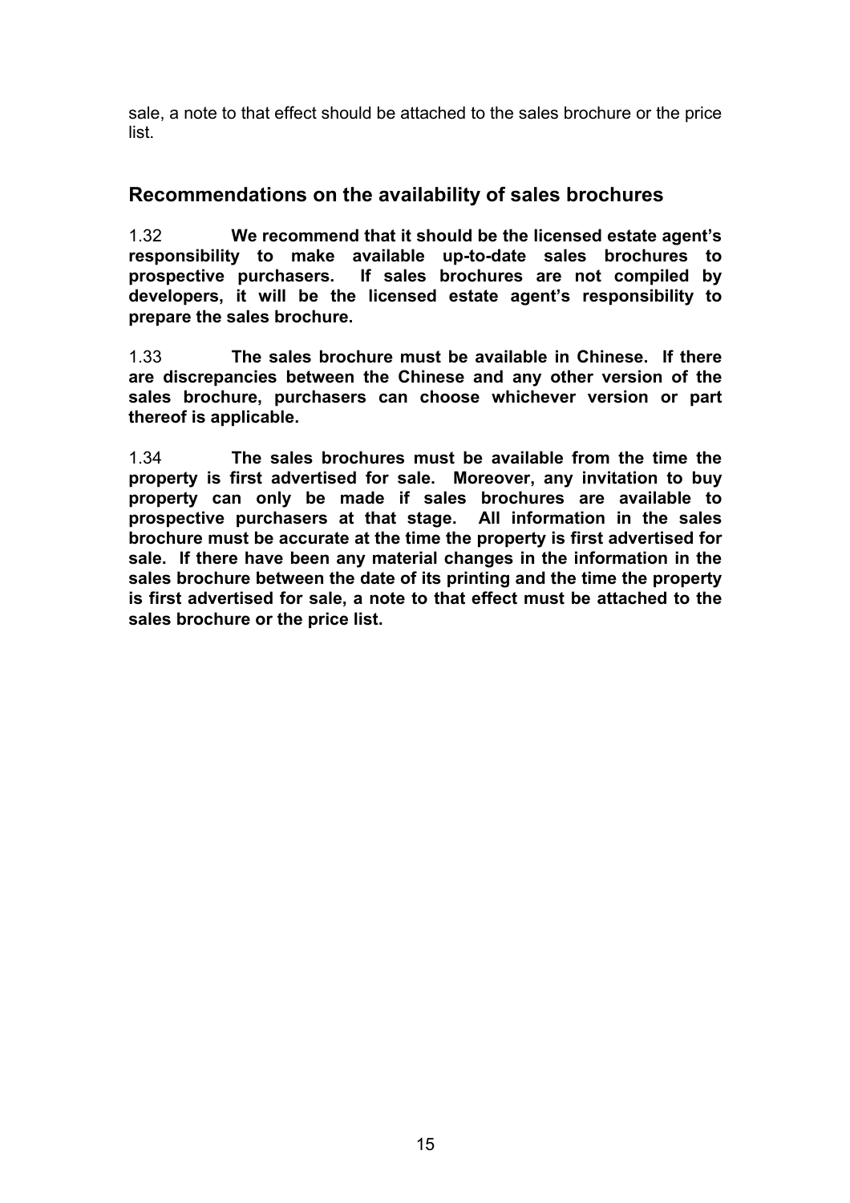sale, a note to that effect should be attached to the sales brochure or the price list.

## Recommendations on the availability of sales brochures

1.32 **We recommend that it should be the licensed estate agent's responsibility to make available up-to-date sales brochures to prospective purchasers. If sales brochures are not compiled by developers, it will be the licensed estate agent's responsibility to prepare the sales brochure.**

1.33 **The sales brochure must be available in Chinese. If there are discrepancies between the Chinese and any other version of the sales brochure, purchasers can choose whichever version or part thereof is applicable.**

1.34 **The sales brochures must be available from the time the property is first advertised for sale. Moreover, any invitation to buy property can only be made if sales brochures are available to prospective purchasers at that stage. All information in the sales brochure must be accurate at the time the property is first advertised for sale. If there have been any material changes in the information in the sales brochure between the date of its printing and the time the property is first advertised for sale, a note to that effect must be attached to the sales brochure or the price list.**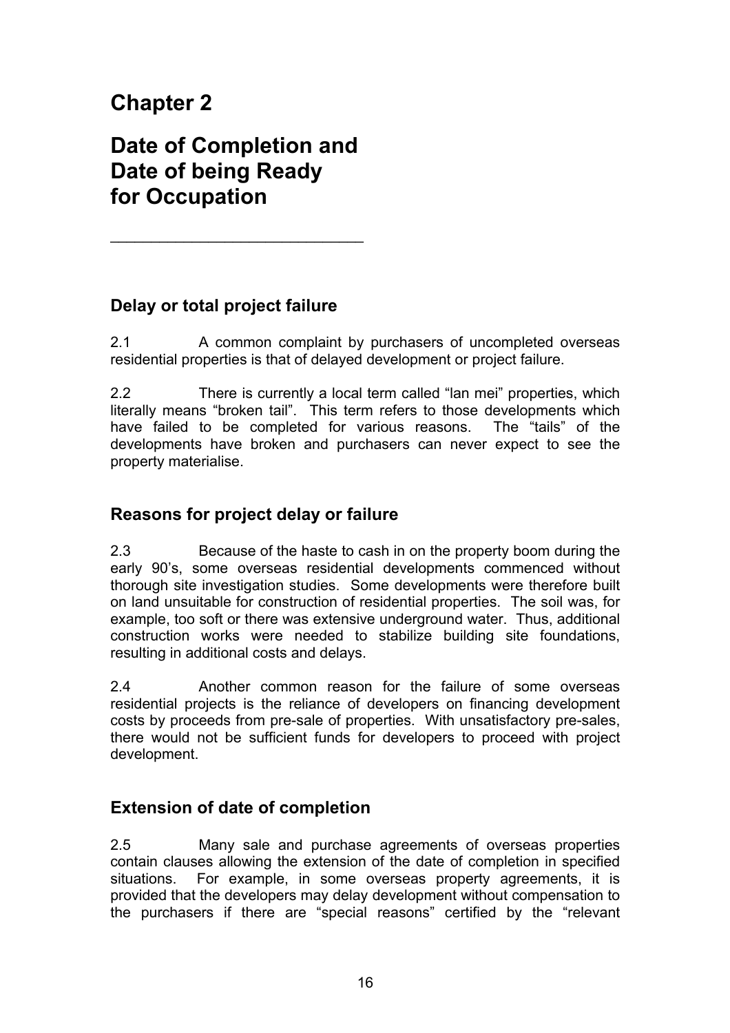# Chapter 2

# Date of Completion and Date of being Ready for Occupation

---

## Delay or total project failure

2.1 A common complaint by purchasers of uncompleted overseas residential properties is that of delayed development or project failure.

2.2 There is currently a local term called "lan mei" properties, which literally means "broken tail". This term refers to those developments which have failed to be completed for various reasons. The "tails" of the developments have broken and purchasers can never expect to see the property materialise.

## Reasons for project delay or failure

2.3 Because of the haste to cash in on the property boom during the early 90's, some overseas residential developments commenced without thorough site investigation studies. Some developments were therefore built on land unsuitable for construction of residential properties. The soil was, for example, too soft or there was extensive underground water. Thus, additional construction works were needed to stabilize building site foundations, resulting in additional costs and delays.

2.4 Another common reason for the failure of some overseas residential projects is the reliance of developers on financing development costs by proceeds from pre-sale of properties. With unsatisfactory pre-sales, there would not be sufficient funds for developers to proceed with project development.

## Extension of date of completion

2.5 Many sale and purchase agreements of overseas properties contain clauses allowing the extension of the date of completion in specified situations. For example, in some overseas property agreements, it is provided that the developers may delay development without compensation to the purchasers if there are "special reasons" certified by the "relevant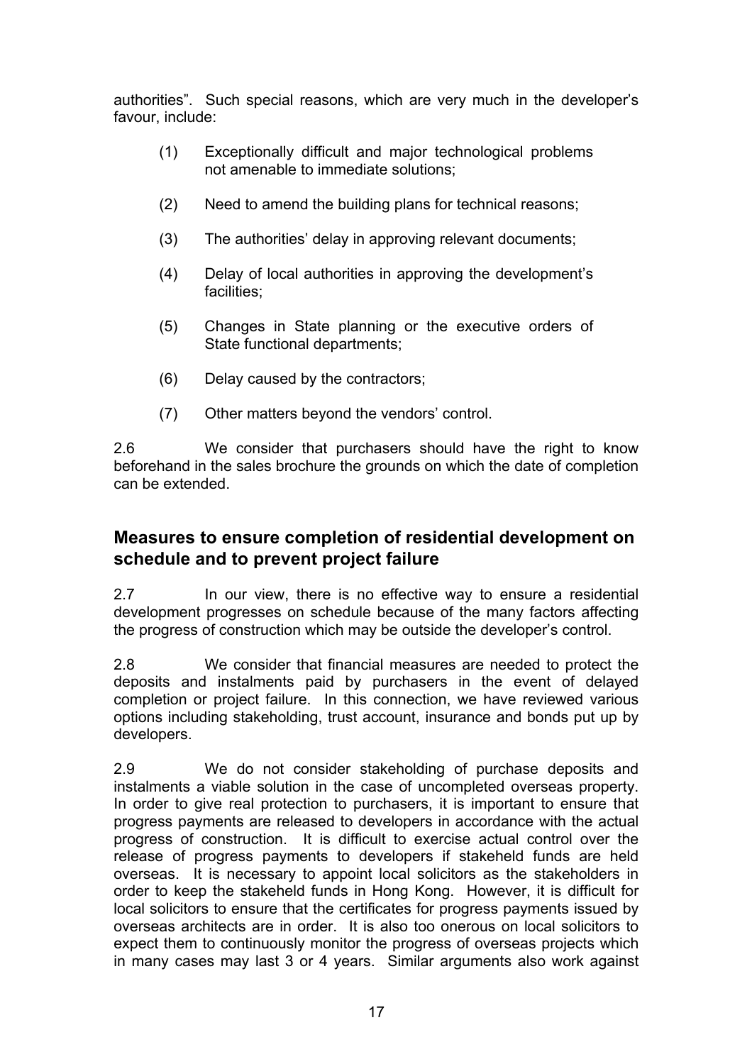authorities". Such special reasons, which are very much in the developer's favour, include:

(1) Exceptionally difficult and major technological problems not amenable to immediate solutions;

(2) Need to amend the building plans for technical reasons;

(3) The authorities' delay in approving relevant documents;

(4) Delay of local authorities in approving the development's facilities;

(5) Changes in State planning or the executive orders of State functional departments;

(6) Delay caused by the contractors;

(7) Other matters beyond the vendors' control.

2.6 We consider that purchasers should have the right to know beforehand in the sales brochure the grounds on which the date of completion can be extended.

## Measures to ensure completion of residential development on schedule and to prevent project failure

2.7 In our view, there is no effective way to ensure a residential development progresses on schedule because of the many factors affecting the progress of construction which may be outside the developer's control.

2.8 We consider that financial measures are needed to protect the deposits and instalments paid by purchasers in the event of delayed completion or project failure. In this connection, we have reviewed various options including stakeholding, trust account, insurance and bonds put up by developers.

2.9 We do not consider stakeholding of purchase deposits and instalments a viable solution in the case of uncompleted overseas property. In order to give real protection to purchasers, it is important to ensure that progress payments are released to developers in accordance with the actual progress of construction. It is difficult to exercise actual control over the release of progress payments to developers if stakeheld funds are held overseas. It is necessary to appoint local solicitors as the stakeholders in order to keep the stakeheld funds in Hong Kong. However, it is difficult for local solicitors to ensure that the certificates for progress payments issued by overseas architects are in order. It is also too onerous on local solicitors to expect them to continuously monitor the progress of overseas projects which in many cases may last 3 or 4 years. Similar arguments also work against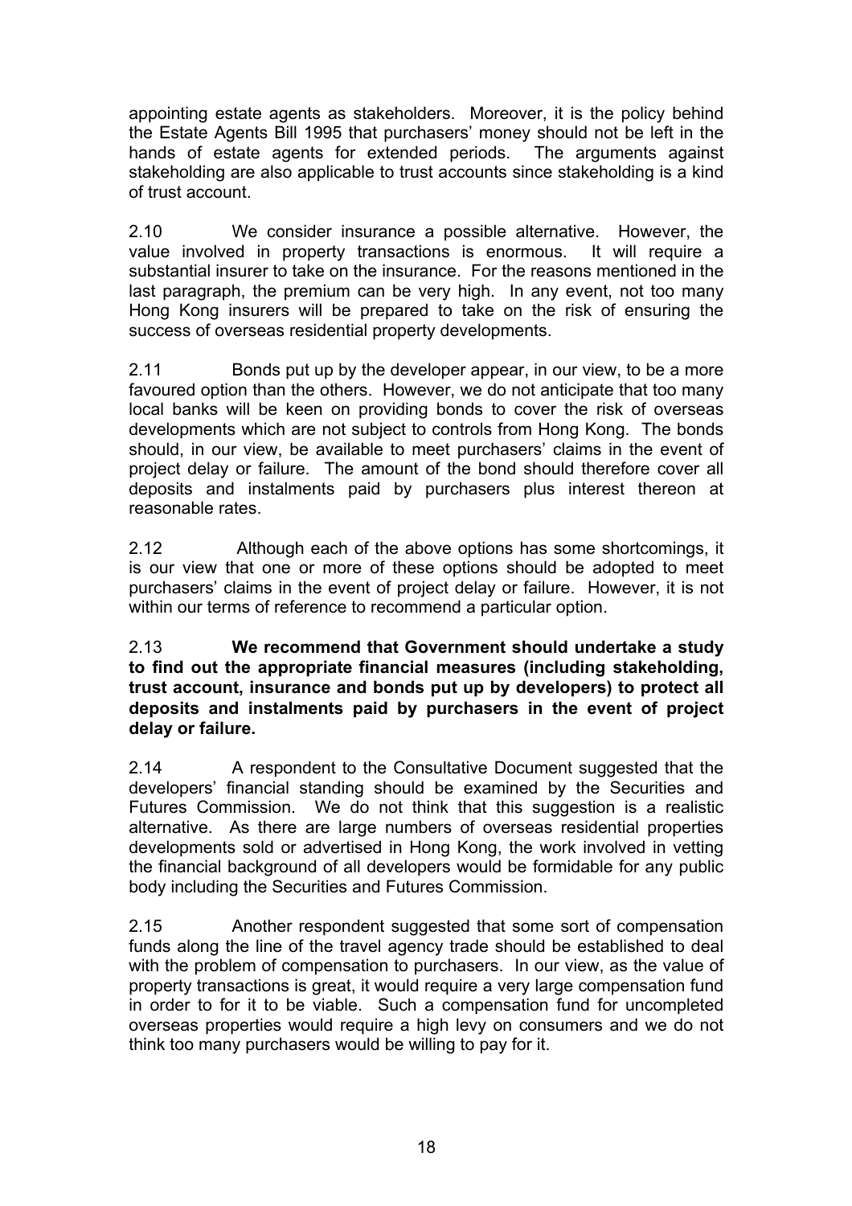appointing estate agents as stakeholders. Moreover, it is the policy behind the Estate Agents Bill 1995 that purchasers' money should not be left in the hands of estate agents for extended periods. The arguments against stakeholding are also applicable to trust accounts since stakeholding is a kind of trust account.

2.10 We consider insurance a possible alternative. However, the value involved in property transactions is enormous. It will require a substantial insurer to take on the insurance. For the reasons mentioned in the last paragraph, the premium can be very high. In any event, not too many Hong Kong insurers will be prepared to take on the risk of ensuring the success of overseas residential property developments.

2.11 Bonds put up by the developer appear, in our view, to be a more favoured option than the others. However, we do not anticipate that too many local banks will be keen on providing bonds to cover the risk of overseas developments which are not subject to controls from Hong Kong. The bonds should, in our view, be available to meet purchasers' claims in the event of project delay or failure. The amount of the bond should therefore cover all deposits and instalments paid by purchasers plus interest thereon at reasonable rates.

2.12 Although each of the above options has some shortcomings, it is our view that one or more of these options should be adopted to meet purchasers' claims in the event of project delay or failure. However, it is not within our terms of reference to recommend a particular option.

2.13 **We recommend that Government should undertake a study to find out the appropriate financial measures (including stakeholding, trust account, insurance and bonds put up by developers) to protect all deposits and instalments paid by purchasers in the event of project delay or failure.**

2.14 A respondent to the Consultative Document suggested that the developers' financial standing should be examined by the Securities and Futures Commission. We do not think that this suggestion is a realistic alternative. As there are large numbers of overseas residential properties developments sold or advertised in Hong Kong, the work involved in vetting the financial background of all developers would be formidable for any public body including the Securities and Futures Commission.

2.15 Another respondent suggested that some sort of compensation funds along the line of the travel agency trade should be established to deal with the problem of compensation to purchasers. In our view, as the value of property transactions is great, it would require a very large compensation fund in order to for it to be viable. Such a compensation fund for uncompleted overseas properties would require a high levy on consumers and we do not think too many purchasers would be willing to pay for it.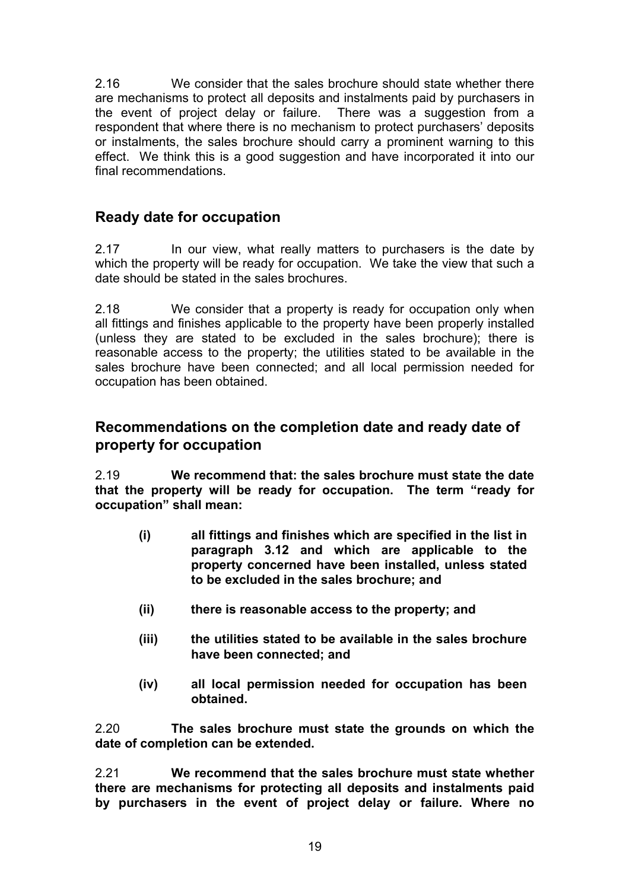2.16 We consider that the sales brochure should state whether there are mechanisms to protect all deposits and instalments paid by purchasers in the event of project delay or failure. There was a suggestion from a respondent that where there is no mechanism to protect purchasers' deposits or instalments, the sales brochure should carry a prominent warning to this effect. We think this is a good suggestion and have incorporated it into our final recommendations.

## Ready date for occupation

2.17 In our view, what really matters to purchasers is the date by which the property will be ready for occupation. We take the view that such a date should be stated in the sales brochures.

2.18 We consider that a property is ready for occupation only when all fittings and finishes applicable to the property have been properly installed (unless they are stated to be excluded in the sales brochure); there is reasonable access to the property; the utilities stated to be available in the sales brochure have been connected; and all local permission needed for occupation has been obtained.

## Recommendations on the completion date and ready date of property for occupation

2.19 **We recommend that: the sales brochure must state the date that the property will be ready for occupation. The term "ready for occupation" shall mean:**

- **(i) all fittings and finishes which are specified in the list in paragraph 3.12 and which are applicable to the property concerned have been installed, unless stated to be excluded in the sales brochure; and**
- **(ii) there is reasonable access to the property; and**
- **(iii) the utilities stated to be available in the sales brochure have been connected; and**
- **(iv) all local permission needed for occupation has been obtained.**

2.20 **The sales brochure must state the grounds on which the date of completion can be extended.**

2.21 **We recommend that the sales brochure must state whether there are mechanisms for protecting all deposits and instalments paid by purchasers in the event of project delay or failure. Where no**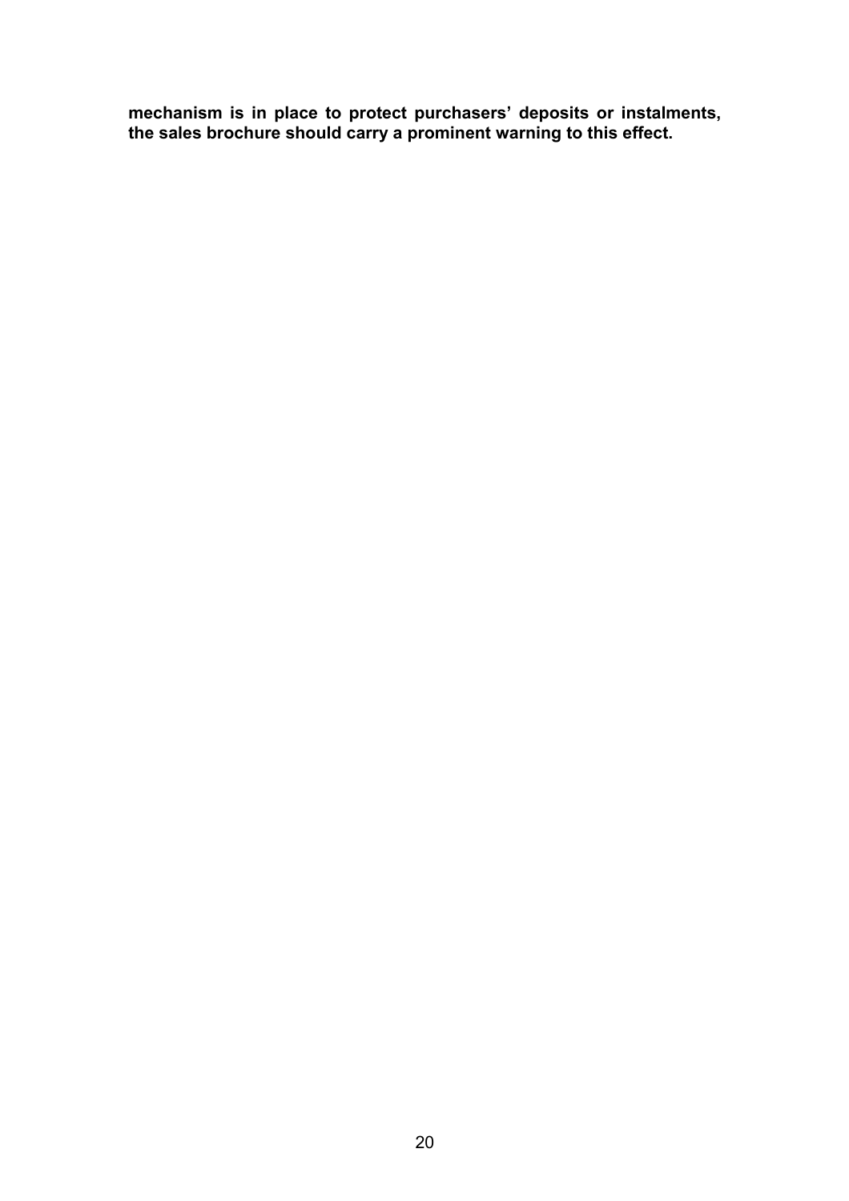**mechanism is in place to protect purchasers' deposits or instalments, the sales brochure should carry a prominent warning to this effect.**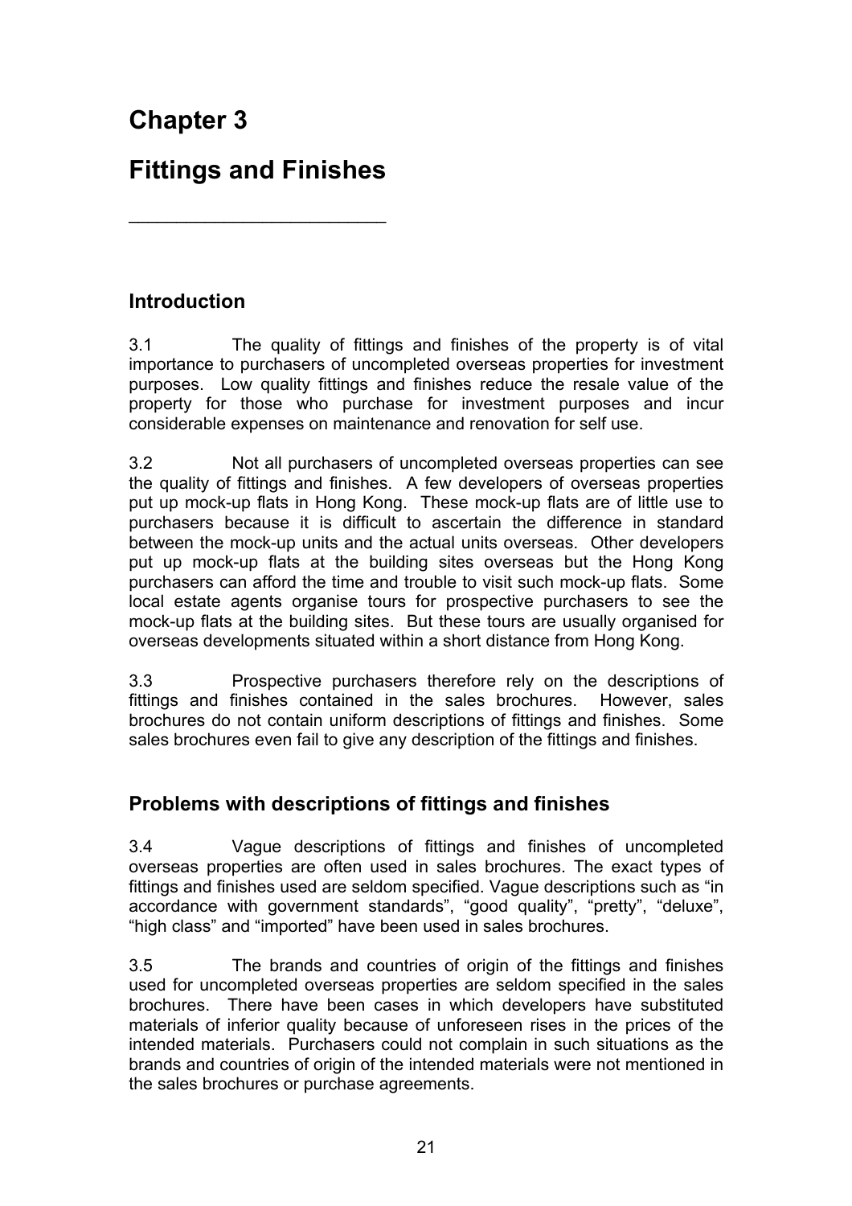# Chapter 3

# Fittings and Finishes

## Introduction

3.1 The quality of fittings and finishes of the property is of vital importance to purchasers of uncompleted overseas properties for investment purposes. Low quality fittings and finishes reduce the resale value of the property for those who purchase for investment purposes and incur considerable expenses on maintenance and renovation for self use.

3.2 Not all purchasers of uncompleted overseas properties can see the quality of fittings and finishes. A few developers of overseas properties put up mock-up flats in Hong Kong. These mock-up flats are of little use to purchasers because it is difficult to ascertain the difference in standard between the mock-up units and the actual units overseas. Other developers put up mock-up flats at the building sites overseas but the Hong Kong purchasers can afford the time and trouble to visit such mock-up flats. Some local estate agents organise tours for prospective purchasers to see the mock-up flats at the building sites. But these tours are usually organised for overseas developments situated within a short distance from Hong Kong.

3.3 Prospective purchasers therefore rely on the descriptions of fittings and finishes contained in the sales brochures. However, sales brochures do not contain uniform descriptions of fittings and finishes. Some sales brochures even fail to give any description of the fittings and finishes.

## Problems with descriptions of fittings and finishes

3.4 Vague descriptions of fittings and finishes of uncompleted overseas properties are often used in sales brochures. The exact types of fittings and finishes used are seldom specified. Vague descriptions such as "in accordance with government standards", "good quality", "pretty", "deluxe", "high class" and "imported" have been used in sales brochures.

3.5 The brands and countries of origin of the fittings and finishes used for uncompleted overseas properties are seldom specified in the sales brochures. There have been cases in which developers have substituted materials of inferior quality because of unforeseen rises in the prices of the intended materials. Purchasers could not complain in such situations as the brands and countries of origin of the intended materials were not mentioned in the sales brochures or purchase agreements.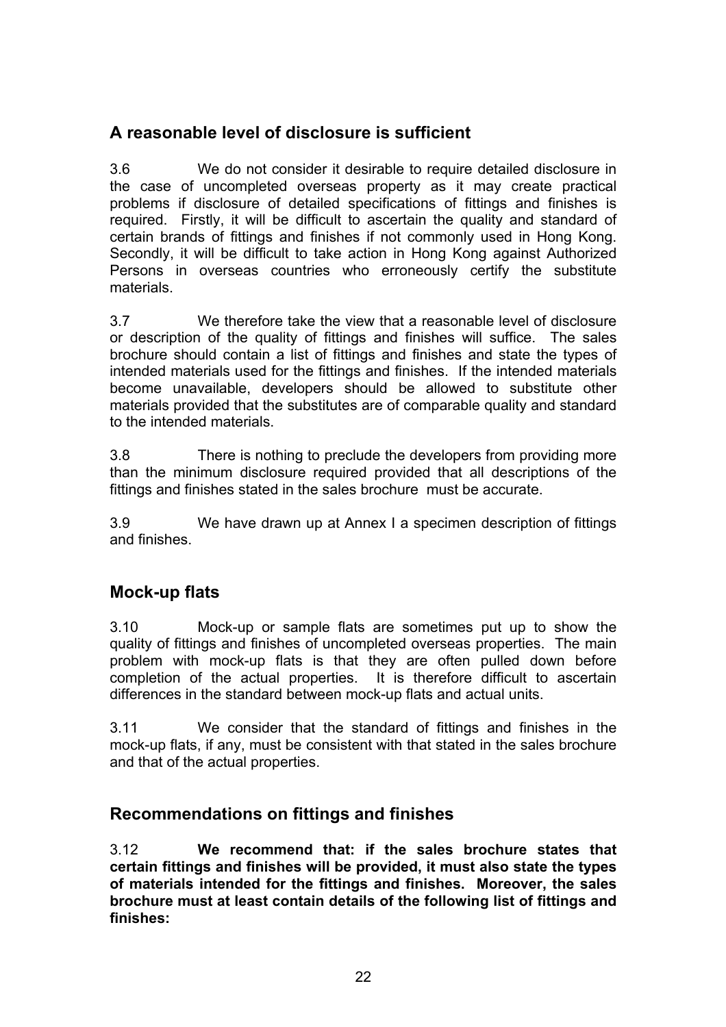## A reasonable level of disclosure is sufficient

3.6 We do not consider it desirable to require detailed disclosure in the case of uncompleted overseas property as it may create practical problems if disclosure of detailed specifications of fittings and finishes is required. Firstly, it will be difficult to ascertain the quality and standard of certain brands of fittings and finishes if not commonly used in Hong Kong. Secondly, it will be difficult to take action in Hong Kong against Authorized Persons in overseas countries who erroneously certify the substitute materials.

3.7 We therefore take the view that a reasonable level of disclosure or description of the quality of fittings and finishes will suffice. The sales brochure should contain a list of fittings and finishes and state the types of intended materials used for the fittings and finishes. If the intended materials become unavailable, developers should be allowed to substitute other materials provided that the substitutes are of comparable quality and standard to the intended materials.

3.8 There is nothing to preclude the developers from providing more than the minimum disclosure required provided that all descriptions of the fittings and finishes stated in the sales brochure must be accurate.

3.9 We have drawn up at Annex I a specimen description of fittings and finishes.

## Mock-up flats

3.10 Mock-up or sample flats are sometimes put up to show the quality of fittings and finishes of uncompleted overseas properties. The main problem with mock-up flats is that they are often pulled down before completion of the actual properties. It is therefore difficult to ascertain differences in the standard between mock-up flats and actual units.

3.11 We consider that the standard of fittings and finishes in the mock-up flats, if any, must be consistent with that stated in the sales brochure and that of the actual properties.

## Recommendations on fittings and finishes

3.12 **We recommend that: if the sales brochure states that certain fittings and finishes will be provided, it must also state the types of materials intended for the fittings and finishes. Moreover, the sales brochure must at least contain details of the following list of fittings and finishes:**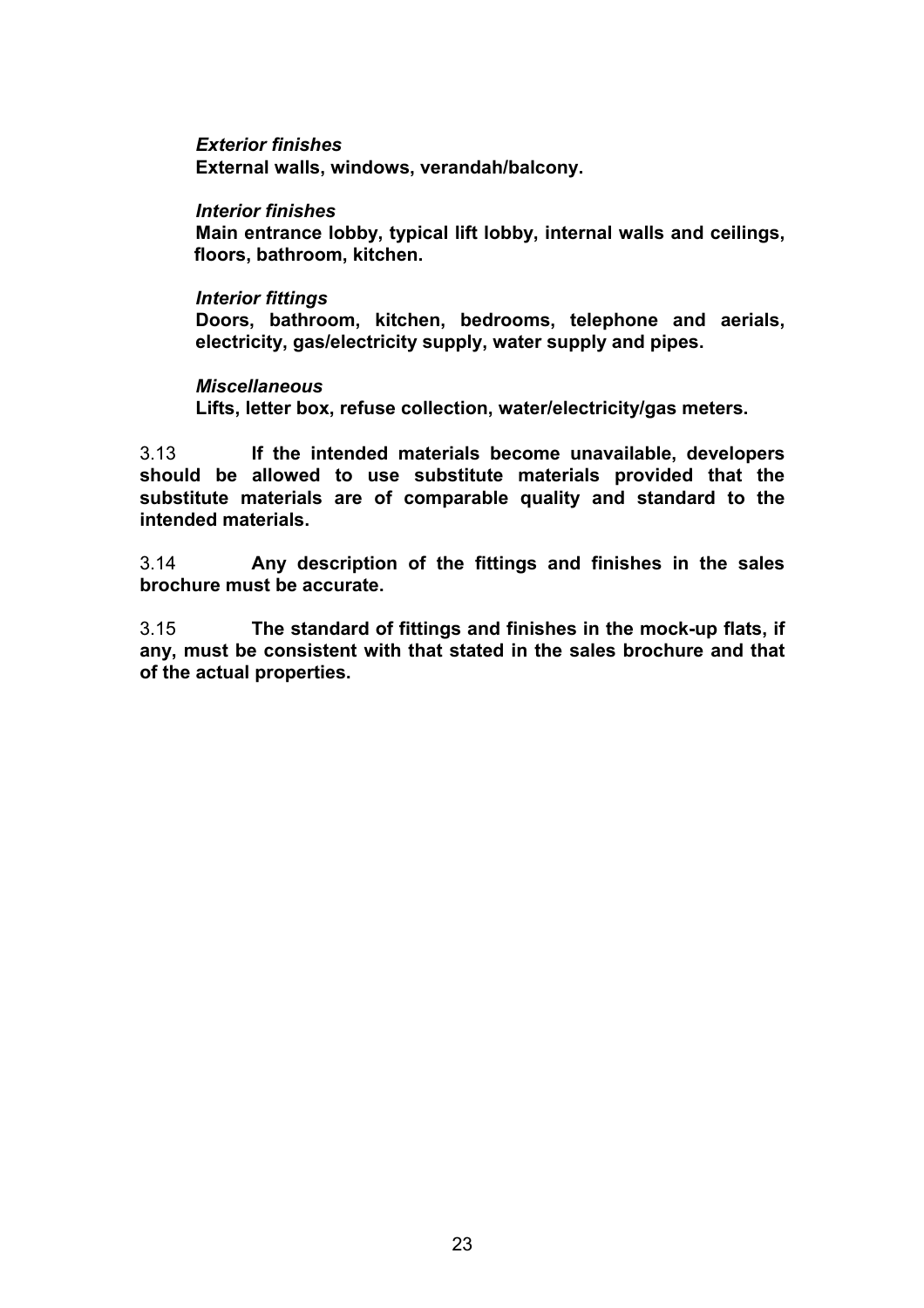*Exterior finishes*

**External walls, windows, verandah/balcony.**

*Interior finishes*

**Main entrance lobby, typical lift lobby, internal walls and ceilings, floors, bathroom, kitchen.**

*Interior fittings*

**Doors, bathroom, kitchen, bedrooms, telephone and aerials, electricity, gas/electricity supply, water supply and pipes.**

*Miscellaneous*

**Lifts, letter box, refuse collection, water/electricity/gas meters.**

3.13 **If the intended materials become unavailable, developers should be allowed to use substitute materials provided that the substitute materials are of comparable quality and standard to the intended materials.**

3.14 **Any description of the fittings and finishes in the sales brochure must be accurate.**

3.15 **The standard of fittings and finishes in the mock-up flats, if any, must be consistent with that stated in the sales brochure and that of the actual properties.**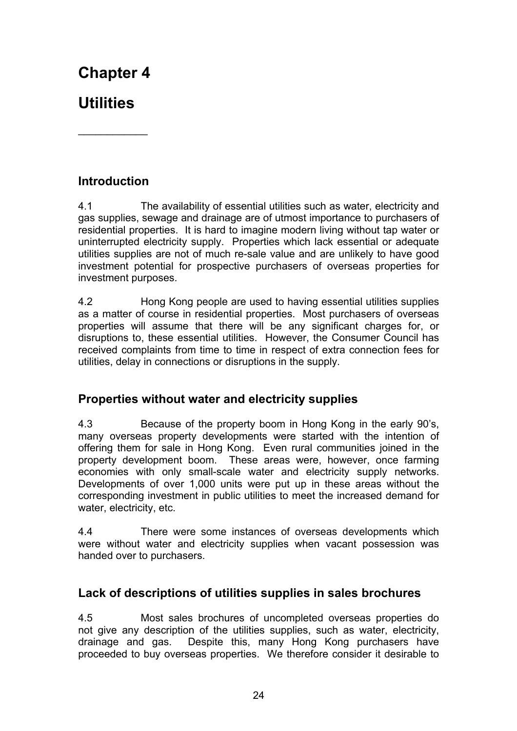# Chapter 4

# Utilities

## Introduction

4.1 The availability of essential utilities such as water, electricity and gas supplies, sewage and drainage are of utmost importance to purchasers of residential properties. It is hard to imagine modern living without tap water or uninterrupted electricity supply. Properties which lack essential or adequate utilities supplies are not of much re-sale value and are unlikely to have good investment potential for prospective purchasers of overseas properties for investment purposes.

4.2 Hong Kong people are used to having essential utilities supplies as a matter of course in residential properties. Most purchasers of overseas properties will assume that there will be any significant charges for, or disruptions to, these essential utilities. However, the Consumer Council has received complaints from time to time in respect of extra connection fees for utilities, delay in connections or disruptions in the supply.

## Properties without water and electricity supplies

4.3 Because of the property boom in Hong Kong in the early 90's, many overseas property developments were started with the intention of offering them for sale in Hong Kong. Even rural communities joined in the property development boom. These areas were, however, once farming economies with only small-scale water and electricity supply networks. Developments of over 1,000 units were put up in these areas without the corresponding investment in public utilities to meet the increased demand for water, electricity, etc.

4.4 There were some instances of overseas developments which were without water and electricity supplies when vacant possession was handed over to purchasers.

## Lack of descriptions of utilities supplies in sales brochures

4.5 Most sales brochures of uncompleted overseas properties do not give any description of the utilities supplies, such as water, electricity, drainage and gas. Despite this, many Hong Kong purchasers have proceeded to buy overseas properties. We therefore consider it desirable to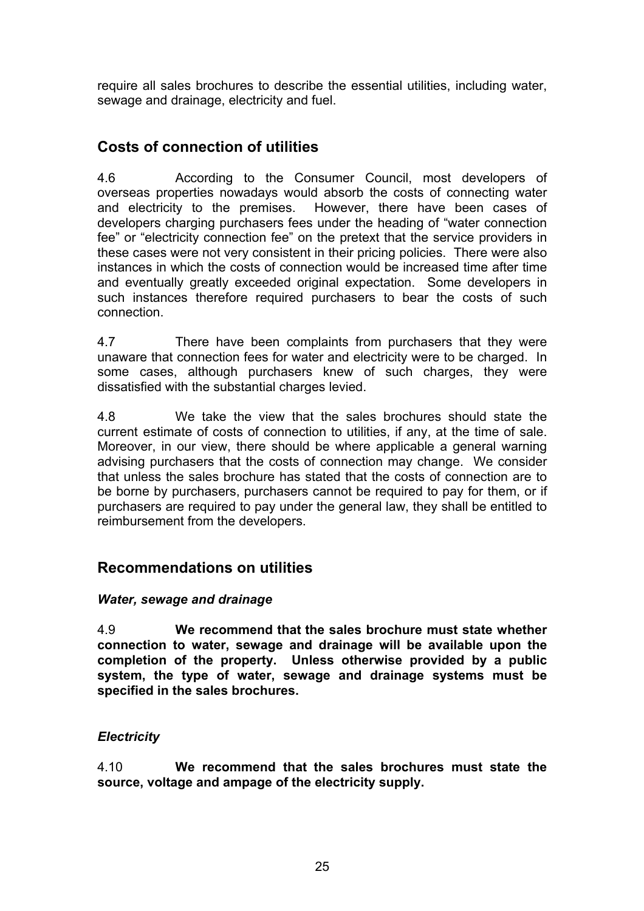require all sales brochures to describe the essential utilities, including water, sewage and drainage, electricity and fuel.

## Costs of connection of utilities

4.6 According to the Consumer Council, most developers of overseas properties nowadays would absorb the costs of connecting water and electricity to the premises. However, there have been cases of developers charging purchasers fees under the heading of "water connection fee" or "electricity connection fee" on the pretext that the service providers in these cases were not very consistent in their pricing policies. There were also instances in which the costs of connection would be increased time after time and eventually greatly exceeded original expectation. Some developers in such instances therefore required purchasers to bear the costs of such connection.

4.7 There have been complaints from purchasers that they were unaware that connection fees for water and electricity were to be charged. In some cases, although purchasers knew of such charges, they were dissatisfied with the substantial charges levied.

4.8 We take the view that the sales brochures should state the current estimate of costs of connection to utilities, if any, at the time of sale. Moreover, in our view, there should be where applicable a general warning advising purchasers that the costs of connection may change. We consider that unless the sales brochure has stated that the costs of connection are to be borne by purchasers, purchasers cannot be required to pay for them, or if purchasers are required to pay under the general law, they shall be entitled to reimbursement from the developers.

## Recommendations on utilities

### *Water, sewage and drainage*

4.9 **We recommend that the sales brochure must state whether connection to water, sewage and drainage will be available upon the completion of the property. Unless otherwise provided by a public system, the type of water, sewage and drainage systems must be specified in the sales brochures.**

### *Electricity*

4.10 **We recommend that the sales brochures must state the source, voltage and ampage of the electricity supply.**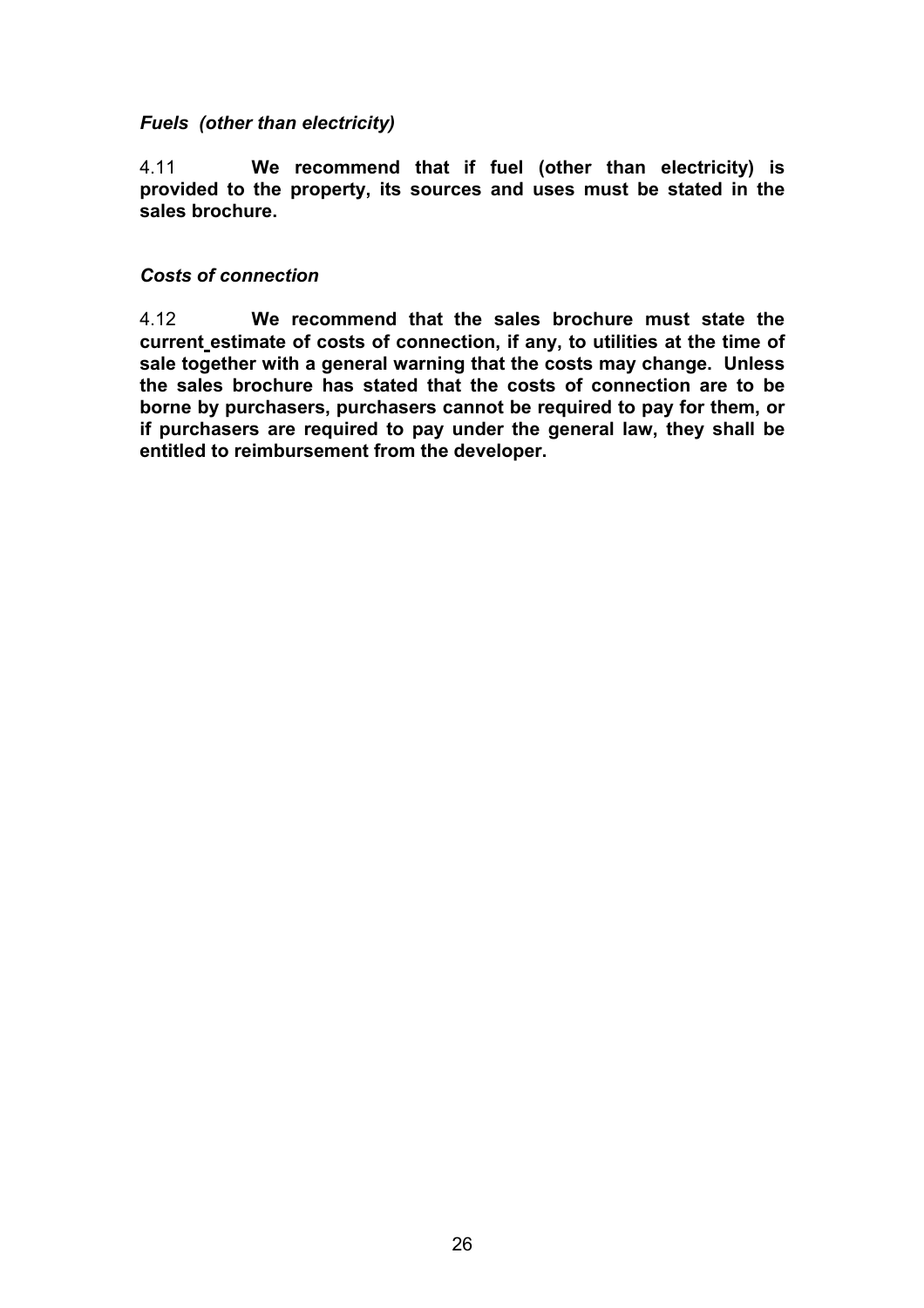*Fuels (other than electricity)*

4.11 **We recommend that if fuel (other than electricity) is provided to the property, its sources and uses must be stated in the sales brochure.**

*Costs of connection*

4.12 **We recommend that the sales brochure must state the current estimate of costs of connection, if any, to utilities at the time of sale together with a general warning that the costs may change. Unless the sales brochure has stated that the costs of connection are to be borne by purchasers, purchasers cannot be required to pay for them, or if purchasers are required to pay under the general law, they shall be entitled to reimbursement from the developer.**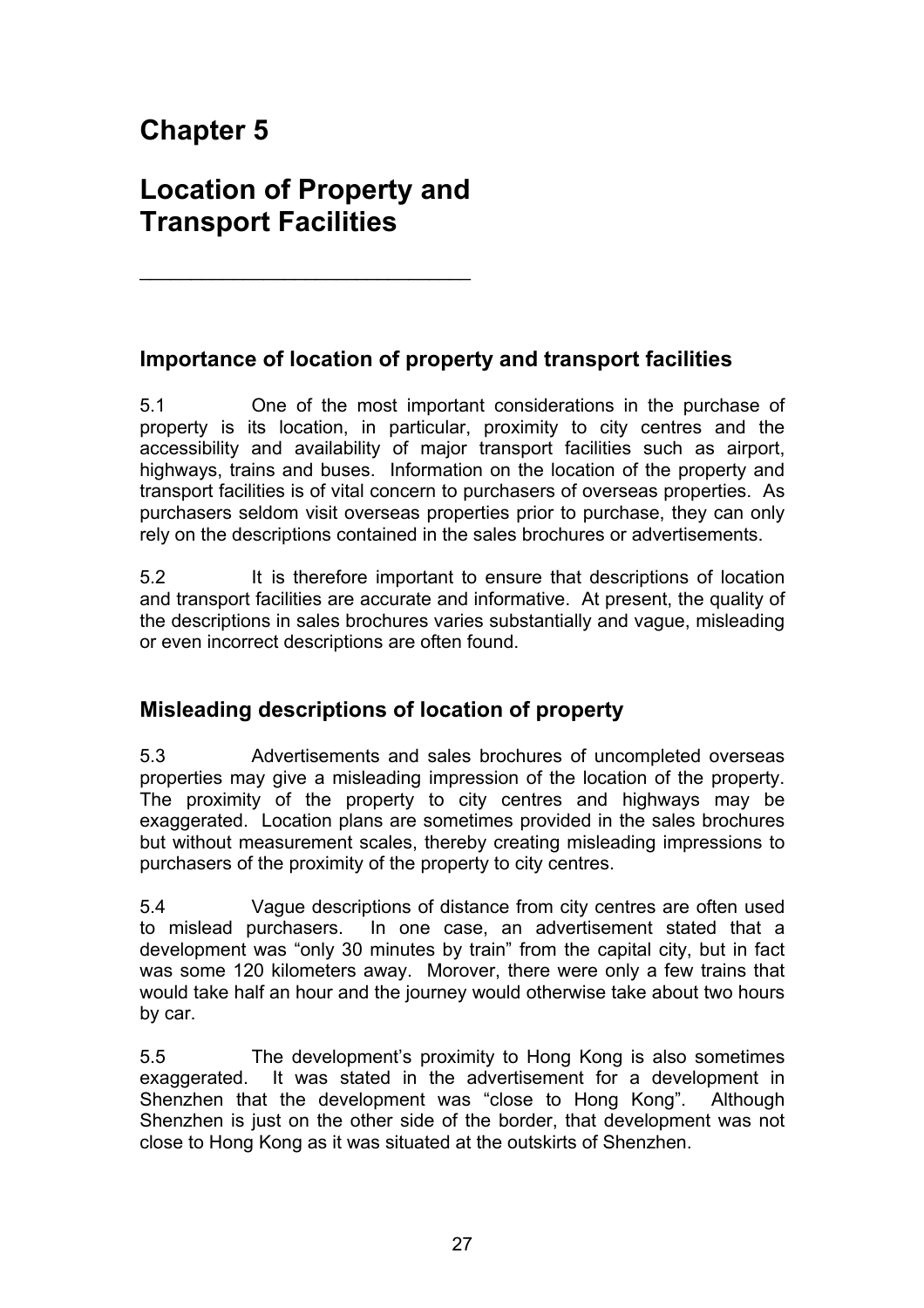# Chapter 5

# Location of Property and Transport Facilities

## Importance of location of property and transport facilities

5.1 One of the most important considerations in the purchase of property is its location, in particular, proximity to city centres and the accessibility and availability of major transport facilities such as airport, highways, trains and buses. Information on the location of the property and transport facilities is of vital concern to purchasers of overseas properties. As purchasers seldom visit overseas properties prior to purchase, they can only rely on the descriptions contained in the sales brochures or advertisements.

5.2 It is therefore important to ensure that descriptions of location and transport facilities are accurate and informative. At present, the quality of the descriptions in sales brochures varies substantially and vague, misleading or even incorrect descriptions are often found.

## Misleading descriptions of location of property

5.3 Advertisements and sales brochures of uncompleted overseas properties may give a misleading impression of the location of the property. The proximity of the property to city centres and highways may be exaggerated. Location plans are sometimes provided in the sales brochures but without measurement scales, thereby creating misleading impressions to purchasers of the proximity of the property to city centres.

5.4 Vague descriptions of distance from city centres are often used to mislead purchasers. In one case, an advertisement stated that a development was "only 30 minutes by train" from the capital city, but in fact was some 120 kilometers away. Morover, there were only a few trains that would take half an hour and the journey would otherwise take about two hours by car.

5.5 The development's proximity to Hong Kong is also sometimes exaggerated. It was stated in the advertisement for a development in Shenzhen that the development was "close to Hong Kong". Although Shenzhen is just on the other side of the border, that development was not close to Hong Kong as it was situated at the outskirts of Shenzhen.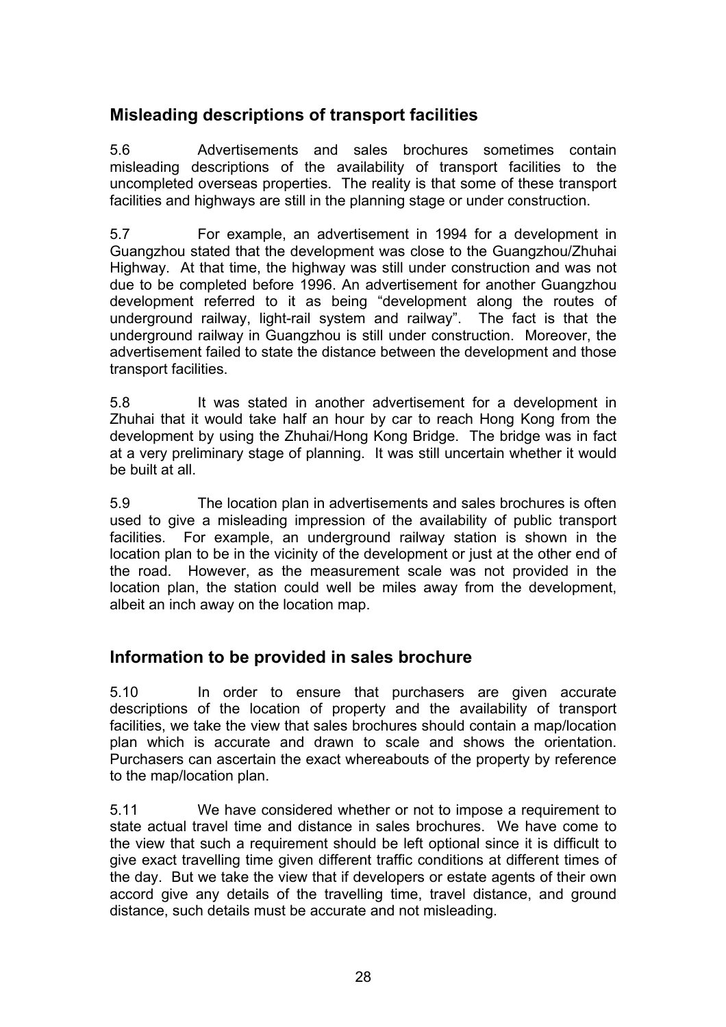## Misleading descriptions of transport facilities

5.6 Advertisements and sales brochures sometimes contain misleading descriptions of the availability of transport facilities to the uncompleted overseas properties. The reality is that some of these transport facilities and highways are still in the planning stage or under construction.

5.7 For example, an advertisement in 1994 for a development in Guangzhou stated that the development was close to the Guangzhou/Zhuhai Highway. At that time, the highway was still under construction and was not due to be completed before 1996. An advertisement for another Guangzhou development referred to it as being "development along the routes of underground railway, light-rail system and railway". The fact is that the underground railway in Guangzhou is still under construction. Moreover, the advertisement failed to state the distance between the development and those transport facilities.

5.8 It was stated in another advertisement for a development in Zhuhai that it would take half an hour by car to reach Hong Kong from the development by using the Zhuhai/Hong Kong Bridge. The bridge was in fact at a very preliminary stage of planning. It was still uncertain whether it would be built at all.

5.9 The location plan in advertisements and sales brochures is often used to give a misleading impression of the availability of public transport facilities. For example, an underground railway station is shown in the location plan to be in the vicinity of the development or just at the other end of the road. However, as the measurement scale was not provided in the location plan, the station could well be miles away from the development, albeit an inch away on the location map.

## Information to be provided in sales brochure

5.10 In order to ensure that purchasers are given accurate descriptions of the location of property and the availability of transport facilities, we take the view that sales brochures should contain a map/location plan which is accurate and drawn to scale and shows the orientation. Purchasers can ascertain the exact whereabouts of the property by reference to the map/location plan.

5.11 We have considered whether or not to impose a requirement to state actual travel time and distance in sales brochures. We have come to the view that such a requirement should be left optional since it is difficult to give exact travelling time given different traffic conditions at different times of the day. But we take the view that if developers or estate agents of their own accord give any details of the travelling time, travel distance, and ground distance, such details must be accurate and not misleading.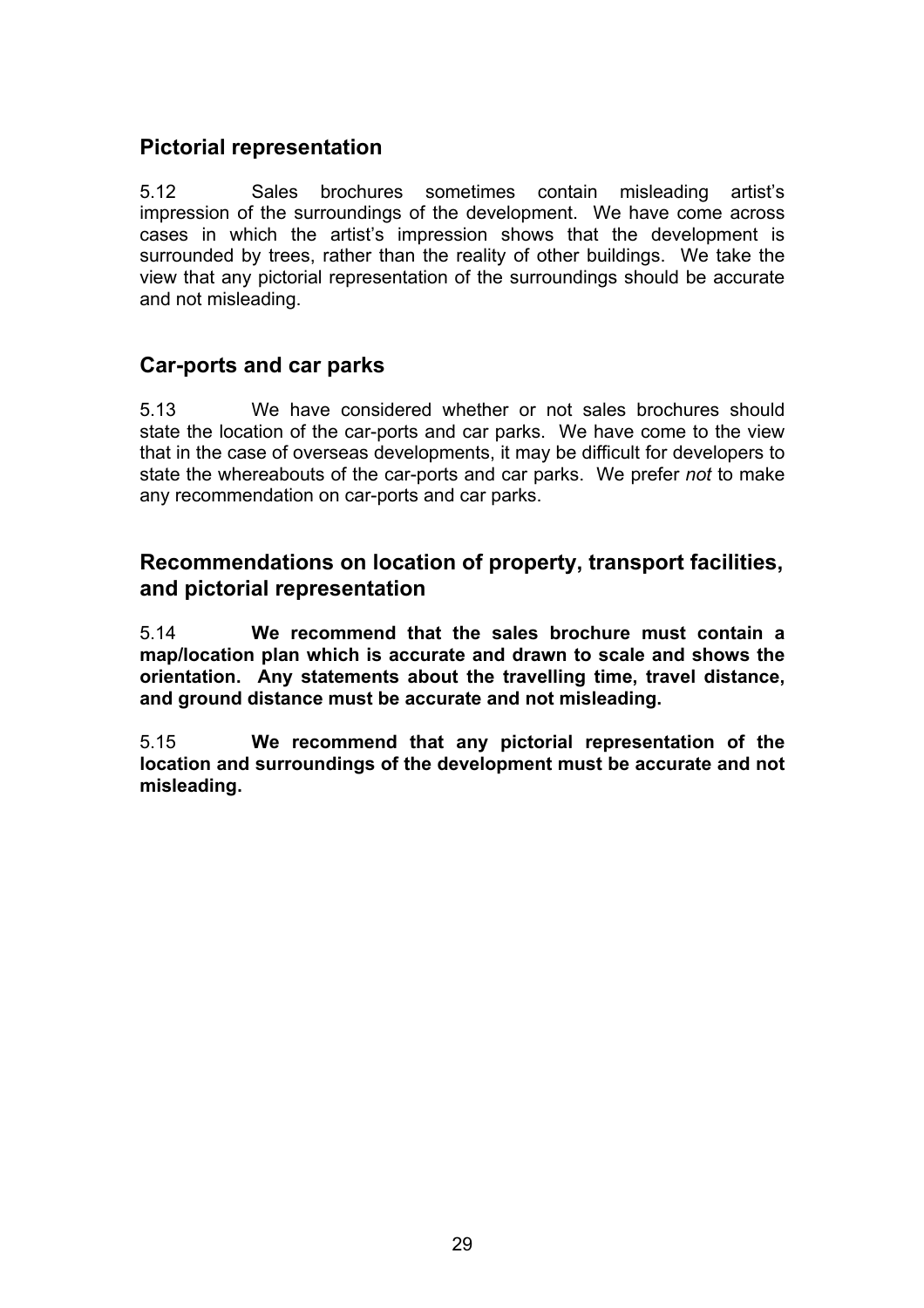## Pictorial representation

5.12 Sales brochures sometimes contain misleading artist's impression of the surroundings of the development. We have come across cases in which the artist's impression shows that the development is surrounded by trees, rather than the reality of other buildings. We take the view that any pictorial representation of the surroundings should be accurate and not misleading.

## Car-ports and car parks

5.13 We have considered whether or not sales brochures should state the location of the car-ports and car parks. We have come to the view that in the case of overseas developments, it may be difficult for developers to state the whereabouts of the car-ports and car parks. We prefer *not* to make any recommendation on car-ports and car parks.

## Recommendations on location of property, transport facilities, and pictorial representation

5.14 **We recommend that the sales brochure must contain a map/location plan which is accurate and drawn to scale and shows the orientation. Any statements about the travelling time, travel distance, and ground distance must be accurate and not misleading.**

5.15 **We recommend that any pictorial representation of the location and surroundings of the development must be accurate and not misleading.**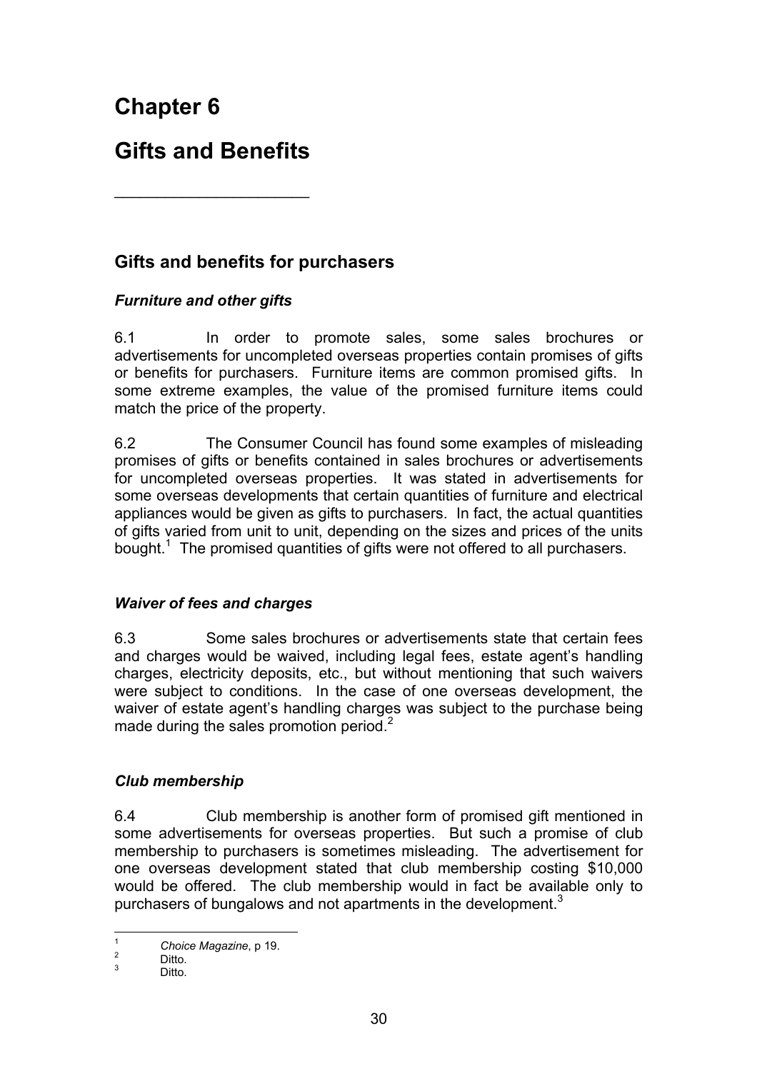# Chapter 6

# Gifts and Benefits

## Gifts and benefits for purchasers

### *Furniture and other gifts*

6.1 In order to promote sales, some sales brochures or advertisements for uncompleted overseas properties contain promises of gifts or benefits for purchasers. Furniture items are common promised gifts. In some extreme examples, the value of the promised furniture items could match the price of the property.

6.2 The Consumer Council has found some examples of misleading promises of gifts or benefits contained in sales brochures or advertisements for uncompleted overseas properties. It was stated in advertisements for some overseas developments that certain quantities of furniture and electrical appliances would be given as gifts to purchasers. In fact, the actual quantities of gifts varied from unit to unit, depending on the sizes and prices of the units bought.[1] The promised quantities of gifts were not offered to all purchasers.

### *Waiver of fees and charges*

6.3 Some sales brochures or advertisements state that certain fees and charges would be waived, including legal fees, estate agent's handling charges, electricity deposits, etc., but without mentioning that such waivers were subject to conditions. In the case of one overseas development, the waiver of estate agent's handling charges was subject to the purchase being made during the sales promotion period.[2]

### *Club membership*

6.4 Club membership is another form of promised gift mentioned in some advertisements for overseas properties. But such a promise of club membership to purchasers is sometimes misleading. The advertisement for one overseas development stated that club membership costing \$10,000 would be offered. The club membership would in fact be available only to purchasers of bungalows and not apartments in the development.[3]

---

[1] *Choice Magazine*, p 19.
[2] Ditto.
[3] Ditto.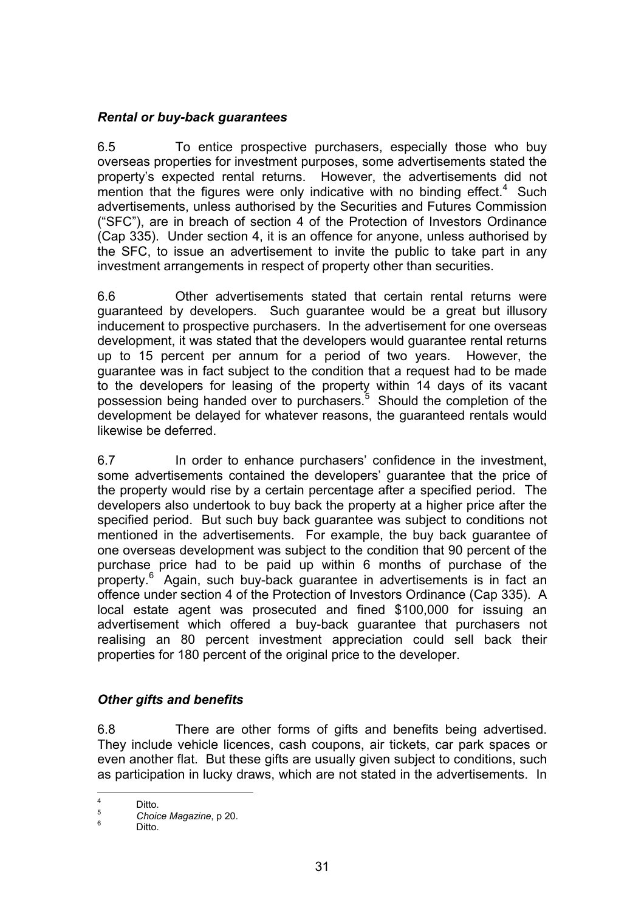### *Rental or buy-back guarantees*

6.5 To entice prospective purchasers, especially those who buy overseas properties for investment purposes, some advertisements stated the property's expected rental returns. However, the advertisements did not mention that the figures were only indicative with no binding effect.[4] Such advertisements, unless authorised by the Securities and Futures Commission ("SFC"), are in breach of section 4 of the Protection of Investors Ordinance (Cap 335). Under section 4, it is an offence for anyone, unless authorised by the SFC, to issue an advertisement to invite the public to take part in any investment arrangements in respect of property other than securities.

6.6 Other advertisements stated that certain rental returns were guaranteed by developers. Such guarantee would be a great but illusory inducement to prospective purchasers. In the advertisement for one overseas development, it was stated that the developers would guarantee rental returns up to 15 percent per annum for a period of two years. However, the guarantee was in fact subject to the condition that a request had to be made to the developers for leasing of the property within 14 days of its vacant possession being handed over to purchasers.[5] Should the completion of the development be delayed for whatever reasons, the guaranteed rentals would likewise be deferred.

6.7 In order to enhance purchasers' confidence in the investment, some advertisements contained the developers' guarantee that the price of the property would rise by a certain percentage after a specified period. The developers also undertook to buy back the property at a higher price after the specified period. But such buy back guarantee was subject to conditions not mentioned in the advertisements. For example, the buy back guarantee of one overseas development was subject to the condition that 90 percent of the purchase price had to be paid up within 6 months of purchase of the property.[6] Again, such buy-back guarantee in advertisements is in fact an offence under section 4 of the Protection of Investors Ordinance (Cap 335). A local estate agent was prosecuted and fined $100,000 for issuing an advertisement which offered a buy-back guarantee that purchasers not realising an 80 percent investment appreciation could sell back their properties for 180 percent of the original price to the developer.

### *Other gifts and benefits*

6.8 There are other forms of gifts and benefits being advertised. They include vehicle licences, cash coupons, air tickets, car park spaces or even another flat. But these gifts are usually given subject to conditions, such as participation in lucky draws, which are not stated in the advertisements. In

---

[4] Ditto.

[5] *Choice Magazine*, p 20.

[6] Ditto.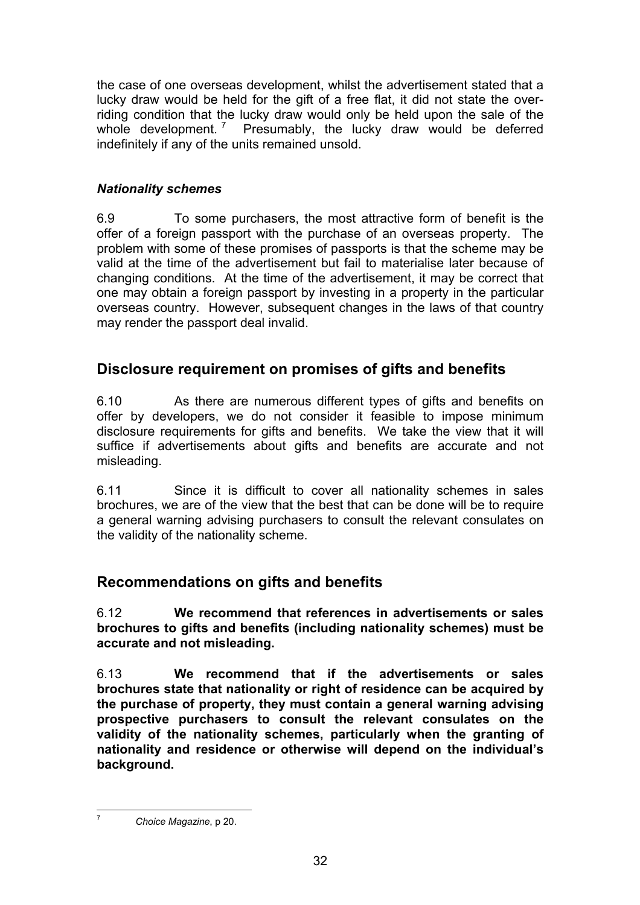the case of one overseas development, whilst the advertisement stated that a lucky draw would be held for the gift of a free flat, it did not state the overriding condition that the lucky draw would only be held upon the sale of the whole development.[7] Presumably, the lucky draw would be deferred indefinitely if any of the units remained unsold.

### *Nationality schemes*

6.9 To some purchasers, the most attractive form of benefit is the offer of a foreign passport with the purchase of an overseas property. The problem with some of these promises of passports is that the scheme may be valid at the time of the advertisement but fail to materialise later because of changing conditions. At the time of the advertisement, it may be correct that one may obtain a foreign passport by investing in a property in the particular overseas country. However, subsequent changes in the laws of that country may render the passport deal invalid.

## Disclosure requirement on promises of gifts and benefits

6.10 As there are numerous different types of gifts and benefits on offer by developers, we do not consider it feasible to impose minimum disclosure requirements for gifts and benefits. We take the view that it will suffice if advertisements about gifts and benefits are accurate and not misleading.

6.11 Since it is difficult to cover all nationality schemes in sales brochures, we are of the view that the best that can be done will be to require a general warning advising purchasers to consult the relevant consulates on the validity of the nationality scheme.

## Recommendations on gifts and benefits

6.12 **We recommend that references in advertisements or sales brochures to gifts and benefits (including nationality schemes) must be accurate and not misleading.**

6.13 **We recommend that if the advertisements or sales brochures state that nationality or right of residence can be acquired by the purchase of property, they must contain a general warning advising prospective purchasers to consult the relevant consulates on the validity of the nationality schemes, particularly when the granting of nationality and residence or otherwise will depend on the individual's background.**

---

[7] *Choice Magazine*, p 20.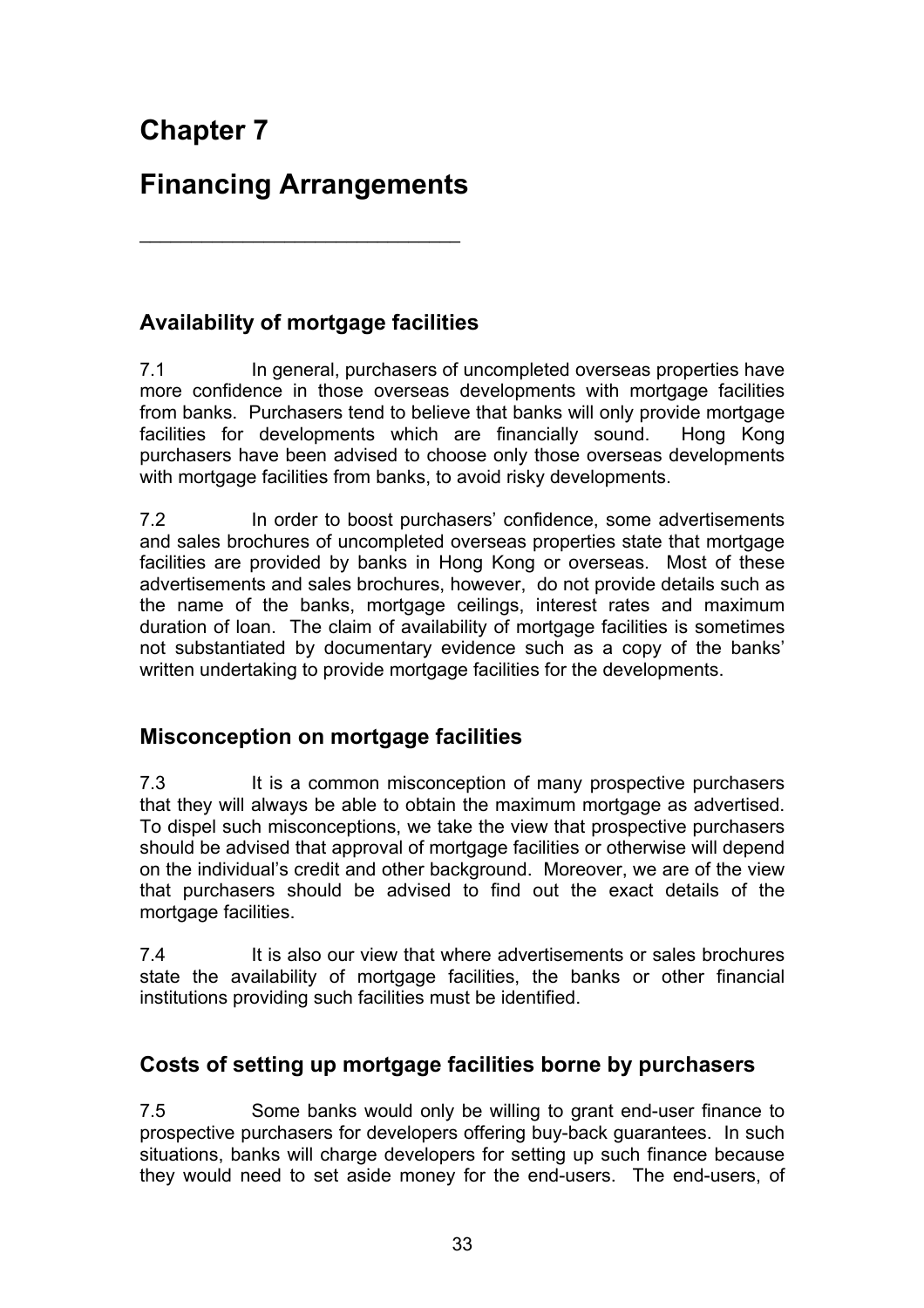# Chapter 7

# Financing Arrangements

## Availability of mortgage facilities

7.1 In general, purchasers of uncompleted overseas properties have more confidence in those overseas developments with mortgage facilities from banks. Purchasers tend to believe that banks will only provide mortgage facilities for developments which are financially sound. Hong Kong purchasers have been advised to choose only those overseas developments with mortgage facilities from banks, to avoid risky developments.

7.2 In order to boost purchasers' confidence, some advertisements and sales brochures of uncompleted overseas properties state that mortgage facilities are provided by banks in Hong Kong or overseas. Most of these advertisements and sales brochures, however, do not provide details such as the name of the banks, mortgage ceilings, interest rates and maximum duration of loan. The claim of availability of mortgage facilities is sometimes not substantiated by documentary evidence such as a copy of the banks' written undertaking to provide mortgage facilities for the developments.

## Misconception on mortgage facilities

7.3 It is a common misconception of many prospective purchasers that they will always be able to obtain the maximum mortgage as advertised. To dispel such misconceptions, we take the view that prospective purchasers should be advised that approval of mortgage facilities or otherwise will depend on the individual's credit and other background. Moreover, we are of the view that purchasers should be advised to find out the exact details of the mortgage facilities.

7.4 It is also our view that where advertisements or sales brochures state the availability of mortgage facilities, the banks or other financial institutions providing such facilities must be identified.

## Costs of setting up mortgage facilities borne by purchasers

7.5 Some banks would only be willing to grant end-user finance to prospective purchasers for developers offering buy-back guarantees. In such situations, banks will charge developers for setting up such finance because they would need to set aside money for the end-users. The end-users, of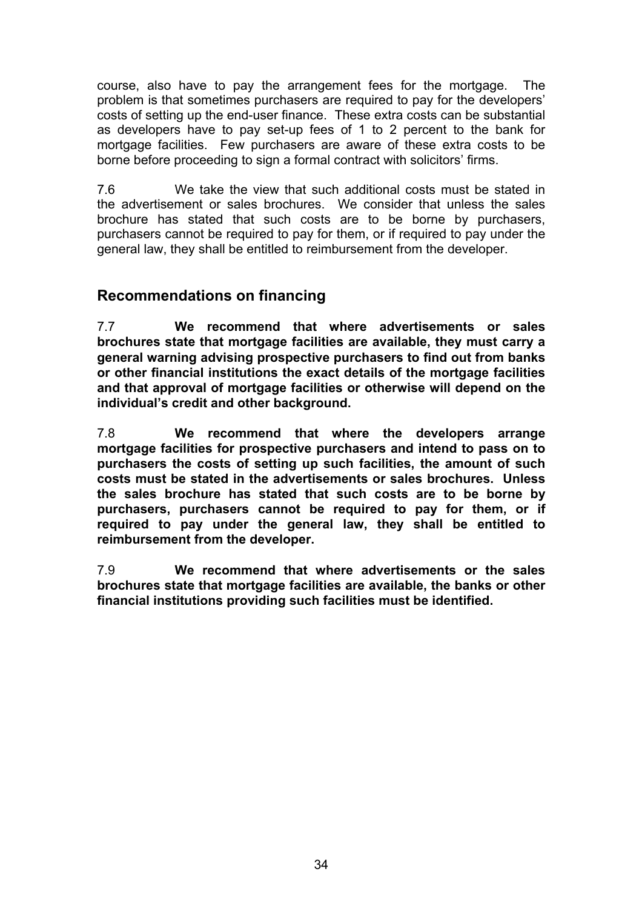course, also have to pay the arrangement fees for the mortgage. The problem is that sometimes purchasers are required to pay for the developers' costs of setting up the end-user finance. These extra costs can be substantial as developers have to pay set-up fees of 1 to 2 percent to the bank for mortgage facilities. Few purchasers are aware of these extra costs to be borne before proceeding to sign a formal contract with solicitors' firms.

7.6 We take the view that such additional costs must be stated in the advertisement or sales brochures. We consider that unless the sales brochure has stated that such costs are to be borne by purchasers, purchasers cannot be required to pay for them, or if required to pay under the general law, they shall be entitled to reimbursement from the developer.

## Recommendations on financing

7.7 **We recommend that where advertisements or sales brochures state that mortgage facilities are available, they must carry a general warning advising prospective purchasers to find out from banks or other financial institutions the exact details of the mortgage facilities and that approval of mortgage facilities or otherwise will depend on the individual's credit and other background.**

7.8 **We recommend that where the developers arrange mortgage facilities for prospective purchasers and intend to pass on to purchasers the costs of setting up such facilities, the amount of such costs must be stated in the advertisements or sales brochures. Unless the sales brochure has stated that such costs are to be borne by purchasers, purchasers cannot be required to pay for them, or if required to pay under the general law, they shall be entitled to reimbursement from the developer.**

7.9 **We recommend that where advertisements or the sales brochures state that mortgage facilities are available, the banks or other financial institutions providing such facilities must be identified.**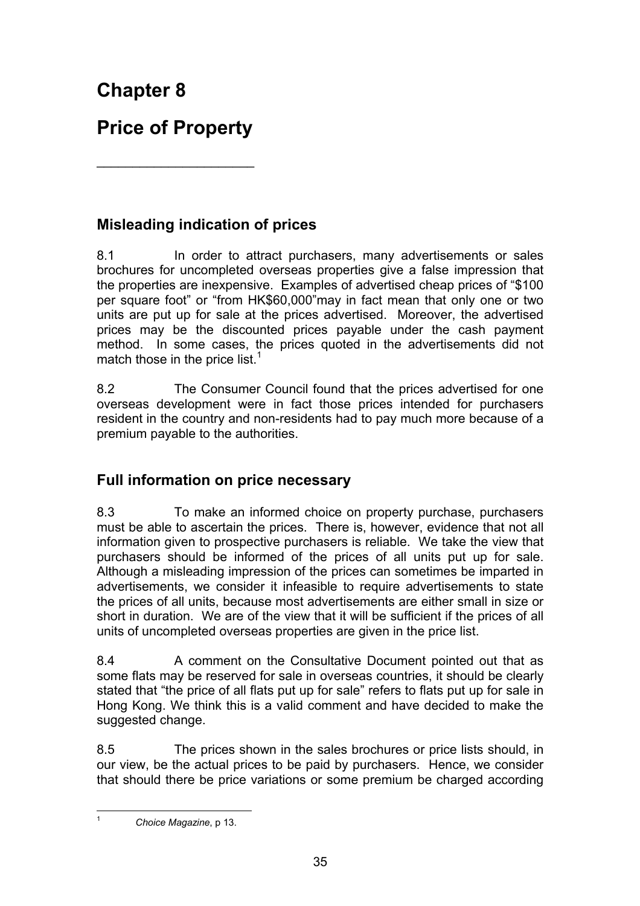# Chapter 8

# Price of Property

## Misleading indication of prices

8.1 In order to attract purchasers, many advertisements or sales brochures for uncompleted overseas properties give a false impression that the properties are inexpensive. Examples of advertised cheap prices of "$100 per square foot" or "from HK$60,000"may in fact mean that only one or two units are put up for sale at the prices advertised. Moreover, the advertised prices may be the discounted prices payable under the cash payment method. In some cases, the prices quoted in the advertisements did not match those in the price list.[1]

8.2 The Consumer Council found that the prices advertised for one overseas development were in fact those prices intended for purchasers resident in the country and non-residents had to pay much more because of a premium payable to the authorities.

## Full information on price necessary

8.3 To make an informed choice on property purchase, purchasers must be able to ascertain the prices. There is, however, evidence that not all information given to prospective purchasers is reliable. We take the view that purchasers should be informed of the prices of all units put up for sale. Although a misleading impression of the prices can sometimes be imparted in advertisements, we consider it infeasible to require advertisements to state the prices of all units, because most advertisements are either small in size or short in duration. We are of the view that it will be sufficient if the prices of all units of uncompleted overseas properties are given in the price list.

8.4 A comment on the Consultative Document pointed out that as some flats may be reserved for sale in overseas countries, it should be clearly stated that "the price of all flats put up for sale" refers to flats put up for sale in Hong Kong. We think this is a valid comment and have decided to make the suggested change.

8.5 The prices shown in the sales brochures or price lists should, in our view, be the actual prices to be paid by purchasers. Hence, we consider that should there be price variations or some premium be charged according

---

[1] *Choice Magazine*, p 13.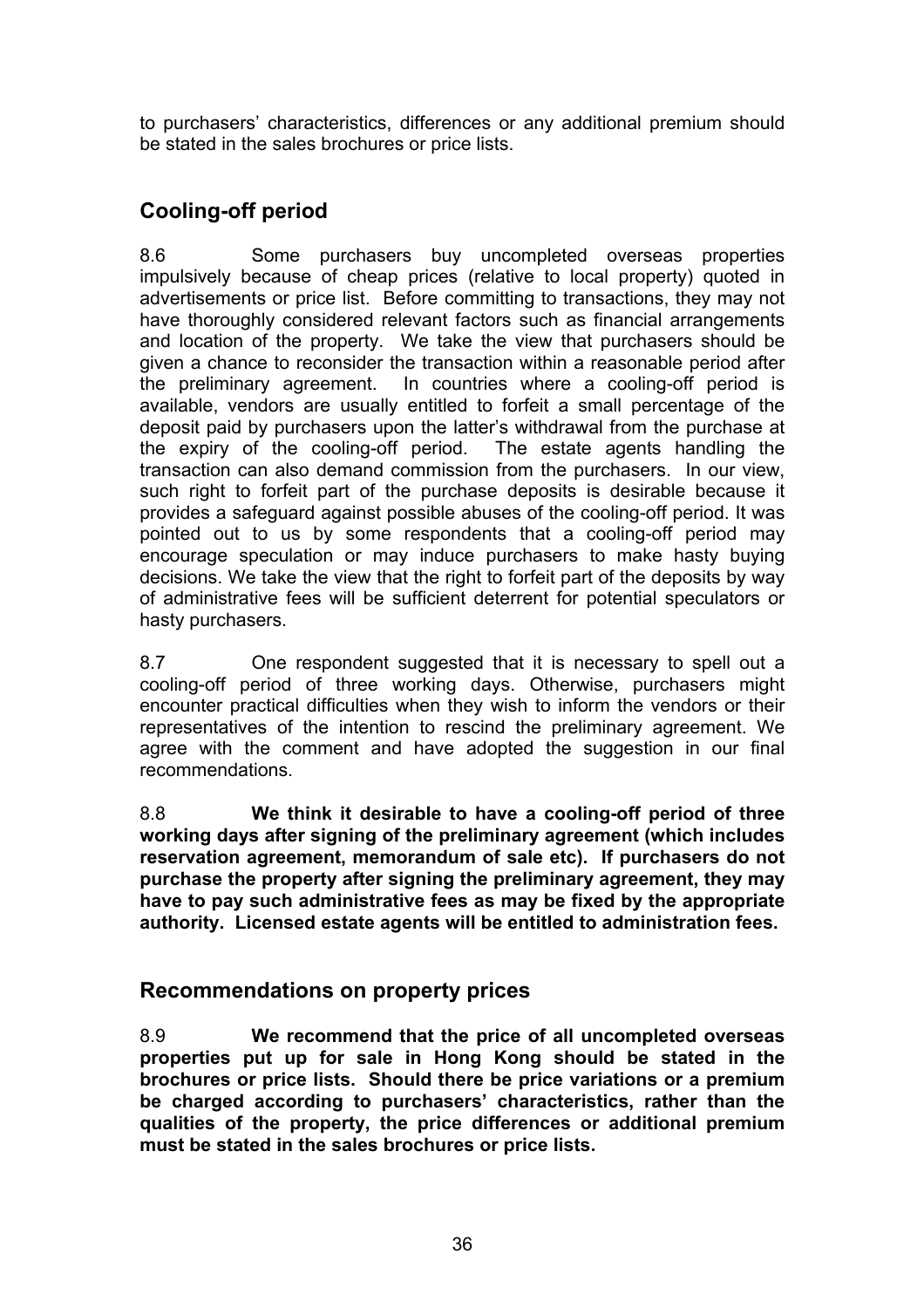to purchasers' characteristics, differences or any additional premium should be stated in the sales brochures or price lists.

## Cooling-off period

8.6 Some purchasers buy uncompleted overseas properties impulsively because of cheap prices (relative to local property) quoted in advertisements or price list. Before committing to transactions, they may not have thoroughly considered relevant factors such as financial arrangements and location of the property. We take the view that purchasers should be given a chance to reconsider the transaction within a reasonable period after the preliminary agreement. In countries where a cooling-off period is available, vendors are usually entitled to forfeit a small percentage of the deposit paid by purchasers upon the latter's withdrawal from the purchase at the expiry of the cooling-off period. The estate agents handling the transaction can also demand commission from the purchasers. In our view, such right to forfeit part of the purchase deposits is desirable because it provides a safeguard against possible abuses of the cooling-off period. It was pointed out to us by some respondents that a cooling-off period may encourage speculation or may induce purchasers to make hasty buying decisions. We take the view that the right to forfeit part of the deposits by way of administrative fees will be sufficient deterrent for potential speculators or hasty purchasers.

8.7 One respondent suggested that it is necessary to spell out a cooling-off period of three working days. Otherwise, purchasers might encounter practical difficulties when they wish to inform the vendors or their representatives of the intention to rescind the preliminary agreement. We agree with the comment and have adopted the suggestion in our final recommendations.

8.8 **We think it desirable to have a cooling-off period of three working days after signing of the preliminary agreement (which includes reservation agreement, memorandum of sale etc). If purchasers do not purchase the property after signing the preliminary agreement, they may have to pay such administrative fees as may be fixed by the appropriate authority. Licensed estate agents will be entitled to administration fees.**

## Recommendations on property prices

8.9 **We recommend that the price of all uncompleted overseas properties put up for sale in Hong Kong should be stated in the brochures or price lists. Should there be price variations or a premium be charged according to purchasers' characteristics, rather than the qualities of the property, the price differences or additional premium must be stated in the sales brochures or price lists.**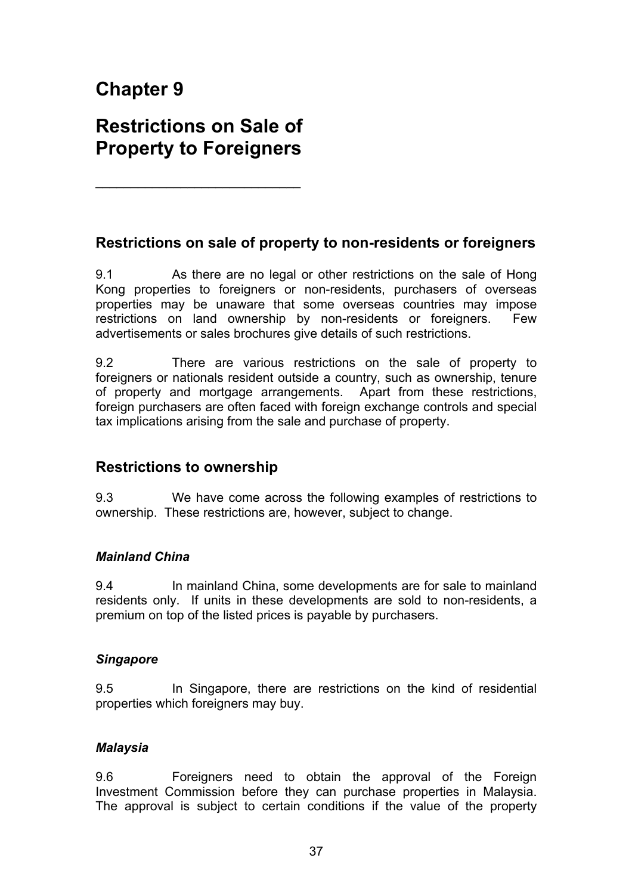# Chapter 9

# Restrictions on Sale of Property to Foreigners

## Restrictions on sale of property to non-residents or foreigners

9.1 As there are no legal or other restrictions on the sale of Hong Kong properties to foreigners or non-residents, purchasers of overseas properties may be unaware that some overseas countries may impose restrictions on land ownership by non-residents or foreigners. Few advertisements or sales brochures give details of such restrictions.

9.2 There are various restrictions on the sale of property to foreigners or nationals resident outside a country, such as ownership, tenure of property and mortgage arrangements. Apart from these restrictions, foreign purchasers are often faced with foreign exchange controls and special tax implications arising from the sale and purchase of property.

## Restrictions to ownership

9.3 We have come across the following examples of restrictions to ownership. These restrictions are, however, subject to change.

### *Mainland China*

9.4 In mainland China, some developments are for sale to mainland residents only. If units in these developments are sold to non-residents, a premium on top of the listed prices is payable by purchasers.

### *Singapore*

9.5 In Singapore, there are restrictions on the kind of residential properties which foreigners may buy.

### *Malaysia*

9.6 Foreigners need to obtain the approval of the Foreign Investment Commission before they can purchase properties in Malaysia. The approval is subject to certain conditions if the value of the property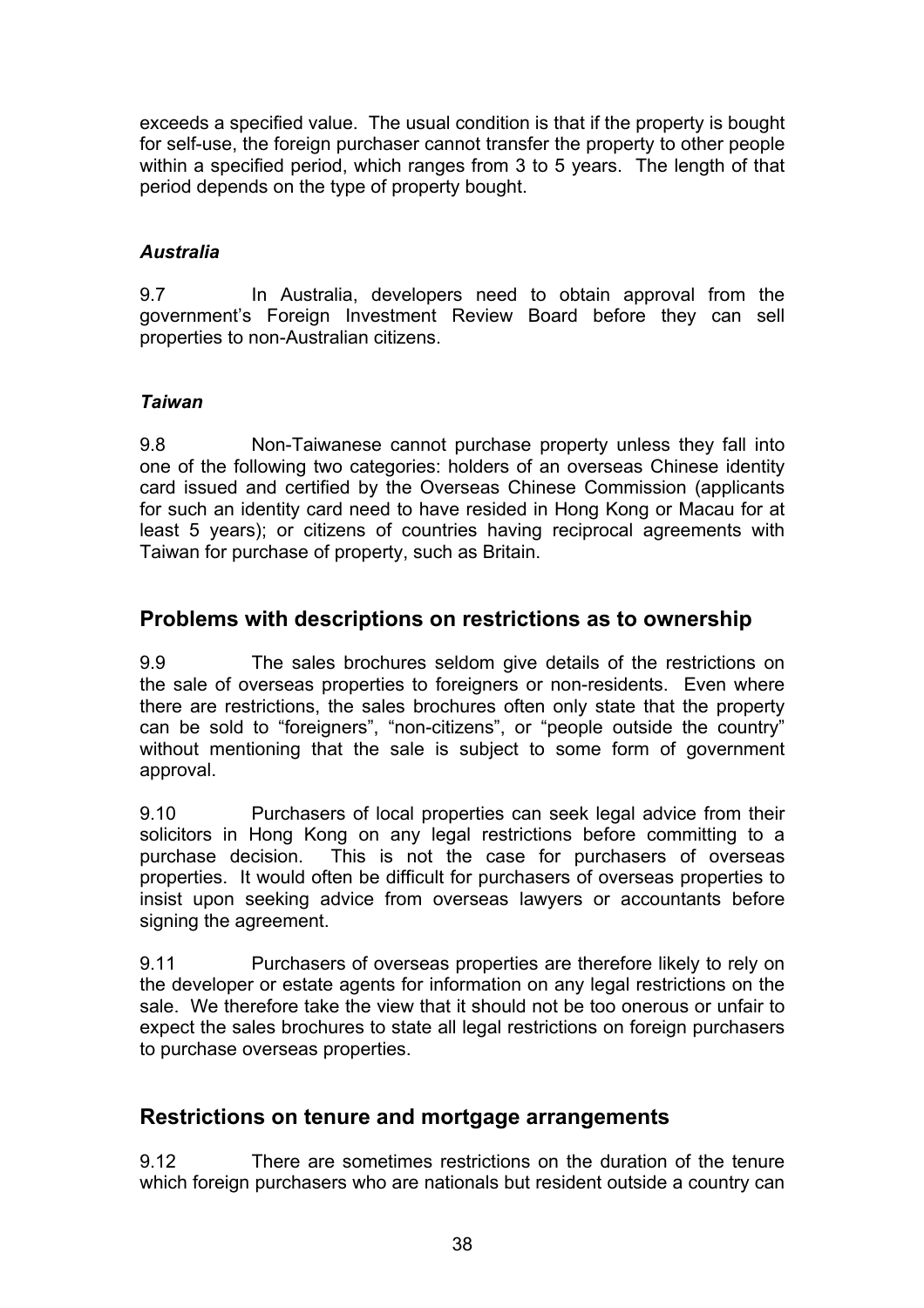exceeds a specified value. The usual condition is that if the property is bought for self-use, the foreign purchaser cannot transfer the property to other people within a specified period, which ranges from 3 to 5 years. The length of that period depends on the type of property bought.

### *Australia*

9.7 In Australia, developers need to obtain approval from the government's Foreign Investment Review Board before they can sell properties to non-Australian citizens.

### *Taiwan*

9.8 Non-Taiwanese cannot purchase property unless they fall into one of the following two categories: holders of an overseas Chinese identity card issued and certified by the Overseas Chinese Commission (applicants for such an identity card need to have resided in Hong Kong or Macau for at least 5 years); or citizens of countries having reciprocal agreements with Taiwan for purchase of property, such as Britain.

## Problems with descriptions on restrictions as to ownership

9.9 The sales brochures seldom give details of the restrictions on the sale of overseas properties to foreigners or non-residents. Even where there are restrictions, the sales brochures often only state that the property can be sold to "foreigners", "non-citizens", or "people outside the country" without mentioning that the sale is subject to some form of government approval.

9.10 Purchasers of local properties can seek legal advice from their solicitors in Hong Kong on any legal restrictions before committing to a purchase decision. This is not the case for purchasers of overseas properties. It would often be difficult for purchasers of overseas properties to insist upon seeking advice from overseas lawyers or accountants before signing the agreement.

9.11 Purchasers of overseas properties are therefore likely to rely on the developer or estate agents for information on any legal restrictions on the sale. We therefore take the view that it should not be too onerous or unfair to expect the sales brochures to state all legal restrictions on foreign purchasers to purchase overseas properties.

## Restrictions on tenure and mortgage arrangements

9.12 There are sometimes restrictions on the duration of the tenure which foreign purchasers who are nationals but resident outside a country can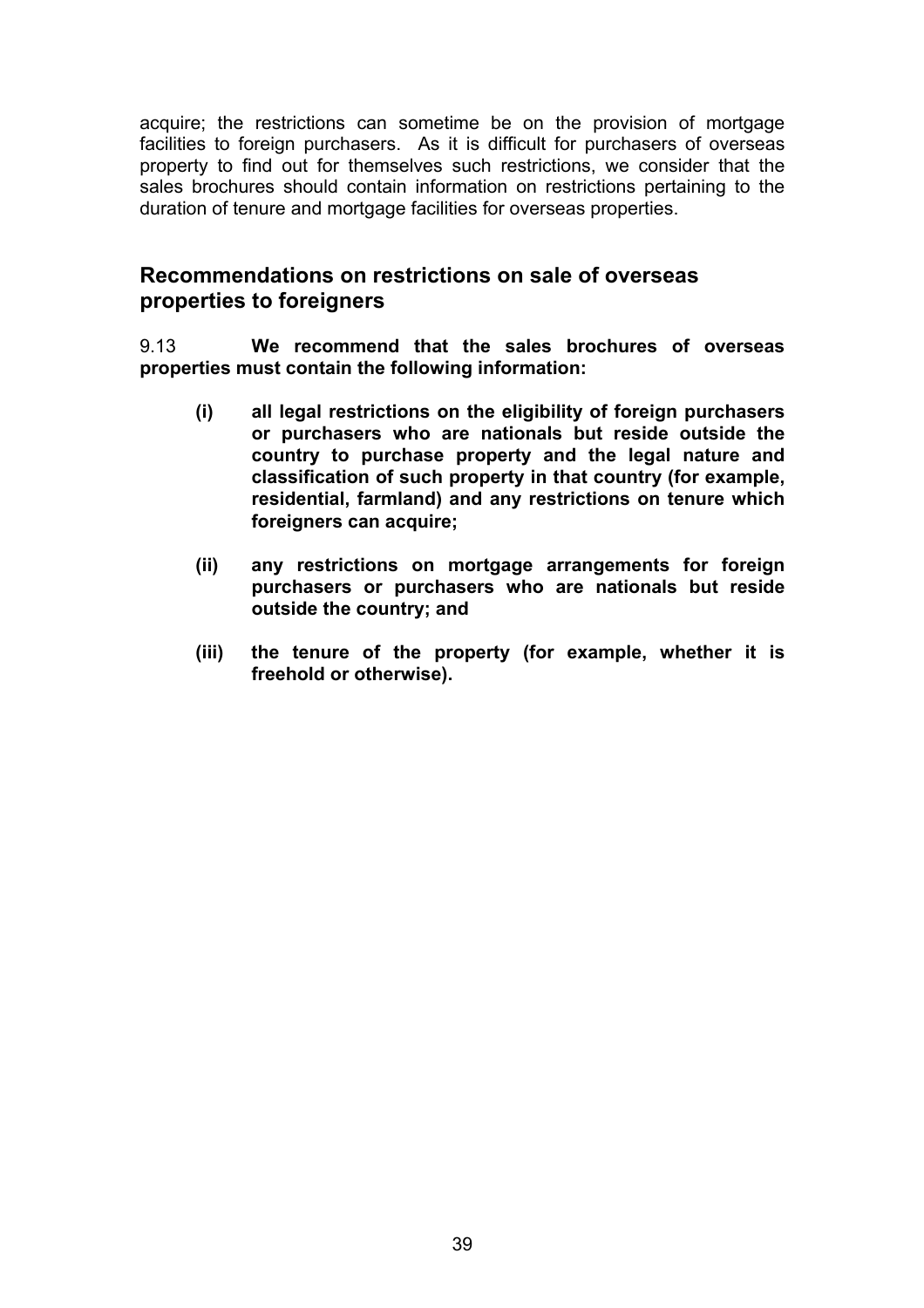acquire; the restrictions can sometime be on the provision of mortgage facilities to foreign purchasers. As it is difficult for purchasers of overseas property to find out for themselves such restrictions, we consider that the sales brochures should contain information on restrictions pertaining to the duration of tenure and mortgage facilities for overseas properties.

## Recommendations on restrictions on sale of overseas properties to foreigners

9.13 **We recommend that the sales brochures of overseas properties must contain the following information:**

- **(i) all legal restrictions on the eligibility of foreign purchasers or purchasers who are nationals but reside outside the country to purchase property and the legal nature and classification of such property in that country (for example, residential, farmland) and any restrictions on tenure which foreigners can acquire;**

- **(ii) any restrictions on mortgage arrangements for foreign purchasers or purchasers who are nationals but reside outside the country; and**

- **(iii) the tenure of the property (for example, whether it is freehold or otherwise).**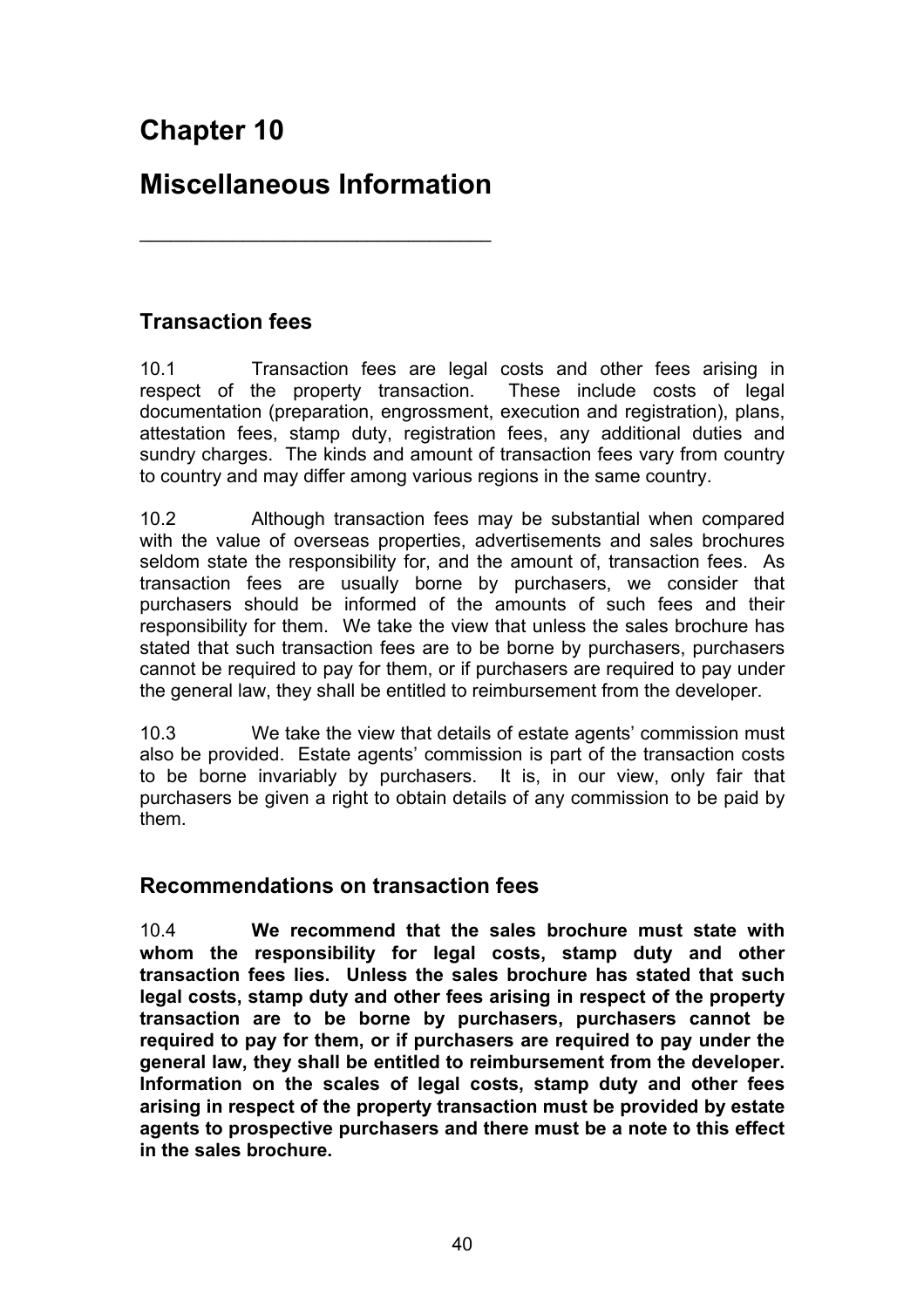# Chapter 10

# Miscellaneous Information

## Transaction fees

10.1 Transaction fees are legal costs and other fees arising in respect of the property transaction. These include costs of legal documentation (preparation, engrossment, execution and registration), plans, attestation fees, stamp duty, registration fees, any additional duties and sundry charges. The kinds and amount of transaction fees vary from country to country and may differ among various regions in the same country.

10.2 Although transaction fees may be substantial when compared with the value of overseas properties, advertisements and sales brochures seldom state the responsibility for, and the amount of, transaction fees. As transaction fees are usually borne by purchasers, we consider that purchasers should be informed of the amounts of such fees and their responsibility for them. We take the view that unless the sales brochure has stated that such transaction fees are to be borne by purchasers, purchasers cannot be required to pay for them, or if purchasers are required to pay under the general law, they shall be entitled to reimbursement from the developer.

10.3 We take the view that details of estate agents' commission must also be provided. Estate agents' commission is part of the transaction costs to be borne invariably by purchasers. It is, in our view, only fair that purchasers be given a right to obtain details of any commission to be paid by them.

## Recommendations on transaction fees

10.4 **We recommend that the sales brochure must state with whom the responsibility for legal costs, stamp duty and other transaction fees lies. Unless the sales brochure has stated that such legal costs, stamp duty and other fees arising in respect of the property transaction are to be borne by purchasers, purchasers cannot be required to pay for them, or if purchasers are required to pay under the general law, they shall be entitled to reimbursement from the developer. Information on the scales of legal costs, stamp duty and other fees arising in respect of the property transaction must be provided by estate agents to prospective purchasers and there must be a note to this effect in the sales brochure.**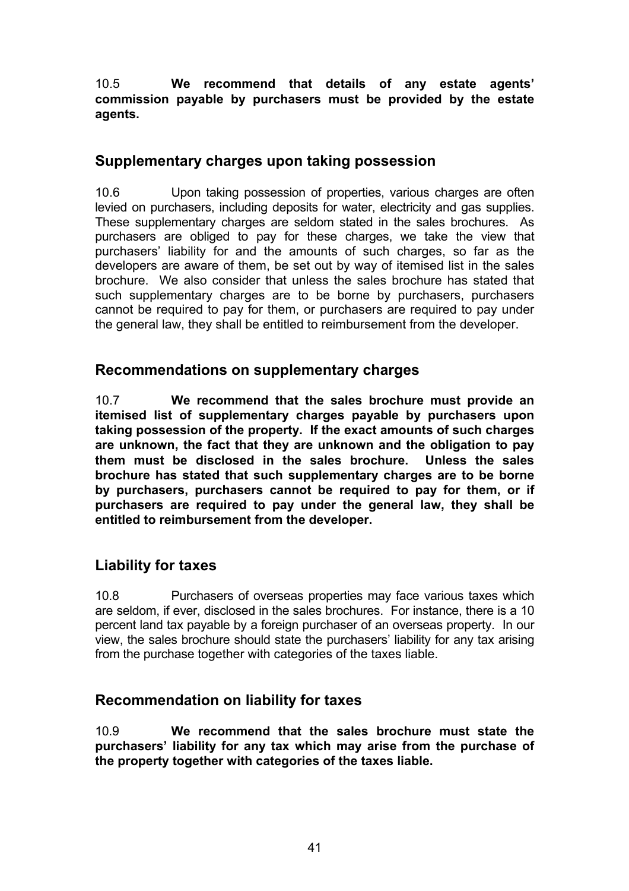10.5 **We recommend that details of any estate agents' commission payable by purchasers must be provided by the estate agents.**

## Supplementary charges upon taking possession

10.6 Upon taking possession of properties, various charges are often levied on purchasers, including deposits for water, electricity and gas supplies. These supplementary charges are seldom stated in the sales brochures. As purchasers are obliged to pay for these charges, we take the view that purchasers' liability for and the amounts of such charges, so far as the developers are aware of them, be set out by way of itemised list in the sales brochure. We also consider that unless the sales brochure has stated that such supplementary charges are to be borne by purchasers, purchasers cannot be required to pay for them, or purchasers are required to pay under the general law, they shall be entitled to reimbursement from the developer.

## Recommendations on supplementary charges

10.7 **We recommend that the sales brochure must provide an itemised list of supplementary charges payable by purchasers upon taking possession of the property. If the exact amounts of such charges are unknown, the fact that they are unknown and the obligation to pay them must be disclosed in the sales brochure. Unless the sales brochure has stated that such supplementary charges are to be borne by purchasers, purchasers cannot be required to pay for them, or if purchasers are required to pay under the general law, they shall be entitled to reimbursement from the developer.**

## Liability for taxes

10.8 Purchasers of overseas properties may face various taxes which are seldom, if ever, disclosed in the sales brochures. For instance, there is a 10 percent land tax payable by a foreign purchaser of an overseas property. In our view, the sales brochure should state the purchasers' liability for any tax arising from the purchase together with categories of the taxes liable.

## Recommendation on liability for taxes

10.9 **We recommend that the sales brochure must state the purchasers' liability for any tax which may arise from the purchase of the property together with categories of the taxes liable.**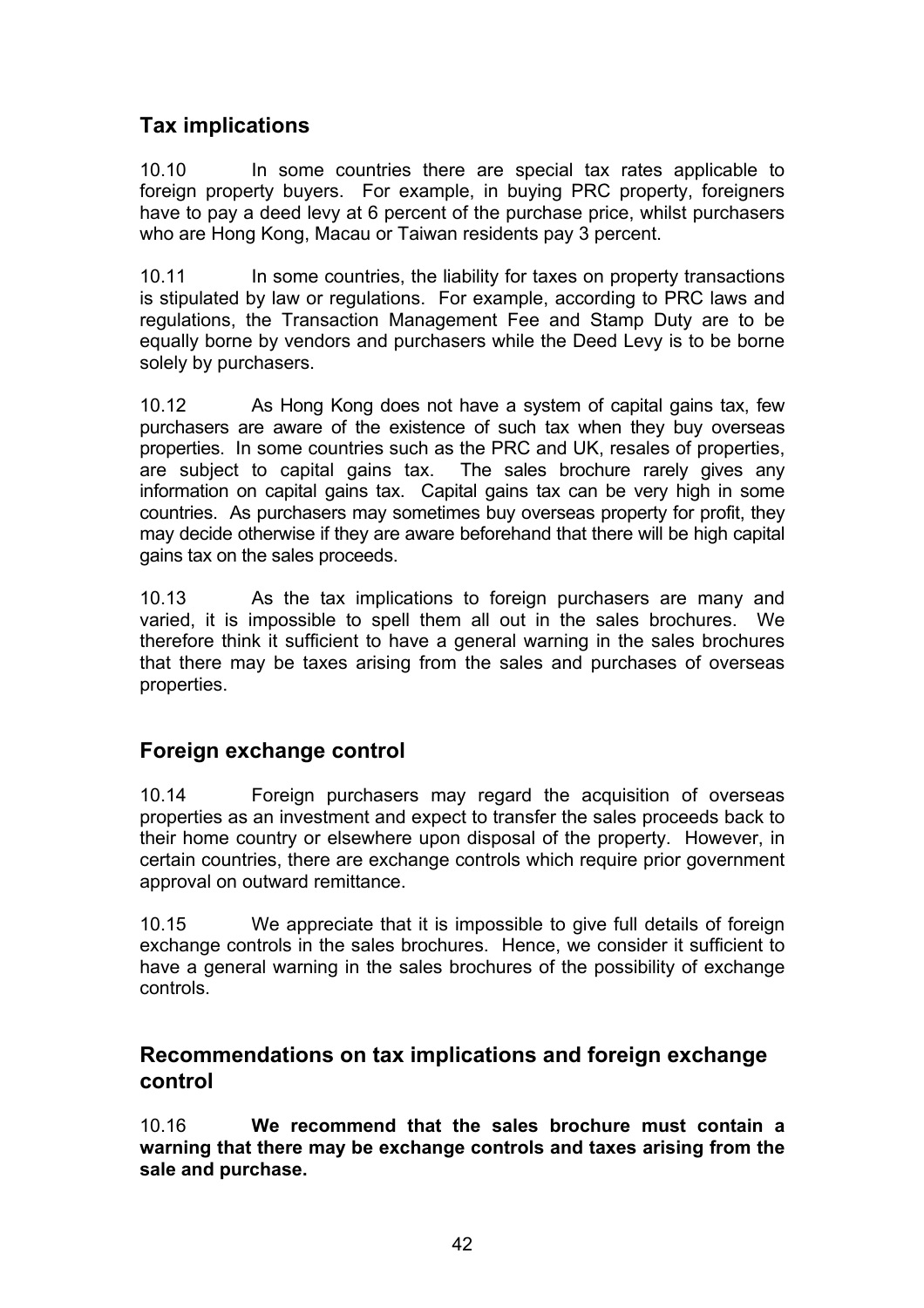## Tax implications

10.10 In some countries there are special tax rates applicable to foreign property buyers. For example, in buying PRC property, foreigners have to pay a deed levy at 6 percent of the purchase price, whilst purchasers who are Hong Kong, Macau or Taiwan residents pay 3 percent.

10.11 In some countries, the liability for taxes on property transactions is stipulated by law or regulations. For example, according to PRC laws and regulations, the Transaction Management Fee and Stamp Duty are to be equally borne by vendors and purchasers while the Deed Levy is to be borne solely by purchasers.

10.12 As Hong Kong does not have a system of capital gains tax, few purchasers are aware of the existence of such tax when they buy overseas properties. In some countries such as the PRC and UK, resales of properties, are subject to capital gains tax. The sales brochure rarely gives any information on capital gains tax. Capital gains tax can be very high in some countries. As purchasers may sometimes buy overseas property for profit, they may decide otherwise if they are aware beforehand that there will be high capital gains tax on the sales proceeds.

10.13 As the tax implications to foreign purchasers are many and varied, it is impossible to spell them all out in the sales brochures. We therefore think it sufficient to have a general warning in the sales brochures that there may be taxes arising from the sales and purchases of overseas properties.

## Foreign exchange control

10.14 Foreign purchasers may regard the acquisition of overseas properties as an investment and expect to transfer the sales proceeds back to their home country or elsewhere upon disposal of the property. However, in certain countries, there are exchange controls which require prior government approval on outward remittance.

10.15 We appreciate that it is impossible to give full details of foreign exchange controls in the sales brochures. Hence, we consider it sufficient to have a general warning in the sales brochures of the possibility of exchange controls.

## Recommendations on tax implications and foreign exchange control

10.16 **We recommend that the sales brochure must contain a warning that there may be exchange controls and taxes arising from the sale and purchase.**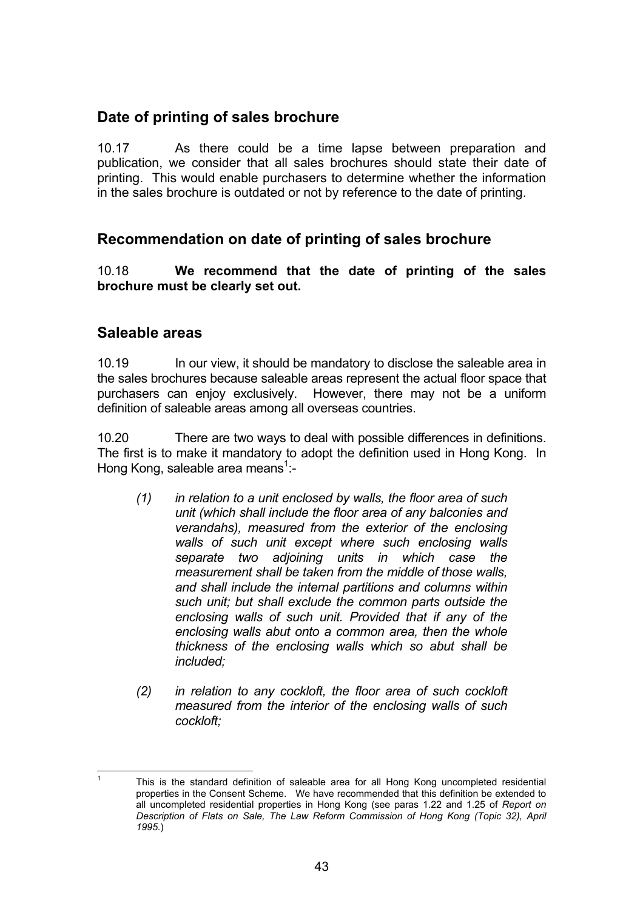## Date of printing of sales brochure

10.17 As there could be a time lapse between preparation and publication, we consider that all sales brochures should state their date of printing. This would enable purchasers to determine whether the information in the sales brochure is outdated or not by reference to the date of printing.

## Recommendation on date of printing of sales brochure

10.18 **We recommend that the date of printing of the sales brochure must be clearly set out.**

## Saleable areas

10.19 In our view, it should be mandatory to disclose the saleable area in the sales brochures because saleable areas represent the actual floor space that purchasers can enjoy exclusively. However, there may not be a uniform definition of saleable areas among all overseas countries.

10.20 There are two ways to deal with possible differences in definitions. The first is to make it mandatory to adopt the definition used in Hong Kong. In Hong Kong, saleable area means[1]:-

> *(1) in relation to a unit enclosed by walls, the floor area of such unit (which shall include the floor area of any balconies and verandahs), measured from the exterior of the enclosing walls of such unit except where such enclosing walls separate two adjoining units in which case the measurement shall be taken from the middle of those walls, and shall include the internal partitions and columns within such unit; but shall exclude the common parts outside the enclosing walls of such unit. Provided that if any of the enclosing walls abut onto a common area, then the whole thickness of the enclosing walls which so abut shall be included;*
>
> *(2) in relation to any cockloft, the floor area of such cockloft measured from the interior of the enclosing walls of such cockloft;*

---

[1] This is the standard definition of saleable area for all Hong Kong uncompleted residential properties in the Consent Scheme. We have recommended that this definition be extended to all uncompleted residential properties in Hong Kong (see paras 1.22 and 1.25 of *Report on Description of Flats on Sale, The Law Reform Commission of Hong Kong (Topic 32), April 1995*.)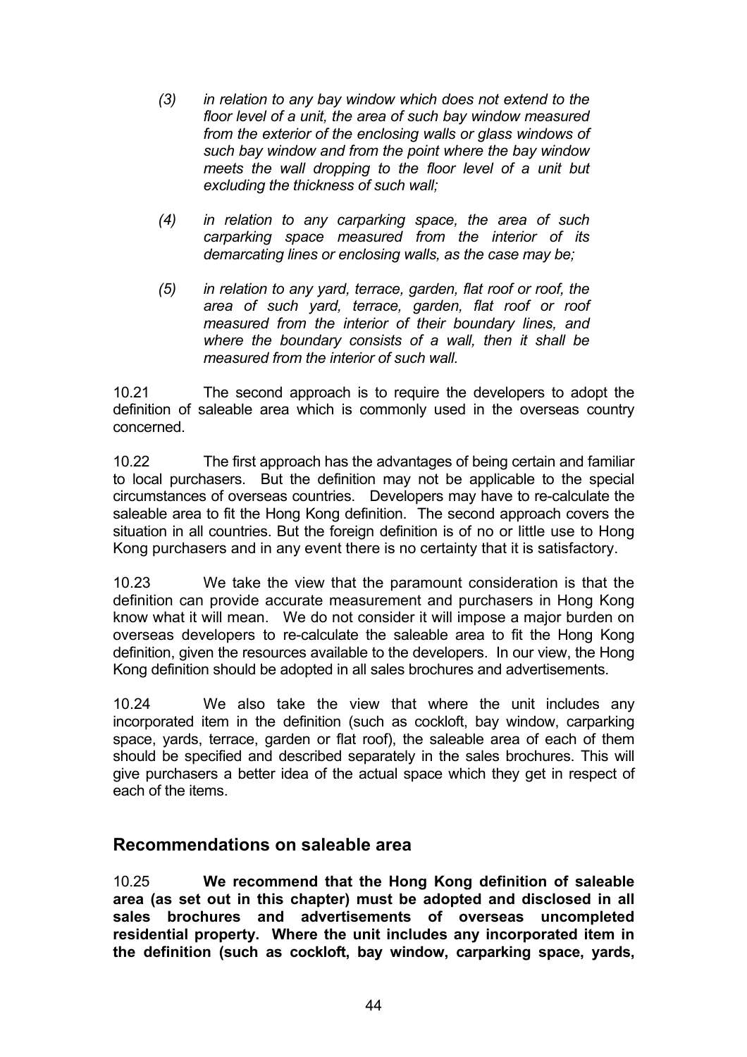*(3) in relation to any bay window which does not extend to the floor level of a unit, the area of such bay window measured from the exterior of the enclosing walls or glass windows of such bay window and from the point where the bay window meets the wall dropping to the floor level of a unit but excluding the thickness of such wall;*

*(4) in relation to any carparking space, the area of such carparking space measured from the interior of its demarcating lines or enclosing walls, as the case may be;*

*(5) in relation to any yard, terrace, garden, flat roof or roof, the area of such yard, terrace, garden, flat roof or roof measured from the interior of their boundary lines, and where the boundary consists of a wall, then it shall be measured from the interior of such wall.*

10.21 The second approach is to require the developers to adopt the definition of saleable area which is commonly used in the overseas country concerned.

10.22 The first approach has the advantages of being certain and familiar to local purchasers. But the definition may not be applicable to the special circumstances of overseas countries. Developers may have to re-calculate the saleable area to fit the Hong Kong definition. The second approach covers the situation in all countries. But the foreign definition is of no or little use to Hong Kong purchasers and in any event there is no certainty that it is satisfactory.

10.23 We take the view that the paramount consideration is that the definition can provide accurate measurement and purchasers in Hong Kong know what it will mean. We do not consider it will impose a major burden on overseas developers to re-calculate the saleable area to fit the Hong Kong definition, given the resources available to the developers. In our view, the Hong Kong definition should be adopted in all sales brochures and advertisements.

10.24 We also take the view that where the unit includes any incorporated item in the definition (such as cockloft, bay window, carparking space, yards, terrace, garden or flat roof), the saleable area of each of them should be specified and described separately in the sales brochures. This will give purchasers a better idea of the actual space which they get in respect of each of the items.

## Recommendations on saleable area

10.25 **We recommend that the Hong Kong definition of saleable area (as set out in this chapter) must be adopted and disclosed in all sales brochures and advertisements of overseas uncompleted residential property. Where the unit includes any incorporated item in the definition (such as cockloft, bay window, carparking space, yards,**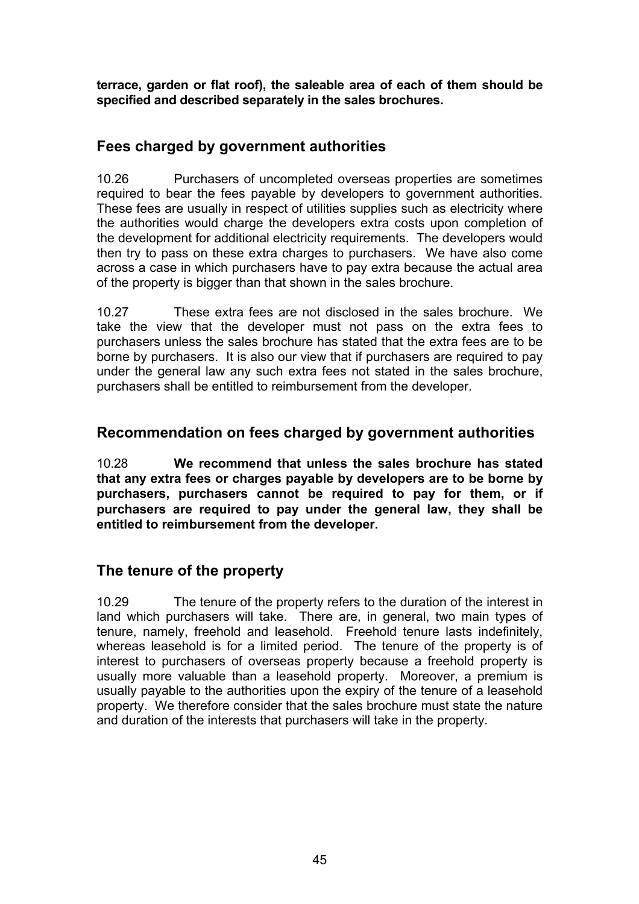**terrace, garden or flat roof), the saleable area of each of them should be specified and described separately in the sales brochures.**

## Fees charged by government authorities

10.26 Purchasers of uncompleted overseas properties are sometimes required to bear the fees payable by developers to government authorities. These fees are usually in respect of utilities supplies such as electricity where the authorities would charge the developers extra costs upon completion of the development for additional electricity requirements. The developers would then try to pass on these extra charges to purchasers. We have also come across a case in which purchasers have to pay extra because the actual area of the property is bigger than that shown in the sales brochure.

10.27 These extra fees are not disclosed in the sales brochure. We take the view that the developer must not pass on the extra fees to purchasers unless the sales brochure has stated that the extra fees are to be borne by purchasers. It is also our view that if purchasers are required to pay under the general law any such extra fees not stated in the sales brochure, purchasers shall be entitled to reimbursement from the developer.

## Recommendation on fees charged by government authorities

10.28 **We recommend that unless the sales brochure has stated that any extra fees or charges payable by developers are to be borne by purchasers, purchasers cannot be required to pay for them, or if purchasers are required to pay under the general law, they shall be entitled to reimbursement from the developer.**

## The tenure of the property

10.29 The tenure of the property refers to the duration of the interest in land which purchasers will take. There are, in general, two main types of tenure, namely, freehold and leasehold. Freehold tenure lasts indefinitely, whereas leasehold is for a limited period. The tenure of the property is of interest to purchasers of overseas property because a freehold property is usually more valuable than a leasehold property. Moreover, a premium is usually payable to the authorities upon the expiry of the tenure of a leasehold property. We therefore consider that the sales brochure must state the nature and duration of the interests that purchasers will take in the property.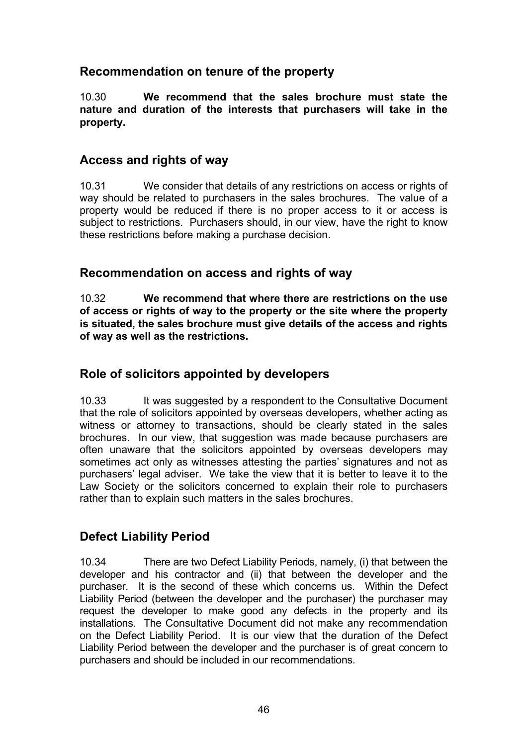## Recommendation on tenure of the property

10.30 **We recommend that the sales brochure must state the nature and duration of the interests that purchasers will take in the property.**

## Access and rights of way

10.31 We consider that details of any restrictions on access or rights of way should be related to purchasers in the sales brochures. The value of a property would be reduced if there is no proper access to it or access is subject to restrictions. Purchasers should, in our view, have the right to know these restrictions before making a purchase decision.

## Recommendation on access and rights of way

10.32 **We recommend that where there are restrictions on the use of access or rights of way to the property or the site where the property is situated, the sales brochure must give details of the access and rights of way as well as the restrictions.**

## Role of solicitors appointed by developers

10.33 It was suggested by a respondent to the Consultative Document that the role of solicitors appointed by overseas developers, whether acting as witness or attorney to transactions, should be clearly stated in the sales brochures. In our view, that suggestion was made because purchasers are often unaware that the solicitors appointed by overseas developers may sometimes act only as witnesses attesting the parties' signatures and not as purchasers' legal adviser. We take the view that it is better to leave it to the Law Society or the solicitors concerned to explain their role to purchasers rather than to explain such matters in the sales brochures.

## Defect Liability Period

10.34 There are two Defect Liability Periods, namely, (i) that between the developer and his contractor and (ii) that between the developer and the purchaser. It is the second of these which concerns us. Within the Defect Liability Period (between the developer and the purchaser) the purchaser may request the developer to make good any defects in the property and its installations. The Consultative Document did not make any recommendation on the Defect Liability Period. It is our view that the duration of the Defect Liability Period between the developer and the purchaser is of great concern to purchasers and should be included in our recommendations.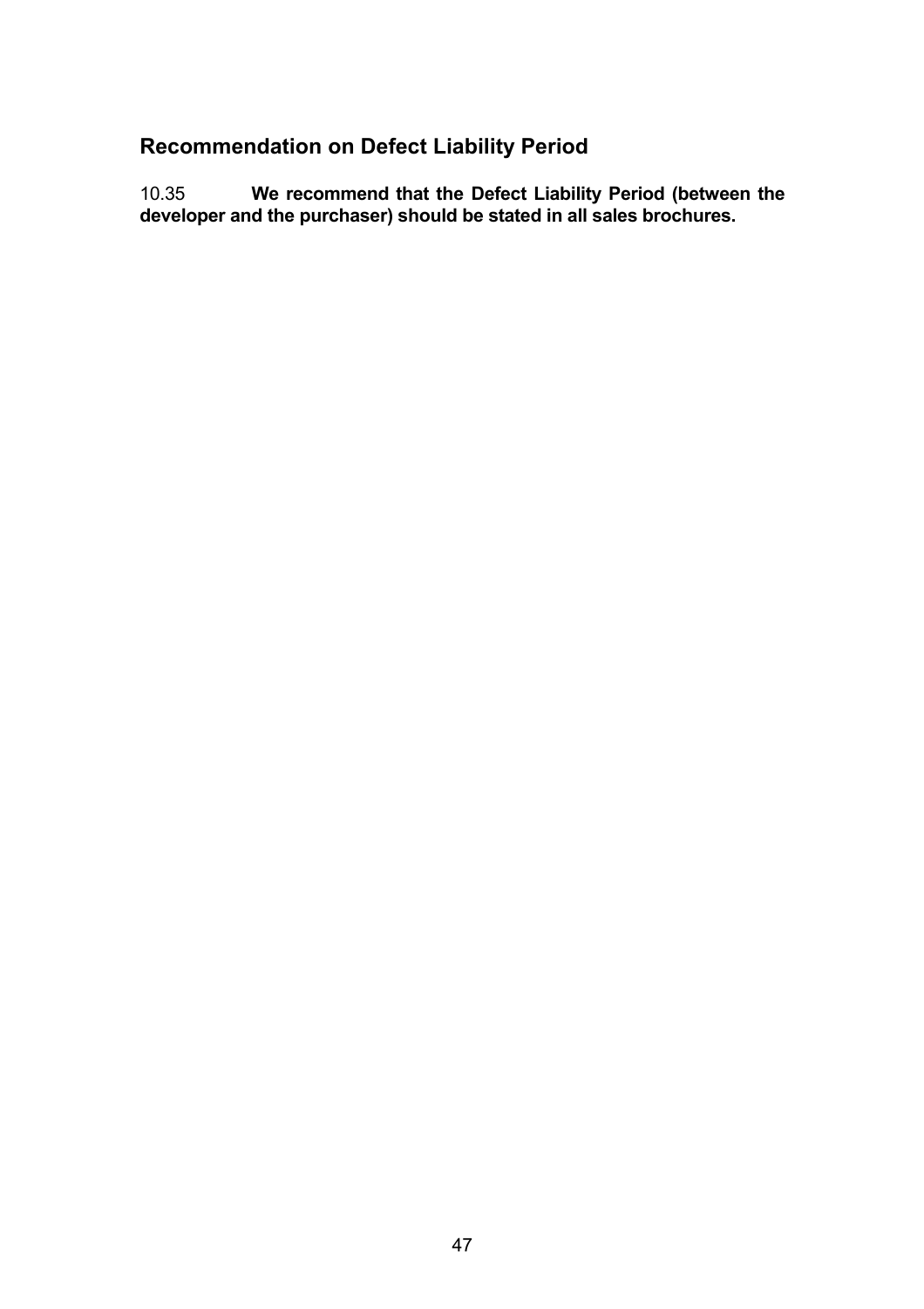## Recommendation on Defect Liability Period

10.35 **We recommend that the Defect Liability Period (between the developer and the purchaser) should be stated in all sales brochures.**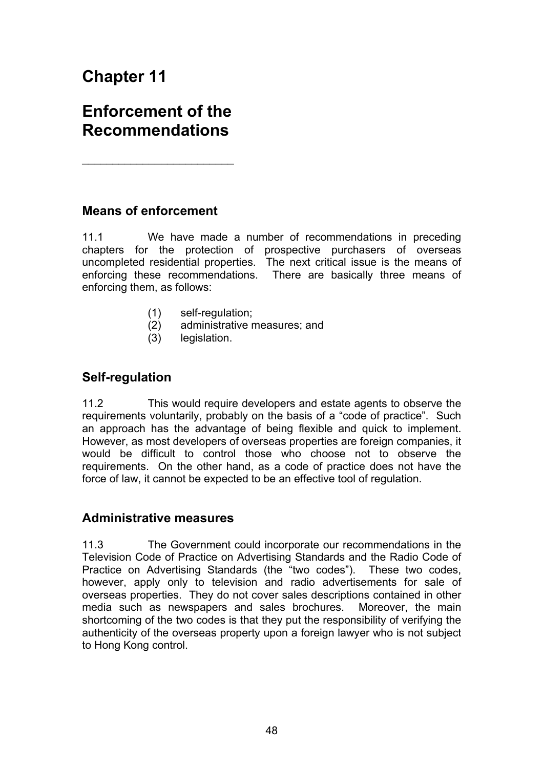# Chapter 11

# Enforcement of the Recommendations

## Means of enforcement

11.1 We have made a number of recommendations in preceding chapters for the protection of prospective purchasers of overseas uncompleted residential properties. The next critical issue is the means of enforcing these recommendations. There are basically three means of enforcing them, as follows:

(1) self-regulation;
(2) administrative measures; and
(3) legislation.

## Self-regulation

11.2 This would require developers and estate agents to observe the requirements voluntarily, probably on the basis of a "code of practice". Such an approach has the advantage of being flexible and quick to implement. However, as most developers of overseas properties are foreign companies, it would be difficult to control those who choose not to observe the requirements. On the other hand, as a code of practice does not have the force of law, it cannot be expected to be an effective tool of regulation.

## Administrative measures

11.3 The Government could incorporate our recommendations in the Television Code of Practice on Advertising Standards and the Radio Code of Practice on Advertising Standards (the "two codes"). These two codes, however, apply only to television and radio advertisements for sale of overseas properties. They do not cover sales descriptions contained in other media such as newspapers and sales brochures. Moreover, the main shortcoming of the two codes is that they put the responsibility of verifying the authenticity of the overseas property upon a foreign lawyer who is not subject to Hong Kong control.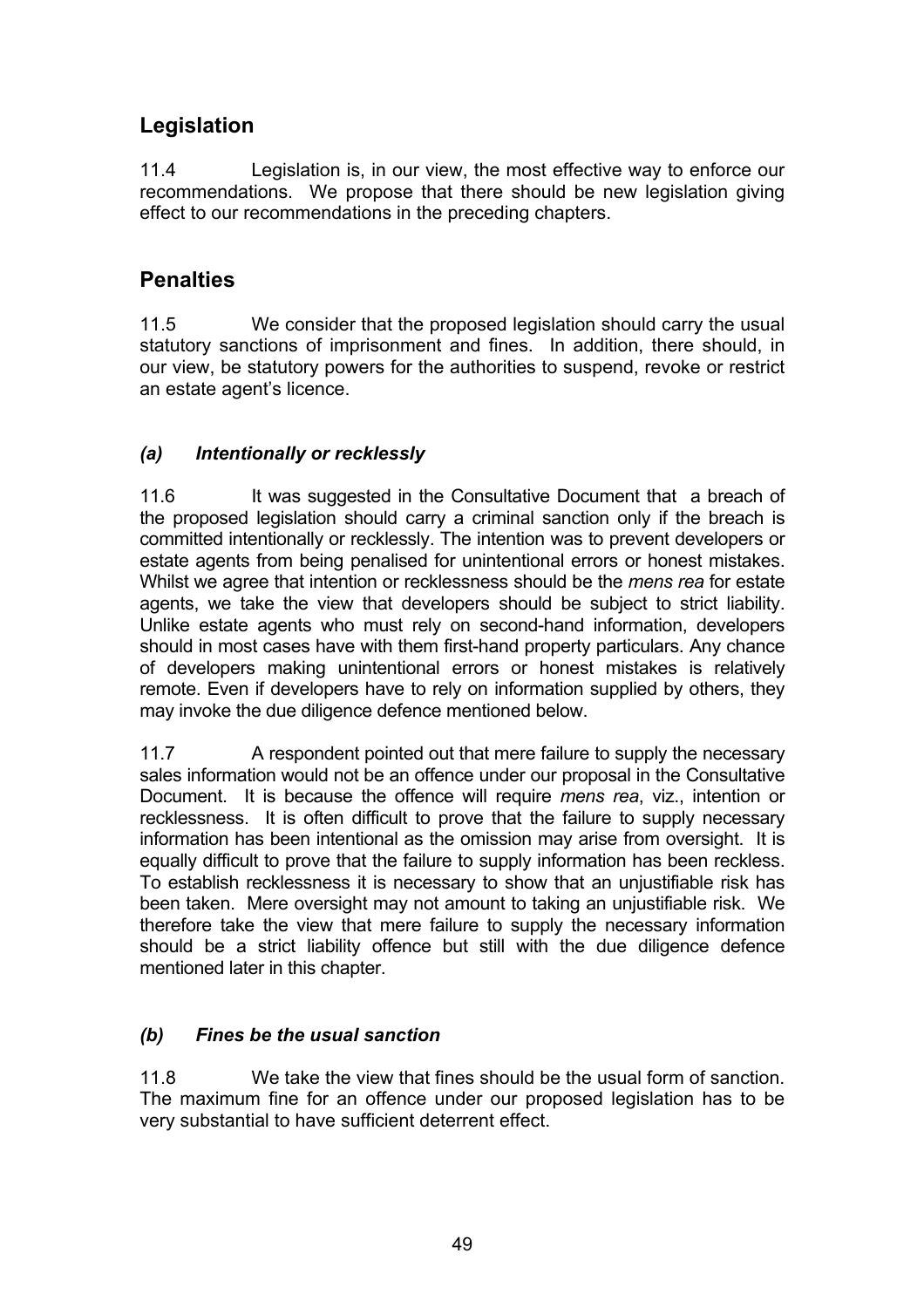## Legislation

11.4 Legislation is, in our view, the most effective way to enforce our recommendations. We propose that there should be new legislation giving effect to our recommendations in the preceding chapters.

## Penalties

11.5 We consider that the proposed legislation should carry the usual statutory sanctions of imprisonment and fines. In addition, there should, in our view, be statutory powers for the authorities to suspend, revoke or restrict an estate agent's licence.

### *(a) Intentionally or recklessly*

11.6 It was suggested in the Consultative Document that a breach of the proposed legislation should carry a criminal sanction only if the breach is committed intentionally or recklessly. The intention was to prevent developers or estate agents from being penalised for unintentional errors or honest mistakes. Whilst we agree that intention or recklessness should be the *mens rea* for estate agents, we take the view that developers should be subject to strict liability. Unlike estate agents who must rely on second-hand information, developers should in most cases have with them first-hand property particulars. Any chance of developers making unintentional errors or honest mistakes is relatively remote. Even if developers have to rely on information supplied by others, they may invoke the due diligence defence mentioned below.

11.7 A respondent pointed out that mere failure to supply the necessary sales information would not be an offence under our proposal in the Consultative Document. It is because the offence will require *mens rea*, viz., intention or recklessness. It is often difficult to prove that the failure to supply necessary information has been intentional as the omission may arise from oversight. It is equally difficult to prove that the failure to supply information has been reckless. To establish recklessness it is necessary to show that an unjustifiable risk has been taken. Mere oversight may not amount to taking an unjustifiable risk. We therefore take the view that mere failure to supply the necessary information should be a strict liability offence but still with the due diligence defence mentioned later in this chapter.

### *(b) Fines be the usual sanction*

11.8 We take the view that fines should be the usual form of sanction. The maximum fine for an offence under our proposed legislation has to be very substantial to have sufficient deterrent effect.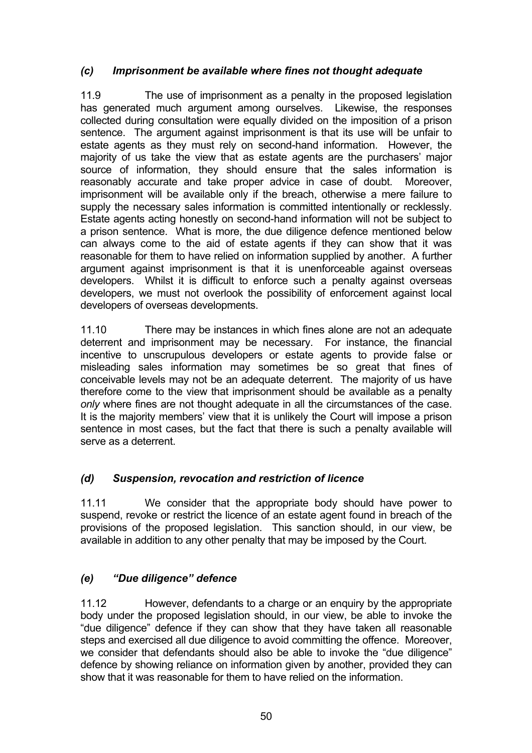### *(c) Imprisonment be available where fines not thought adequate*

11.9 The use of imprisonment as a penalty in the proposed legislation has generated much argument among ourselves. Likewise, the responses collected during consultation were equally divided on the imposition of a prison sentence. The argument against imprisonment is that its use will be unfair to estate agents as they must rely on second-hand information. However, the majority of us take the view that as estate agents are the purchasers' major source of information, they should ensure that the sales information is reasonably accurate and take proper advice in case of doubt. Moreover, imprisonment will be available only if the breach, otherwise a mere failure to supply the necessary sales information is committed intentionally or recklessly. Estate agents acting honestly on second-hand information will not be subject to a prison sentence. What is more, the due diligence defence mentioned below can always come to the aid of estate agents if they can show that it was reasonable for them to have relied on information supplied by another. A further argument against imprisonment is that it is unenforceable against overseas developers. Whilst it is difficult to enforce such a penalty against overseas developers, we must not overlook the possibility of enforcement against local developers of overseas developments.

11.10 There may be instances in which fines alone are not an adequate deterrent and imprisonment may be necessary. For instance, the financial incentive to unscrupulous developers or estate agents to provide false or misleading sales information may sometimes be so great that fines of conceivable levels may not be an adequate deterrent. The majority of us have therefore come to the view that imprisonment should be available as a penalty *only* where fines are not thought adequate in all the circumstances of the case. It is the majority members' view that it is unlikely the Court will impose a prison sentence in most cases, but the fact that there is such a penalty available will serve as a deterrent.

### *(d) Suspension, revocation and restriction of licence*

11.11 We consider that the appropriate body should have power to suspend, revoke or restrict the licence of an estate agent found in breach of the provisions of the proposed legislation. This sanction should, in our view, be available in addition to any other penalty that may be imposed by the Court.

### *(e) "Due diligence" defence*

11.12 However, defendants to a charge or an enquiry by the appropriate body under the proposed legislation should, in our view, be able to invoke the "due diligence" defence if they can show that they have taken all reasonable steps and exercised all due diligence to avoid committing the offence. Moreover, we consider that defendants should also be able to invoke the "due diligence" defence by showing reliance on information given by another, provided they can show that it was reasonable for them to have relied on the information.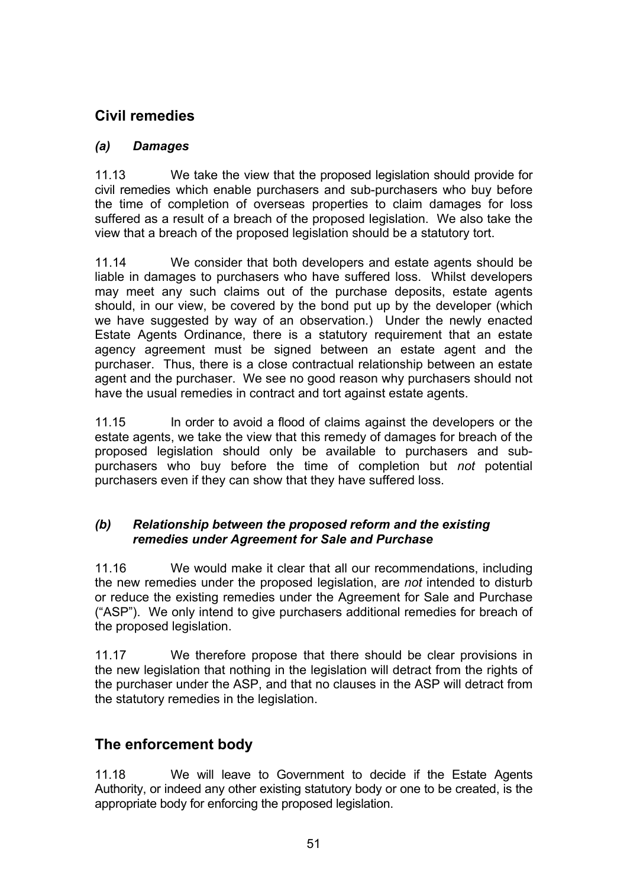## Civil remedies

### *(a) Damages*

11.13 We take the view that the proposed legislation should provide for civil remedies which enable purchasers and sub-purchasers who buy before the time of completion of overseas properties to claim damages for loss suffered as a result of a breach of the proposed legislation. We also take the view that a breach of the proposed legislation should be a statutory tort.

11.14 We consider that both developers and estate agents should be liable in damages to purchasers who have suffered loss. Whilst developers may meet any such claims out of the purchase deposits, estate agents should, in our view, be covered by the bond put up by the developer (which we have suggested by way of an observation.) Under the newly enacted Estate Agents Ordinance, there is a statutory requirement that an estate agency agreement must be signed between an estate agent and the purchaser. Thus, there is a close contractual relationship between an estate agent and the purchaser. We see no good reason why purchasers should not have the usual remedies in contract and tort against estate agents.

11.15 In order to avoid a flood of claims against the developers or the estate agents, we take the view that this remedy of damages for breach of the proposed legislation should only be available to purchasers and sub-purchasers who buy before the time of completion but *not* potential purchasers even if they can show that they have suffered loss.

### *(b) Relationship between the proposed reform and the existing remedies under Agreement for Sale and Purchase*

11.16 We would make it clear that all our recommendations, including the new remedies under the proposed legislation, are *not* intended to disturb or reduce the existing remedies under the Agreement for Sale and Purchase ("ASP"). We only intend to give purchasers additional remedies for breach of the proposed legislation.

11.17 We therefore propose that there should be clear provisions in the new legislation that nothing in the legislation will detract from the rights of the purchaser under the ASP, and that no clauses in the ASP will detract from the statutory remedies in the legislation.

## The enforcement body

11.18 We will leave to Government to decide if the Estate Agents Authority, or indeed any other existing statutory body or one to be created, is the appropriate body for enforcing the proposed legislation.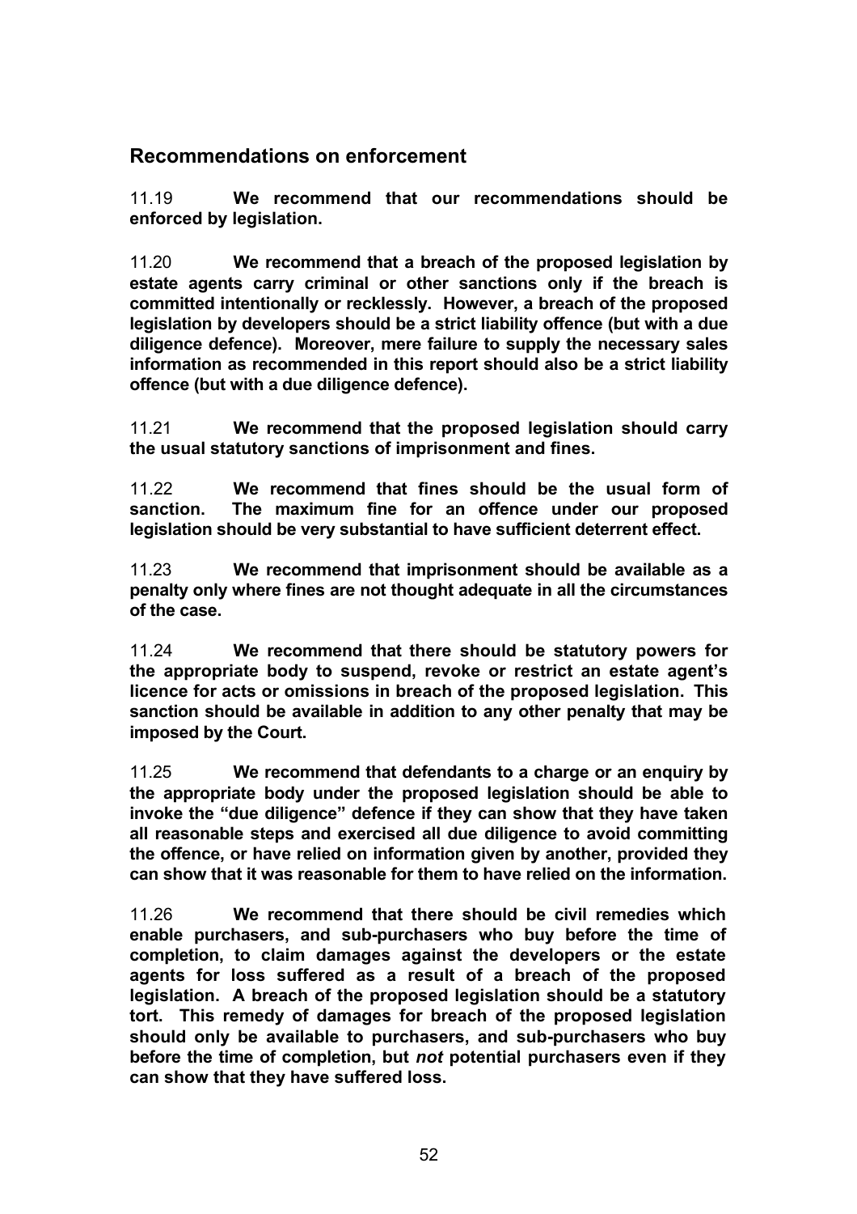## Recommendations on enforcement

11.19 **We recommend that our recommendations should be enforced by legislation.**

11.20 **We recommend that a breach of the proposed legislation by estate agents carry criminal or other sanctions only if the breach is committed intentionally or recklessly. However, a breach of the proposed legislation by developers should be a strict liability offence (but with a due diligence defence). Moreover, mere failure to supply the necessary sales information as recommended in this report should also be a strict liability offence (but with a due diligence defence).**

11.21 **We recommend that the proposed legislation should carry the usual statutory sanctions of imprisonment and fines.**

11.22 **We recommend that fines should be the usual form of sanction. The maximum fine for an offence under our proposed legislation should be very substantial to have sufficient deterrent effect.**

11.23 **We recommend that imprisonment should be available as a penalty only where fines are not thought adequate in all the circumstances of the case.**

11.24 **We recommend that there should be statutory powers for the appropriate body to suspend, revoke or restrict an estate agent's licence for acts or omissions in breach of the proposed legislation. This sanction should be available in addition to any other penalty that may be imposed by the Court.**

11.25 **We recommend that defendants to a charge or an enquiry by the appropriate body under the proposed legislation should be able to invoke the "due diligence" defence if they can show that they have taken all reasonable steps and exercised all due diligence to avoid committing the offence, or have relied on information given by another, provided they can show that it was reasonable for them to have relied on the information.**

11.26 **We recommend that there should be civil remedies which enable purchasers, and sub-purchasers who buy before the time of completion, to claim damages against the developers or the estate agents for loss suffered as a result of a breach of the proposed legislation. A breach of the proposed legislation should be a statutory tort. This remedy of damages for breach of the proposed legislation should only be available to purchasers, and sub-purchasers who buy before the time of completion, but *not* potential purchasers even if they can show that they have suffered loss.**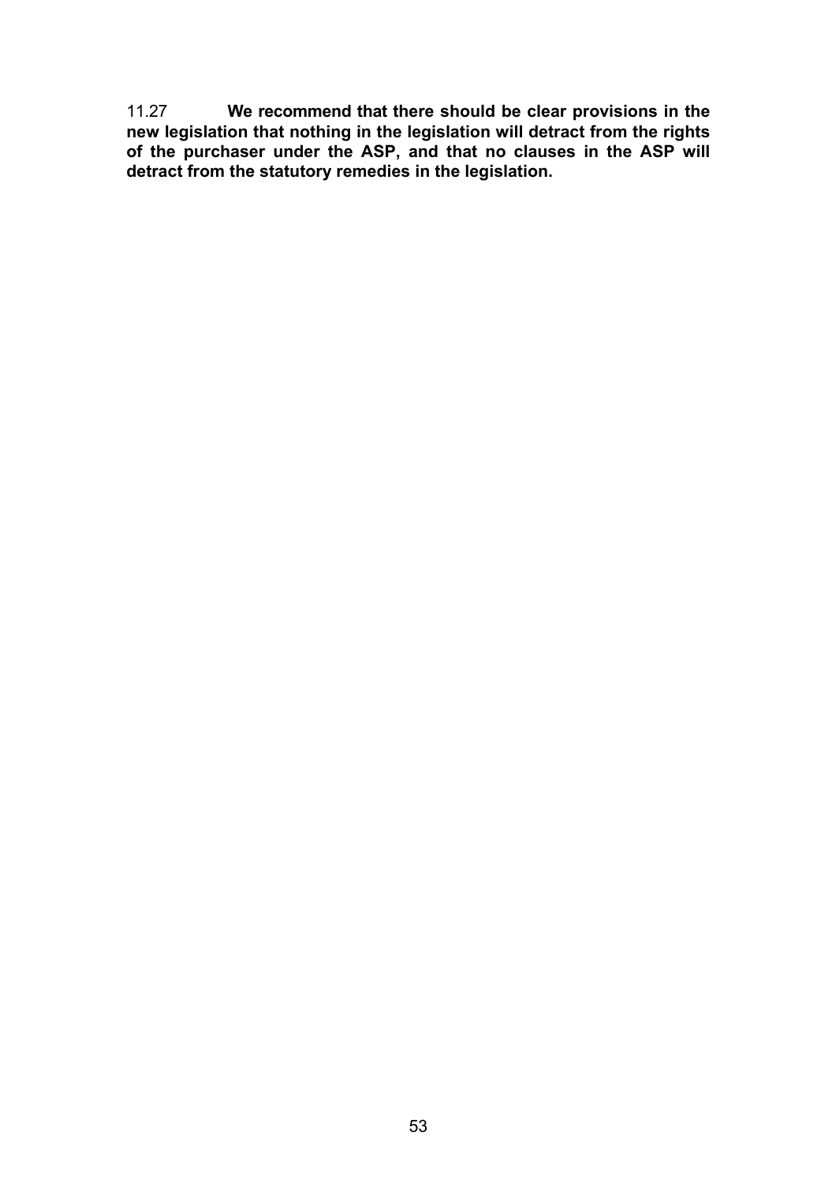11.27 **We recommend that there should be clear provisions in the new legislation that nothing in the legislation will detract from the rights of the purchaser under the ASP, and that no clauses in the ASP will detract from the statutory remedies in the legislation.**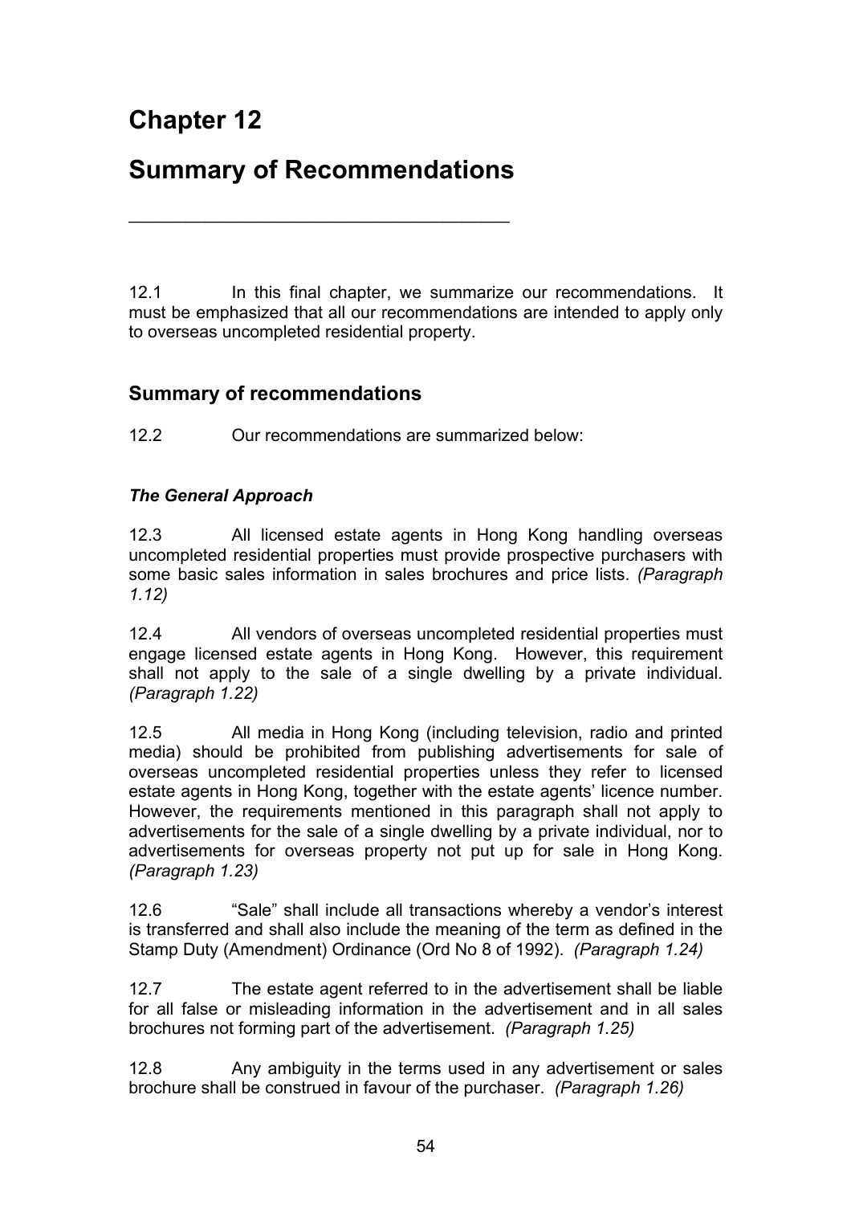# Chapter 12

# Summary of Recommendations

12.1 In this final chapter, we summarize our recommendations. It must be emphasized that all our recommendations are intended to apply only to overseas uncompleted residential property.

## Summary of recommendations

12.2 Our recommendations are summarized below:

### *The General Approach*

12.3 All licensed estate agents in Hong Kong handling overseas uncompleted residential properties must provide prospective purchasers with some basic sales information in sales brochures and price lists. *(Paragraph 1.12)*

12.4 All vendors of overseas uncompleted residential properties must engage licensed estate agents in Hong Kong. However, this requirement shall not apply to the sale of a single dwelling by a private individual. *(Paragraph 1.22)*

12.5 All media in Hong Kong (including television, radio and printed media) should be prohibited from publishing advertisements for sale of overseas uncompleted residential properties unless they refer to licensed estate agents in Hong Kong, together with the estate agents' licence number. However, the requirements mentioned in this paragraph shall not apply to advertisements for the sale of a single dwelling by a private individual, nor to advertisements for overseas property not put up for sale in Hong Kong. *(Paragraph 1.23)*

12.6 "Sale" shall include all transactions whereby a vendor's interest is transferred and shall also include the meaning of the term as defined in the Stamp Duty (Amendment) Ordinance (Ord No 8 of 1992). *(Paragraph 1.24)*

12.7 The estate agent referred to in the advertisement shall be liable for all false or misleading information in the advertisement and in all sales brochures not forming part of the advertisement. *(Paragraph 1.25)*

12.8 Any ambiguity in the terms used in any advertisement or sales brochure shall be construed in favour of the purchaser. *(Paragraph 1.26)*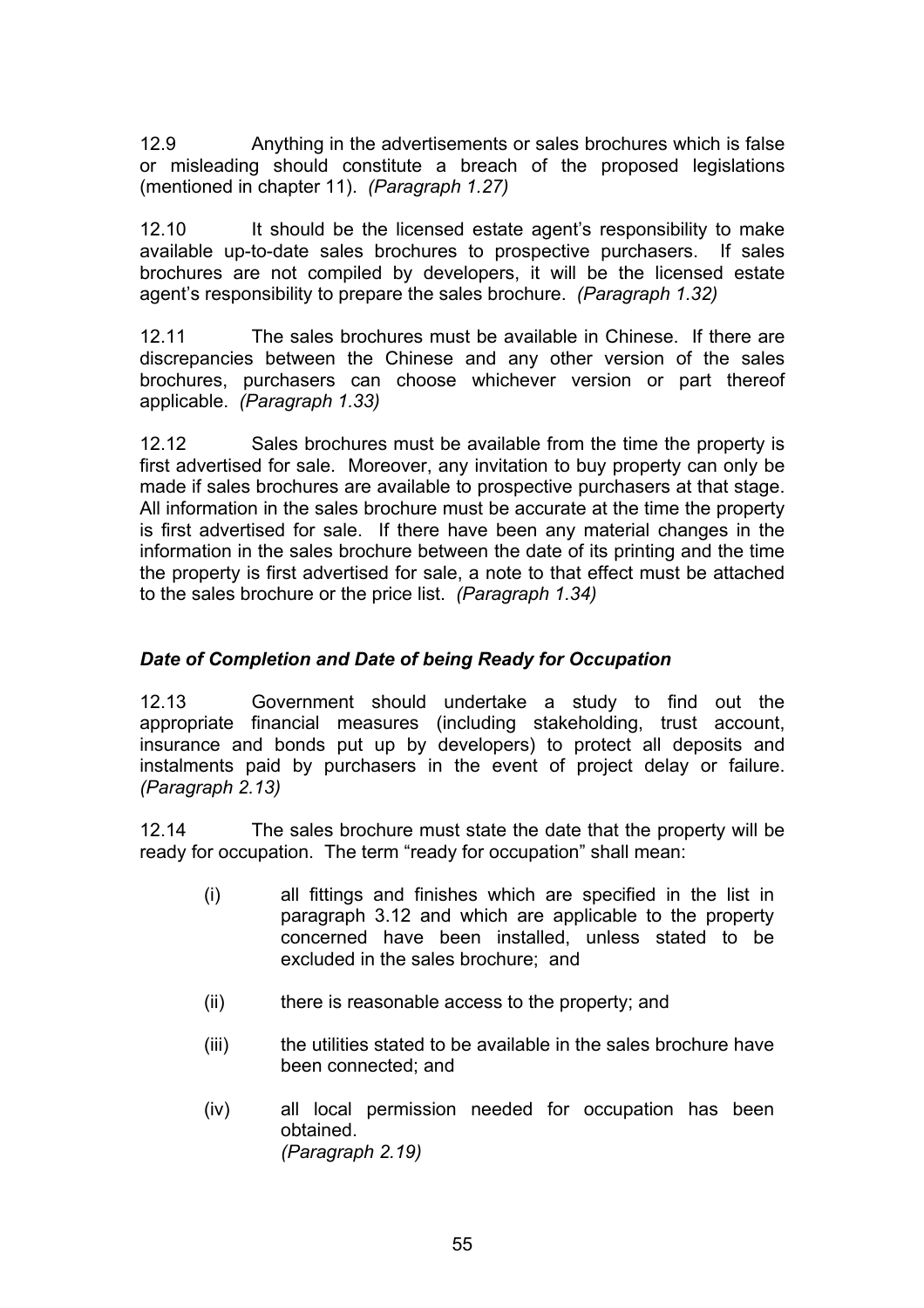12.9 Anything in the advertisements or sales brochures which is false or misleading should constitute a breach of the proposed legislations (mentioned in chapter 11). *(Paragraph 1.27)*

12.10 It should be the licensed estate agent's responsibility to make available up-to-date sales brochures to prospective purchasers. If sales brochures are not compiled by developers, it will be the licensed estate agent's responsibility to prepare the sales brochure. *(Paragraph 1.32)*

12.11 The sales brochures must be available in Chinese. If there are discrepancies between the Chinese and any other version of the sales brochures, purchasers can choose whichever version or part thereof applicable. *(Paragraph 1.33)*

12.12 Sales brochures must be available from the time the property is first advertised for sale. Moreover, any invitation to buy property can only be made if sales brochures are available to prospective purchasers at that stage. All information in the sales brochure must be accurate at the time the property is first advertised for sale. If there have been any material changes in the information in the sales brochure between the date of its printing and the time the property is first advertised for sale, a note to that effect must be attached to the sales brochure or the price list. *(Paragraph 1.34)*

### *Date of Completion and Date of being Ready for Occupation*

12.13 Government should undertake a study to find out the appropriate financial measures (including stakeholding, trust account, insurance and bonds put up by developers) to protect all deposits and instalments paid by purchasers in the event of project delay or failure. *(Paragraph 2.13)*

12.14 The sales brochure must state the date that the property will be ready for occupation. The term "ready for occupation" shall mean:

- (i) all fittings and finishes which are specified in the list in paragraph 3.12 and which are applicable to the property concerned have been installed, unless stated to be excluded in the sales brochure; and
- (ii) there is reasonable access to the property; and
- (iii) the utilities stated to be available in the sales brochure have been connected; and
- (iv) all local permission needed for occupation has been obtained.
  *(Paragraph 2.19)*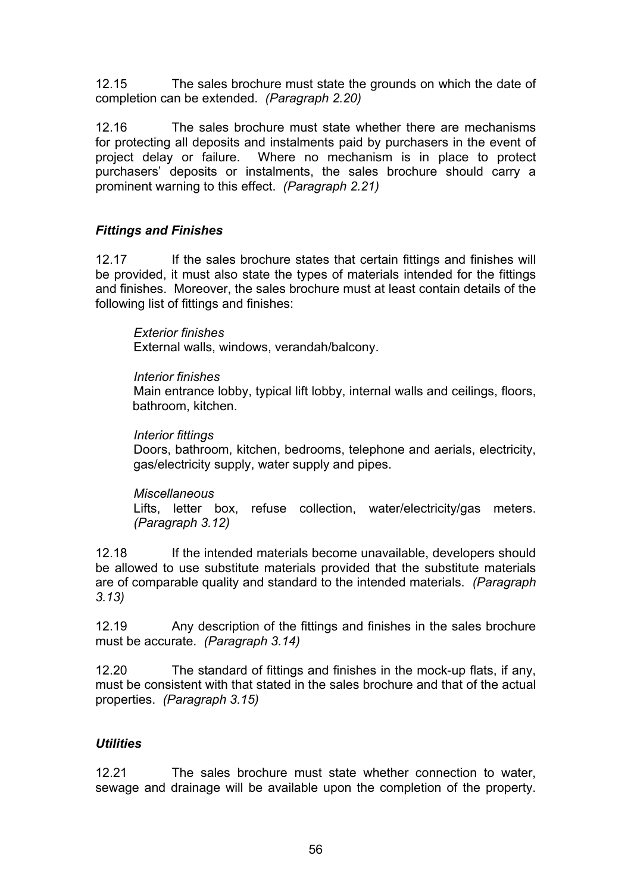12.15 The sales brochure must state the grounds on which the date of completion can be extended. *(Paragraph 2.20)*

12.16 The sales brochure must state whether there are mechanisms for protecting all deposits and instalments paid by purchasers in the event of project delay or failure. Where no mechanism is in place to protect purchasers' deposits or instalments, the sales brochure should carry a prominent warning to this effect. *(Paragraph 2.21)*

### *Fittings and Finishes*

12.17 If the sales brochure states that certain fittings and finishes will be provided, it must also state the types of materials intended for the fittings and finishes. Moreover, the sales brochure must at least contain details of the following list of fittings and finishes:

*Exterior finishes*
External walls, windows, verandah/balcony.

*Interior finishes*
Main entrance lobby, typical lift lobby, internal walls and ceilings, floors, bathroom, kitchen.

*Interior fittings*
Doors, bathroom, kitchen, bedrooms, telephone and aerials, electricity, gas/electricity supply, water supply and pipes.

*Miscellaneous*
Lifts, letter box, refuse collection, water/electricity/gas meters. *(Paragraph 3.12)*

12.18 If the intended materials become unavailable, developers should be allowed to use substitute materials provided that the substitute materials are of comparable quality and standard to the intended materials. *(Paragraph 3.13)*

12.19 Any description of the fittings and finishes in the sales brochure must be accurate. *(Paragraph 3.14)*

12.20 The standard of fittings and finishes in the mock-up flats, if any, must be consistent with that stated in the sales brochure and that of the actual properties. *(Paragraph 3.15)*

### *Utilities*

12.21 The sales brochure must state whether connection to water, sewage and drainage will be available upon the completion of the property.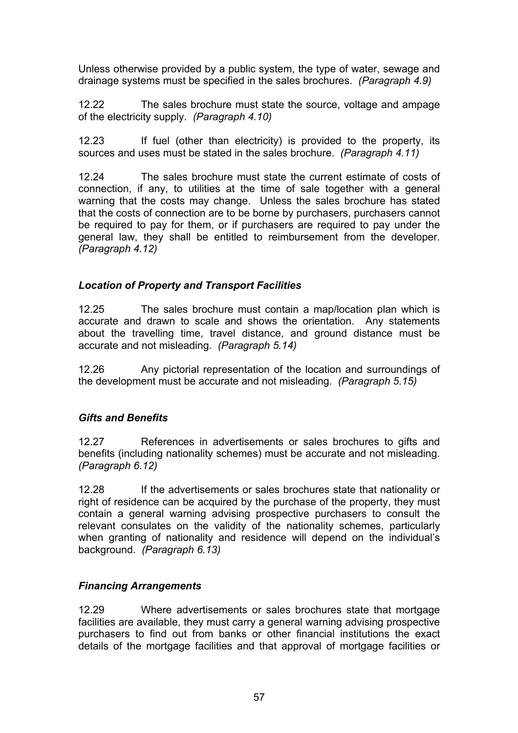Unless otherwise provided by a public system, the type of water, sewage and drainage systems must be specified in the sales brochures. *(Paragraph 4.9)*

12.22 The sales brochure must state the source, voltage and ampage of the electricity supply. *(Paragraph 4.10)*

12.23 If fuel (other than electricity) is provided to the property, its sources and uses must be stated in the sales brochure. *(Paragraph 4.11)*

12.24 The sales brochure must state the current estimate of costs of connection, if any, to utilities at the time of sale together with a general warning that the costs may change. Unless the sales brochure has stated that the costs of connection are to be borne by purchasers, purchasers cannot be required to pay for them, or if purchasers are required to pay under the general law, they shall be entitled to reimbursement from the developer. *(Paragraph 4.12)*

### *Location of Property and Transport Facilities*

12.25 The sales brochure must contain a map/location plan which is accurate and drawn to scale and shows the orientation. Any statements about the travelling time, travel distance, and ground distance must be accurate and not misleading. *(Paragraph 5.14)*

12.26 Any pictorial representation of the location and surroundings of the development must be accurate and not misleading. *(Paragraph 5.15)*

### *Gifts and Benefits*

12.27 References in advertisements or sales brochures to gifts and benefits (including nationality schemes) must be accurate and not misleading. *(Paragraph 6.12)*

12.28 If the advertisements or sales brochures state that nationality or right of residence can be acquired by the purchase of the property, they must contain a general warning advising prospective purchasers to consult the relevant consulates on the validity of the nationality schemes, particularly when granting of nationality and residence will depend on the individual's background. *(Paragraph 6.13)*

### *Financing Arrangements*

12.29 Where advertisements or sales brochures state that mortgage facilities are available, they must carry a general warning advising prospective purchasers to find out from banks or other financial institutions the exact details of the mortgage facilities and that approval of mortgage facilities or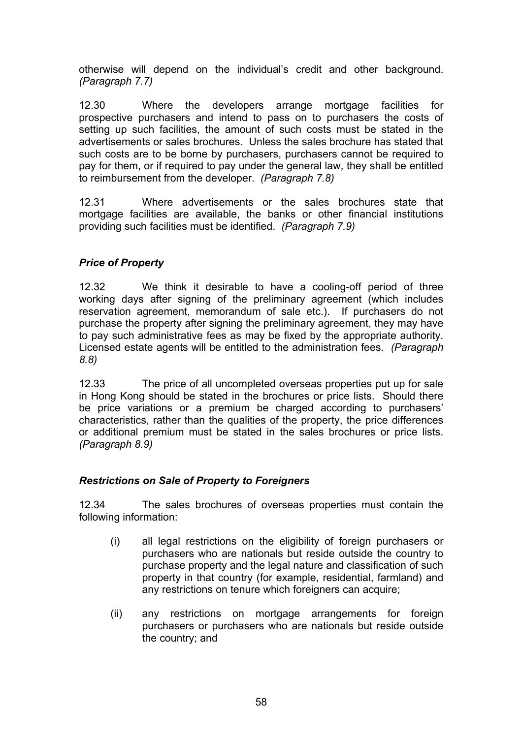otherwise will depend on the individual's credit and other background. *(Paragraph 7.7)*

12.30 Where the developers arrange mortgage facilities for prospective purchasers and intend to pass on to purchasers the costs of setting up such facilities, the amount of such costs must be stated in the advertisements or sales brochures. Unless the sales brochure has stated that such costs are to be borne by purchasers, purchasers cannot be required to pay for them, or if required to pay under the general law, they shall be entitled to reimbursement from the developer. *(Paragraph 7.8)*

12.31 Where advertisements or the sales brochures state that mortgage facilities are available, the banks or other financial institutions providing such facilities must be identified. *(Paragraph 7.9)*

### *Price of Property*

12.32 We think it desirable to have a cooling-off period of three working days after signing of the preliminary agreement (which includes reservation agreement, memorandum of sale etc.). If purchasers do not purchase the property after signing the preliminary agreement, they may have to pay such administrative fees as may be fixed by the appropriate authority. Licensed estate agents will be entitled to the administration fees. *(Paragraph 8.8)*

12.33 The price of all uncompleted overseas properties put up for sale in Hong Kong should be stated in the brochures or price lists. Should there be price variations or a premium be charged according to purchasers' characteristics, rather than the qualities of the property, the price differences or additional premium must be stated in the sales brochures or price lists. *(Paragraph 8.9)*

### *Restrictions on Sale of Property to Foreigners*

12.34 The sales brochures of overseas properties must contain the following information:

(i) all legal restrictions on the eligibility of foreign purchasers or purchasers who are nationals but reside outside the country to purchase property and the legal nature and classification of such property in that country (for example, residential, farmland) and any restrictions on tenure which foreigners can acquire;

(ii) any restrictions on mortgage arrangements for foreign purchasers or purchasers who are nationals but reside outside the country; and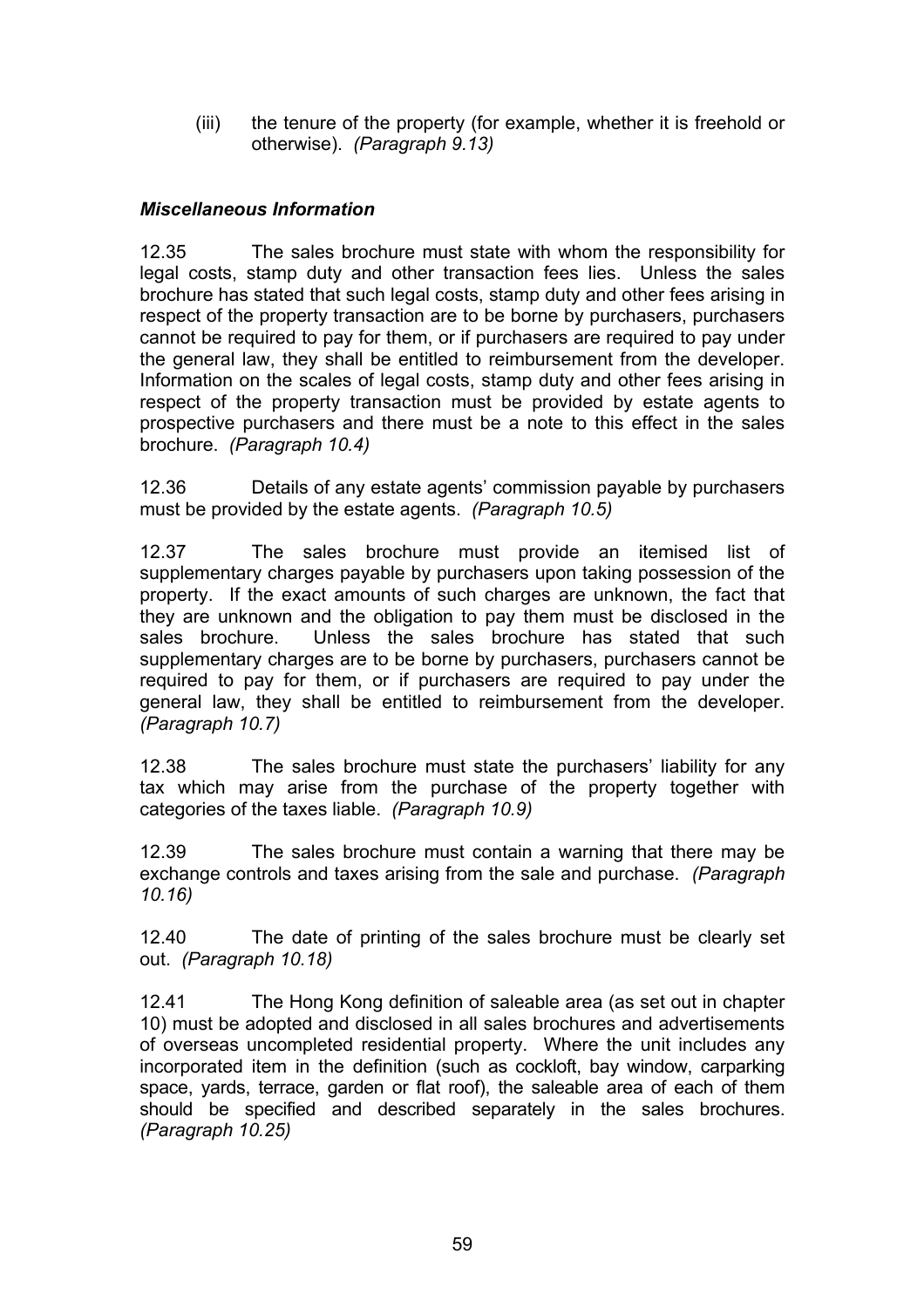(iii) the tenure of the property (for example, whether it is freehold or otherwise). *(Paragraph 9.13)*

### *Miscellaneous Information*

12.35 The sales brochure must state with whom the responsibility for legal costs, stamp duty and other transaction fees lies. Unless the sales brochure has stated that such legal costs, stamp duty and other fees arising in respect of the property transaction are to be borne by purchasers, purchasers cannot be required to pay for them, or if purchasers are required to pay under the general law, they shall be entitled to reimbursement from the developer. Information on the scales of legal costs, stamp duty and other fees arising in respect of the property transaction must be provided by estate agents to prospective purchasers and there must be a note to this effect in the sales brochure. *(Paragraph 10.4)*

12.36 Details of any estate agents' commission payable by purchasers must be provided by the estate agents. *(Paragraph 10.5)*

12.37 The sales brochure must provide an itemised list of supplementary charges payable by purchasers upon taking possession of the property. If the exact amounts of such charges are unknown, the fact that they are unknown and the obligation to pay them must be disclosed in the sales brochure. Unless the sales brochure has stated that such supplementary charges are to be borne by purchasers, purchasers cannot be required to pay for them, or if purchasers are required to pay under the general law, they shall be entitled to reimbursement from the developer. *(Paragraph 10.7)*

12.38 The sales brochure must state the purchasers' liability for any tax which may arise from the purchase of the property together with categories of the taxes liable. *(Paragraph 10.9)*

12.39 The sales brochure must contain a warning that there may be exchange controls and taxes arising from the sale and purchase. *(Paragraph 10.16)*

12.40 The date of printing of the sales brochure must be clearly set out. *(Paragraph 10.18)*

12.41 The Hong Kong definition of saleable area (as set out in chapter 10) must be adopted and disclosed in all sales brochures and advertisements of overseas uncompleted residential property. Where the unit includes any incorporated item in the definition (such as cockloft, bay window, carparking space, yards, terrace, garden or flat roof), the saleable area of each of them should be specified and described separately in the sales brochures. *(Paragraph 10.25)*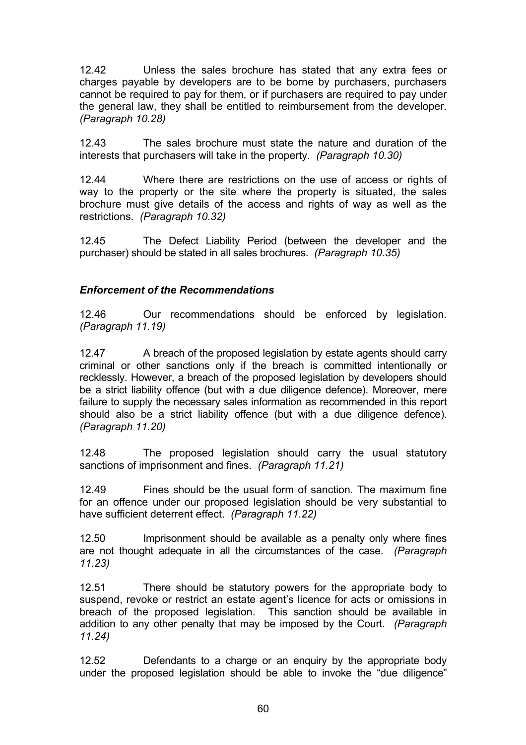12.42 Unless the sales brochure has stated that any extra fees or charges payable by developers are to be borne by purchasers, purchasers cannot be required to pay for them, or if purchasers are required to pay under the general law, they shall be entitled to reimbursement from the developer. *(Paragraph 10.28)*

12.43 The sales brochure must state the nature and duration of the interests that purchasers will take in the property. *(Paragraph 10.30)*

12.44 Where there are restrictions on the use of access or rights of way to the property or the site where the property is situated, the sales brochure must give details of the access and rights of way as well as the restrictions. *(Paragraph 10.32)*

12.45 The Defect Liability Period (between the developer and the purchaser) should be stated in all sales brochures. *(Paragraph 10.35)*

### *Enforcement of the Recommendations*

12.46 Our recommendations should be enforced by legislation. *(Paragraph 11.19)*

12.47 A breach of the proposed legislation by estate agents should carry criminal or other sanctions only if the breach is committed intentionally or recklessly. However, a breach of the proposed legislation by developers should be a strict liability offence (but with a due diligence defence). Moreover, mere failure to supply the necessary sales information as recommended in this report should also be a strict liability offence (but with a due diligence defence). *(Paragraph 11.20)*

12.48 The proposed legislation should carry the usual statutory sanctions of imprisonment and fines. *(Paragraph 11.21)*

12.49 Fines should be the usual form of sanction. The maximum fine for an offence under our proposed legislation should be very substantial to have sufficient deterrent effect. *(Paragraph 11.22)*

12.50 Imprisonment should be available as a penalty only where fines are not thought adequate in all the circumstances of the case. *(Paragraph 11.23)*

12.51 There should be statutory powers for the appropriate body to suspend, revoke or restrict an estate agent's licence for acts or omissions in breach of the proposed legislation. This sanction should be available in addition to any other penalty that may be imposed by the Court. *(Paragraph 11.24)*

12.52 Defendants to a charge or an enquiry by the appropriate body under the proposed legislation should be able to invoke the "due diligence"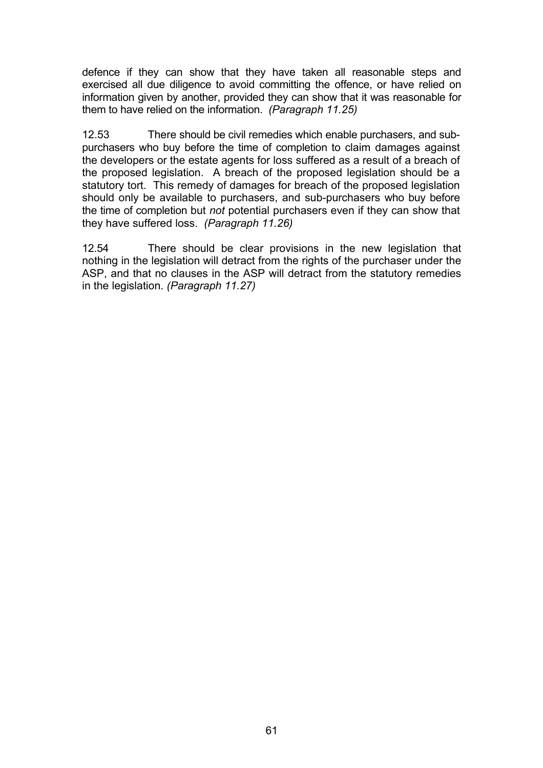defence if they can show that they have taken all reasonable steps and exercised all due diligence to avoid committing the offence, or have relied on information given by another, provided they can show that it was reasonable for them to have relied on the information. *(Paragraph 11.25)*

12.53 There should be civil remedies which enable purchasers, and sub-purchasers who buy before the time of completion to claim damages against the developers or the estate agents for loss suffered as a result of a breach of the proposed legislation. A breach of the proposed legislation should be a statutory tort. This remedy of damages for breach of the proposed legislation should only be available to purchasers, and sub-purchasers who buy before the time of completion but *not* potential purchasers even if they can show that they have suffered loss. *(Paragraph 11.26)*

12.54 There should be clear provisions in the new legislation that nothing in the legislation will detract from the rights of the purchaser under the ASP, and that no clauses in the ASP will detract from the statutory remedies in the legislation. *(Paragraph 11.27)*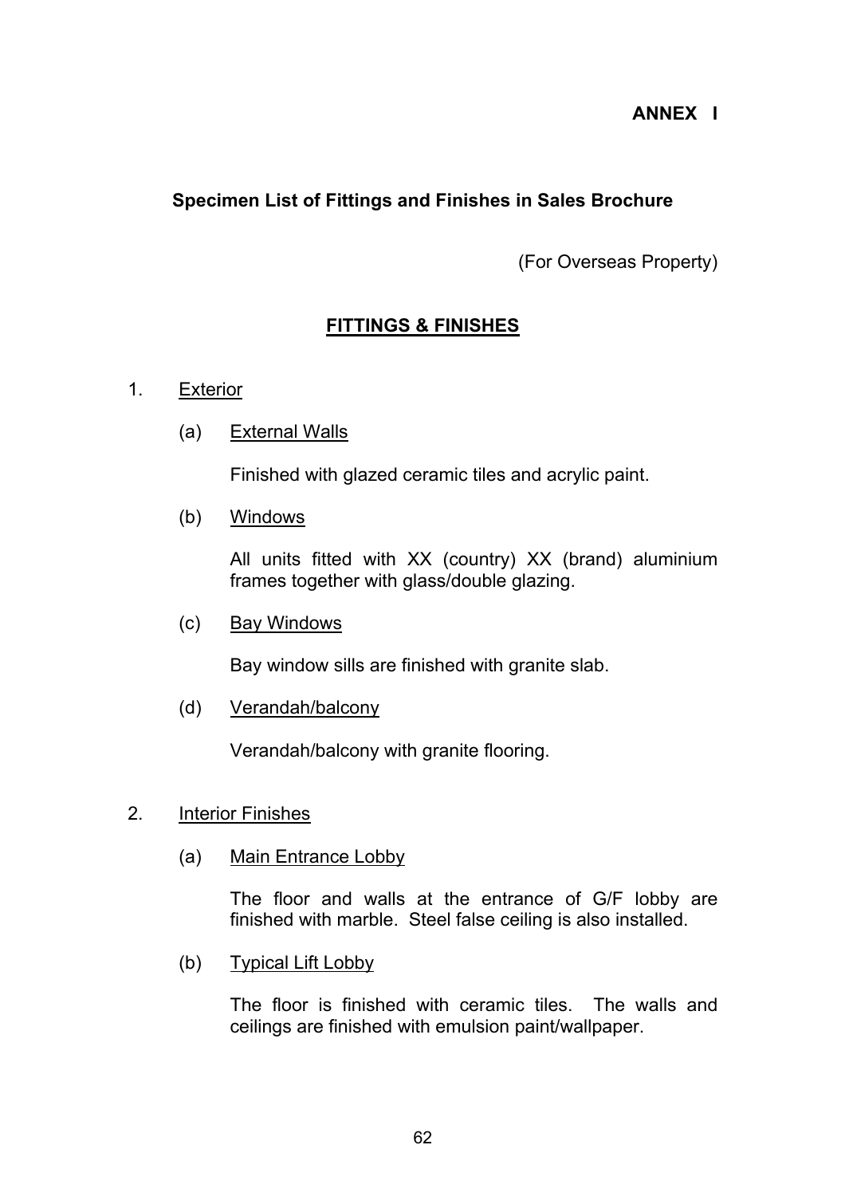**ANNEX I**

**Specimen List of Fittings and Finishes in Sales Brochure**

(For Overseas Property)

## FITTINGS & FINISHES

1. Exterior

   (a) External Walls

   Finished with glazed ceramic tiles and acrylic paint.

   (b) Windows

   All units fitted with XX (country) XX (brand) aluminium frames together with glass/double glazing.

   (c) Bay Windows

   Bay window sills are finished with granite slab.

   (d) Verandah/balcony

   Verandah/balcony with granite flooring.

2. Interior Finishes

   (a) Main Entrance Lobby

   The floor and walls at the entrance of G/F lobby are finished with marble. Steel false ceiling is also installed.

   (b) Typical Lift Lobby

   The floor is finished with ceramic tiles. The walls and ceilings are finished with emulsion paint/wallpaper.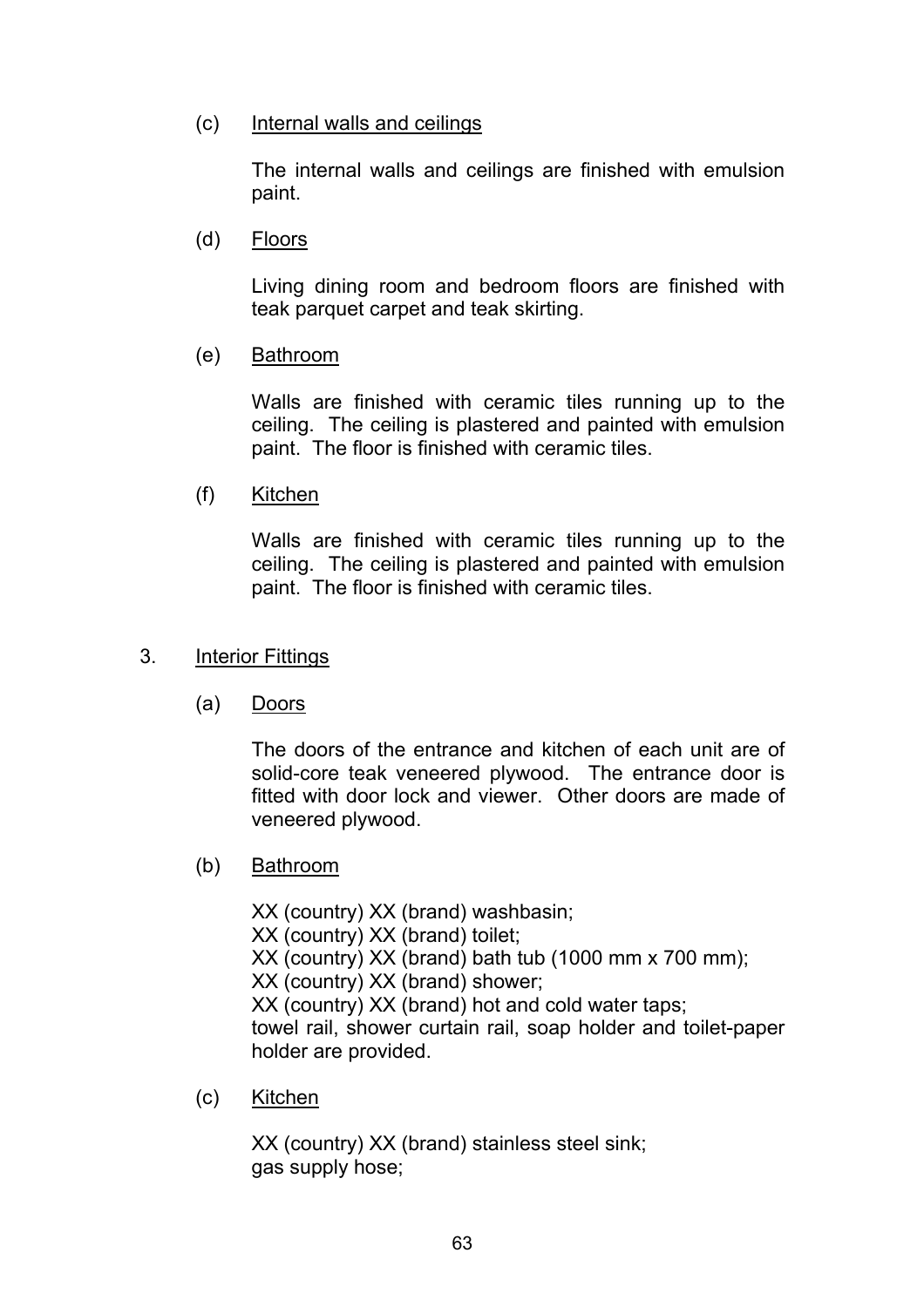(c) Internal walls and ceilings

The internal walls and ceilings are finished with emulsion paint.

(d) Floors

Living dining room and bedroom floors are finished with teak parquet carpet and teak skirting.

(e) Bathroom

Walls are finished with ceramic tiles running up to the ceiling. The ceiling is plastered and painted with emulsion paint. The floor is finished with ceramic tiles.

(f) Kitchen

Walls are finished with ceramic tiles running up to the ceiling. The ceiling is plastered and painted with emulsion paint. The floor is finished with ceramic tiles.

3. Interior Fittings

(a) Doors

The doors of the entrance and kitchen of each unit are of solid-core teak veneered plywood. The entrance door is fitted with door lock and viewer. Other doors are made of veneered plywood.

(b) Bathroom

XX (country) XX (brand) washbasin;
XX (country) XX (brand) toilet;
XX (country) XX (brand) bath tub (1000 mm x 700 mm);
XX (country) XX (brand) shower;
XX (country) XX (brand) hot and cold water taps;
towel rail, shower curtain rail, soap holder and toilet-paper holder are provided.

(c) Kitchen

XX (country) XX (brand) stainless steel sink;
gas supply hose;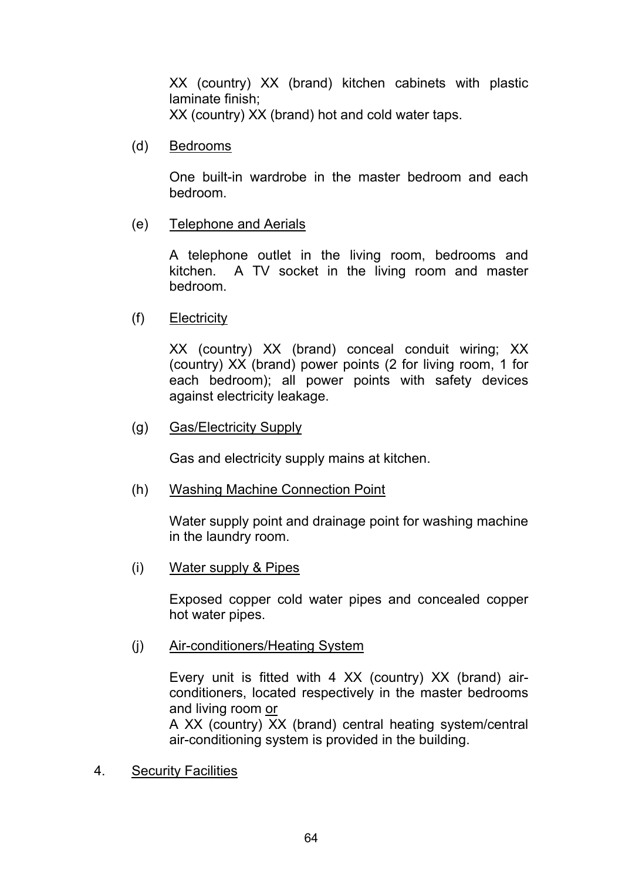XX (country) XX (brand) kitchen cabinets with plastic laminate finish;
XX (country) XX (brand) hot and cold water taps.

(d) Bedrooms

One built-in wardrobe in the master bedroom and each bedroom.

(e) Telephone and Aerials

A telephone outlet in the living room, bedrooms and kitchen. A TV socket in the living room and master bedroom.

(f) Electricity

XX (country) XX (brand) conceal conduit wiring; XX (country) XX (brand) power points (2 for living room, 1 for each bedroom); all power points with safety devices against electricity leakage.

(g) Gas/Electricity Supply

Gas and electricity supply mains at kitchen.

(h) Washing Machine Connection Point

Water supply point and drainage point for washing machine in the laundry room.

(i) Water supply & Pipes

Exposed copper cold water pipes and concealed copper hot water pipes.

(j) Air-conditioners/Heating System

Every unit is fitted with 4 XX (country) XX (brand) air-conditioners, located respectively in the master bedrooms and living room or
A XX (country) XX (brand) central heating system/central air-conditioning system is provided in the building.

4. Security Facilities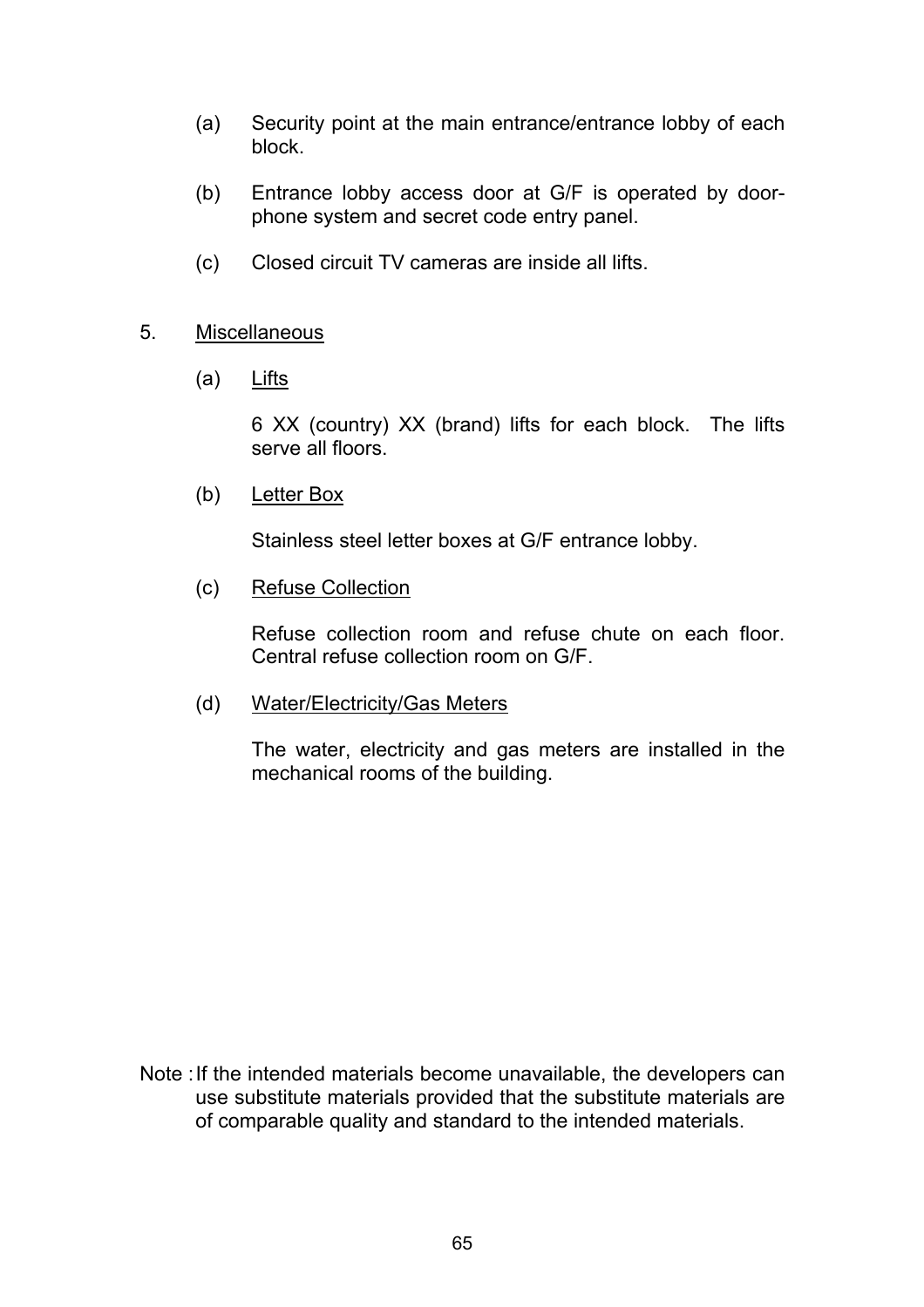(a) Security point at the main entrance/entrance lobby of each block.

(b) Entrance lobby access door at G/F is operated by door-phone system and secret code entry panel.

(c) Closed circuit TV cameras are inside all lifts.

5. <u>Miscellaneous</u>

(a) <u>Lifts</u>

6 XX (country) XX (brand) lifts for each block. The lifts serve all floors.

(b) <u>Letter Box</u>

Stainless steel letter boxes at G/F entrance lobby.

(c) <u>Refuse Collection</u>

Refuse collection room and refuse chute on each floor. Central refuse collection room on G/F.

(d) <u>Water/Electricity/Gas Meters</u>

The water, electricity and gas meters are installed in the mechanical rooms of the building.

Note : If the intended materials become unavailable, the developers can use substitute materials provided that the substitute materials are of comparable quality and standard to the intended materials.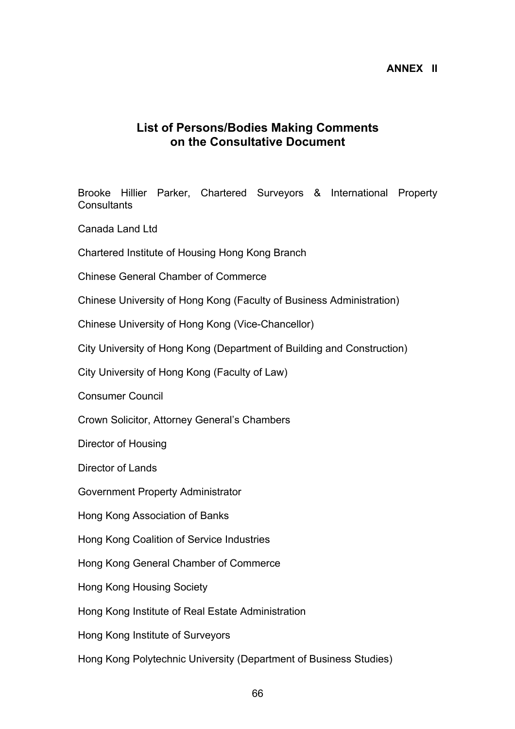**ANNEX II**

## List of Persons/Bodies Making Comments on the Consultative Document

Brooke Hillier Parker, Chartered Surveyors & International Property Consultants

Canada Land Ltd

Chartered Institute of Housing Hong Kong Branch

Chinese General Chamber of Commerce

Chinese University of Hong Kong (Faculty of Business Administration)

Chinese University of Hong Kong (Vice-Chancellor)

City University of Hong Kong (Department of Building and Construction)

City University of Hong Kong (Faculty of Law)

Consumer Council

Crown Solicitor, Attorney General's Chambers

Director of Housing

Director of Lands

Government Property Administrator

Hong Kong Association of Banks

Hong Kong Coalition of Service Industries

Hong Kong General Chamber of Commerce

Hong Kong Housing Society

Hong Kong Institute of Real Estate Administration

Hong Kong Institute of Surveyors

Hong Kong Polytechnic University (Department of Business Studies)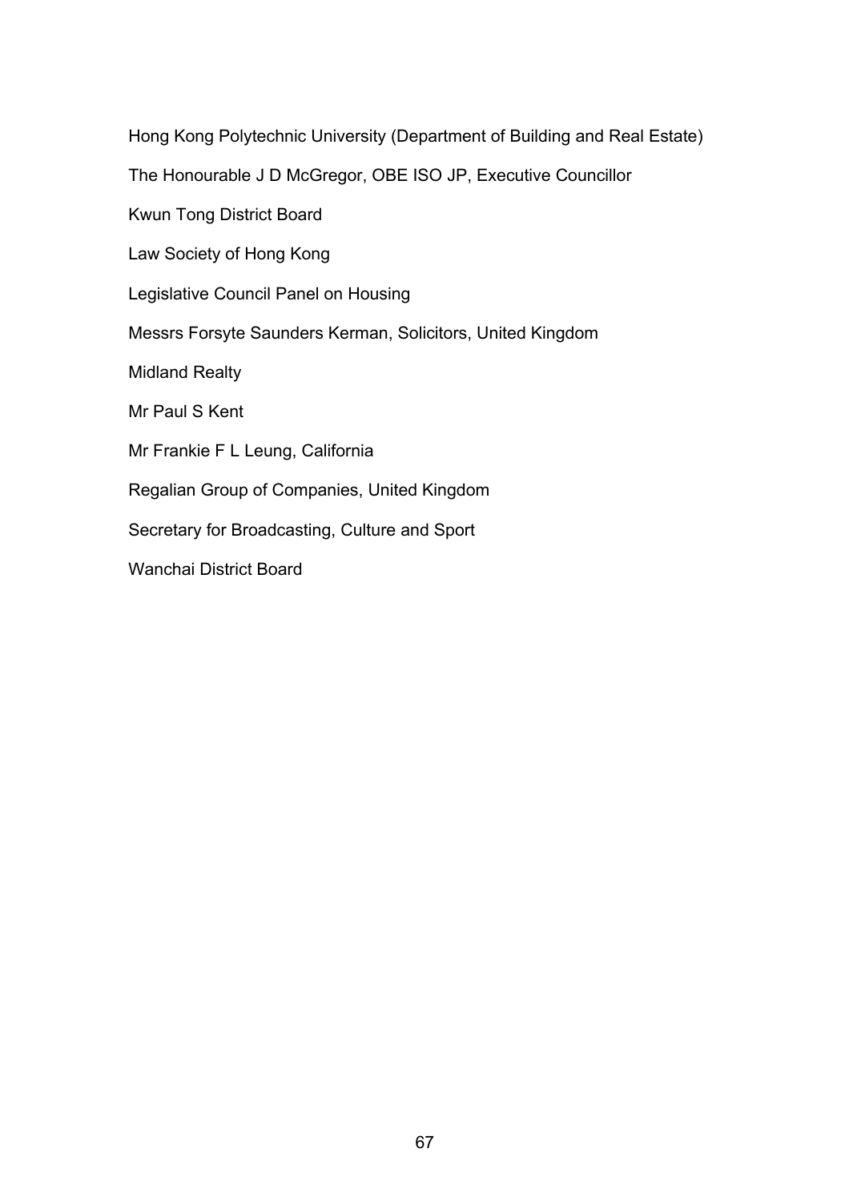Hong Kong Polytechnic University (Department of Building and Real Estate)

The Honourable J D McGregor, OBE ISO JP, Executive Councillor

Kwun Tong District Board

Law Society of Hong Kong

Legislative Council Panel on Housing

Messrs Forsyte Saunders Kerman, Solicitors, United Kingdom

Midland Realty

Mr Paul S Kent

Mr Frankie F L Leung, California

Regalian Group of Companies, United Kingdom

Secretary for Broadcasting, Culture and Sport

Wanchai District Board